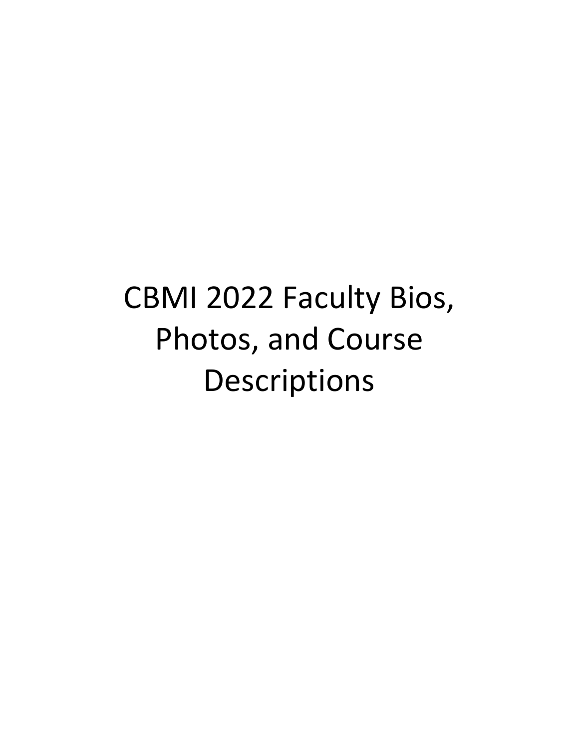# CBMI 2022 Faculty Bios, Photos, and Course Descriptions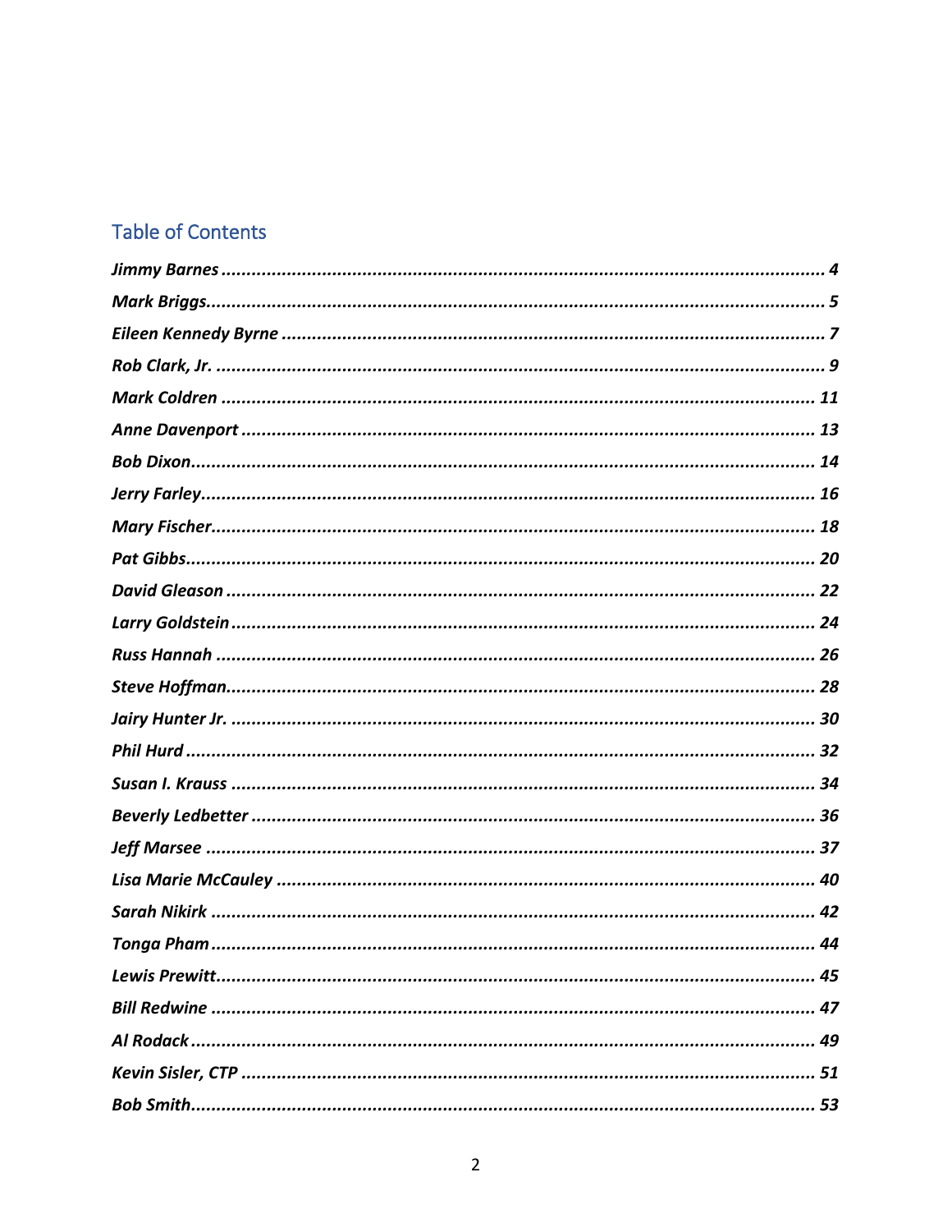## Table of Contents

*Jimmy Barnes* ........ 4
*Mark Briggs* ........ 5
*Eileen Kennedy Byrne* ........ 7
*Rob Clark, Jr.* ........ 9
*Mark Coldren* ........ 11
*Anne Davenport* ........ 13
*Bob Dixon* ........ 14
*Jerry Farley* ........ 16
*Mary Fischer* ........ 18
*Pat Gibbs* ........ 20
*David Gleason* ........ 22
*Larry Goldstein* ........ 24
*Russ Hannah* ........ 26
*Steve Hoffman* ........ 28
*Jairy Hunter Jr.* ........ 30
*Phil Hurd* ........ 32
*Susan I. Krauss* ........ 34
*Beverly Ledbetter* ........ 36
*Jeff Marsee* ........ 37
*Lisa Marie McCauley* ........ 40
*Sarah Nikirk* ........ 42
*Tonga Pham* ........ 44
*Lewis Prewitt* ........ 45
*Bill Redwine* ........ 47
*Al Rodack* ........ 49
*Kevin Sisler, CTP* ........ 51
*Bob Smith* ........ 53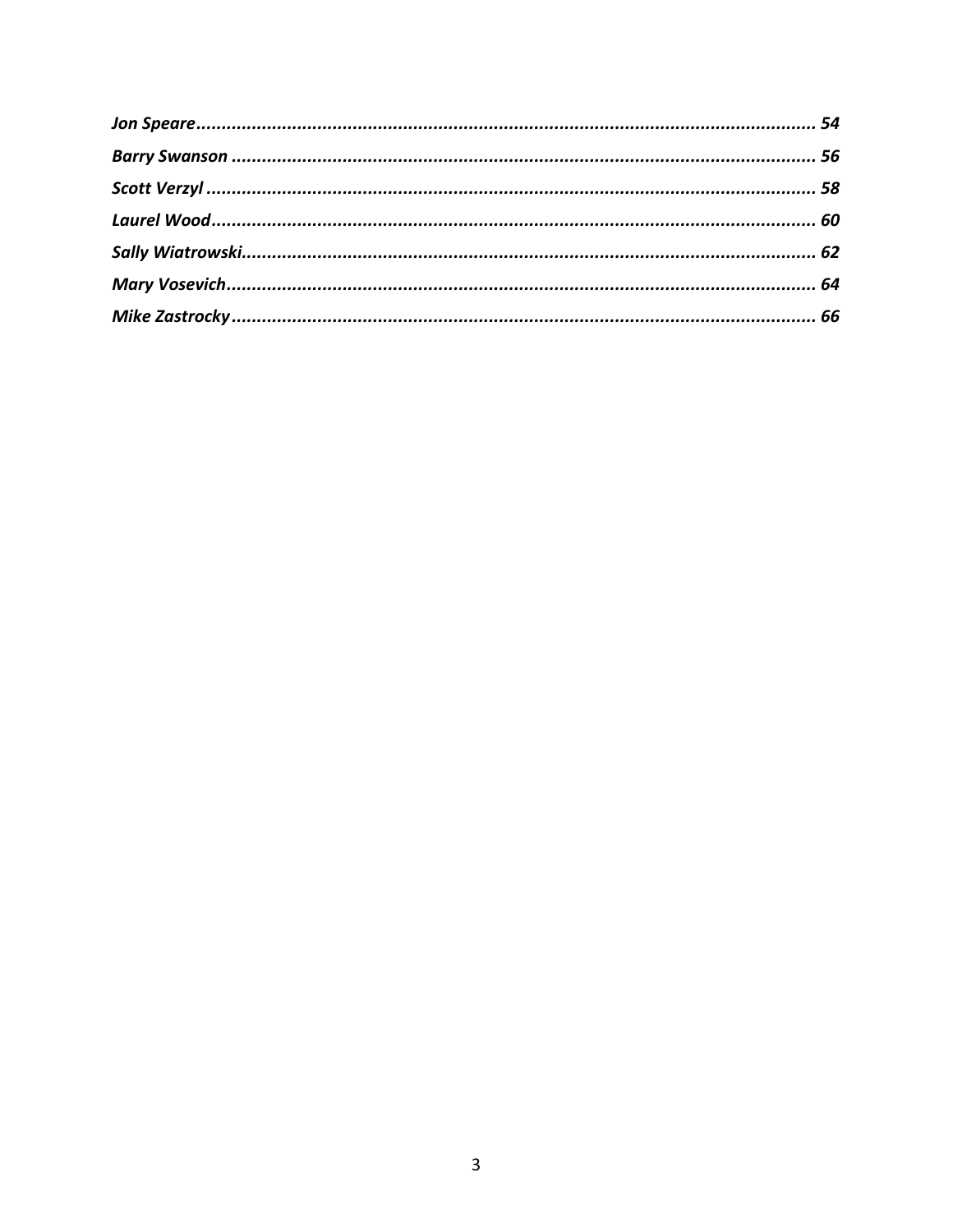*Jon Speare* ........................................................................................................ 54
*Barry Swanson* ................................................................................................... 56
*Scott Verzyl* ....................................................................................................... 58
*Laurel Wood* ...................................................................................................... 60
*Sally Wiatrowski* ................................................................................................ 62
*Mary Vosevich* ................................................................................................... 64
*Mike Zastrocky* .................................................................................................. 66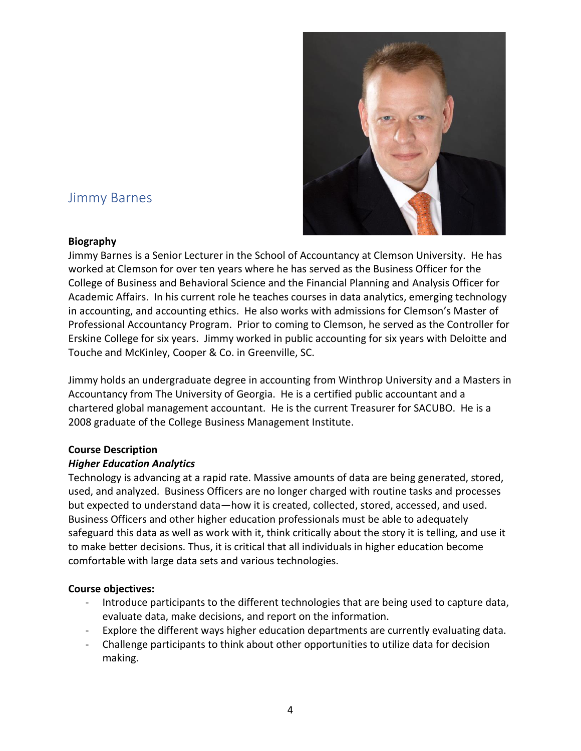## Jimmy Barnes

**Biography**

Jimmy Barnes is a Senior Lecturer in the School of Accountancy at Clemson University. He has worked at Clemson for over ten years where he has served as the Business Officer for the College of Business and Behavioral Science and the Financial Planning and Analysis Officer for Academic Affairs. In his current role he teaches courses in data analytics, emerging technology in accounting, and accounting ethics. He also works with admissions for Clemson's Master of Professional Accountancy Program. Prior to coming to Clemson, he served as the Controller for Erskine College for six years. Jimmy worked in public accounting for six years with Deloitte and Touche and McKinley, Cooper & Co. in Greenville, SC.

Jimmy holds an undergraduate degree in accounting from Winthrop University and a Masters in Accountancy from The University of Georgia. He is a certified public accountant and a chartered global management accountant. He is the current Treasurer for SACUBO. He is a 2008 graduate of the College Business Management Institute.

**Course Description**

***Higher Education Analytics***

Technology is advancing at a rapid rate. Massive amounts of data are being generated, stored, used, and analyzed. Business Officers are no longer charged with routine tasks and processes but expected to understand data—how it is created, collected, stored, accessed, and used. Business Officers and other higher education professionals must be able to adequately safeguard this data as well as work with it, think critically about the story it is telling, and use it to make better decisions. Thus, it is critical that all individuals in higher education become comfortable with large data sets and various technologies.

**Course objectives:**

- Introduce participants to the different technologies that are being used to capture data, evaluate data, make decisions, and report on the information.
- Explore the different ways higher education departments are currently evaluating data.
- Challenge participants to think about other opportunities to utilize data for decision making.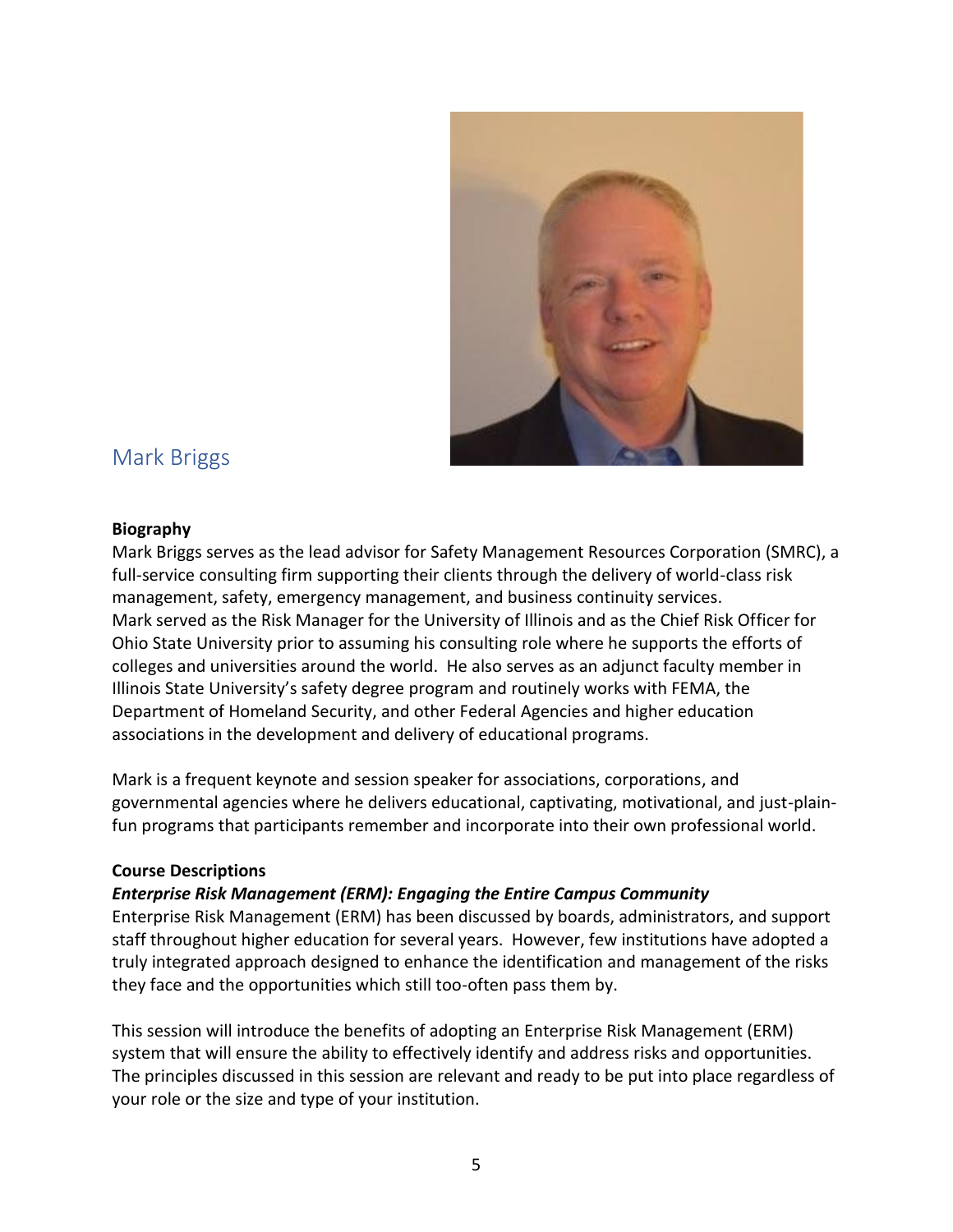## Mark Briggs

**Biography**

Mark Briggs serves as the lead advisor for Safety Management Resources Corporation (SMRC), a full-service consulting firm supporting their clients through the delivery of world-class risk management, safety, emergency management, and business continuity services. Mark served as the Risk Manager for the University of Illinois and as the Chief Risk Officer for Ohio State University prior to assuming his consulting role where he supports the efforts of colleges and universities around the world. He also serves as an adjunct faculty member in Illinois State University's safety degree program and routinely works with FEMA, the Department of Homeland Security, and other Federal Agencies and higher education associations in the development and delivery of educational programs.

Mark is a frequent keynote and session speaker for associations, corporations, and governmental agencies where he delivers educational, captivating, motivational, and just-plain-fun programs that participants remember and incorporate into their own professional world.

**Course Descriptions**

***Enterprise Risk Management (ERM): Engaging the Entire Campus Community***

Enterprise Risk Management (ERM) has been discussed by boards, administrators, and support staff throughout higher education for several years. However, few institutions have adopted a truly integrated approach designed to enhance the identification and management of the risks they face and the opportunities which still too-often pass them by.

This session will introduce the benefits of adopting an Enterprise Risk Management (ERM) system that will ensure the ability to effectively identify and address risks and opportunities. The principles discussed in this session are relevant and ready to be put into place regardless of your role or the size and type of your institution.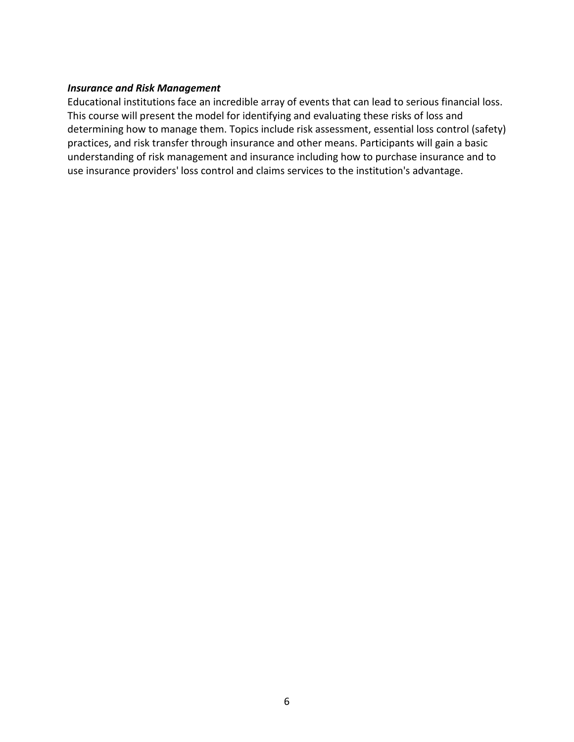***Insurance and Risk Management***

Educational institutions face an incredible array of events that can lead to serious financial loss. This course will present the model for identifying and evaluating these risks of loss and determining how to manage them. Topics include risk assessment, essential loss control (safety) practices, and risk transfer through insurance and other means. Participants will gain a basic understanding of risk management and insurance including how to purchase insurance and to use insurance providers' loss control and claims services to the institution's advantage.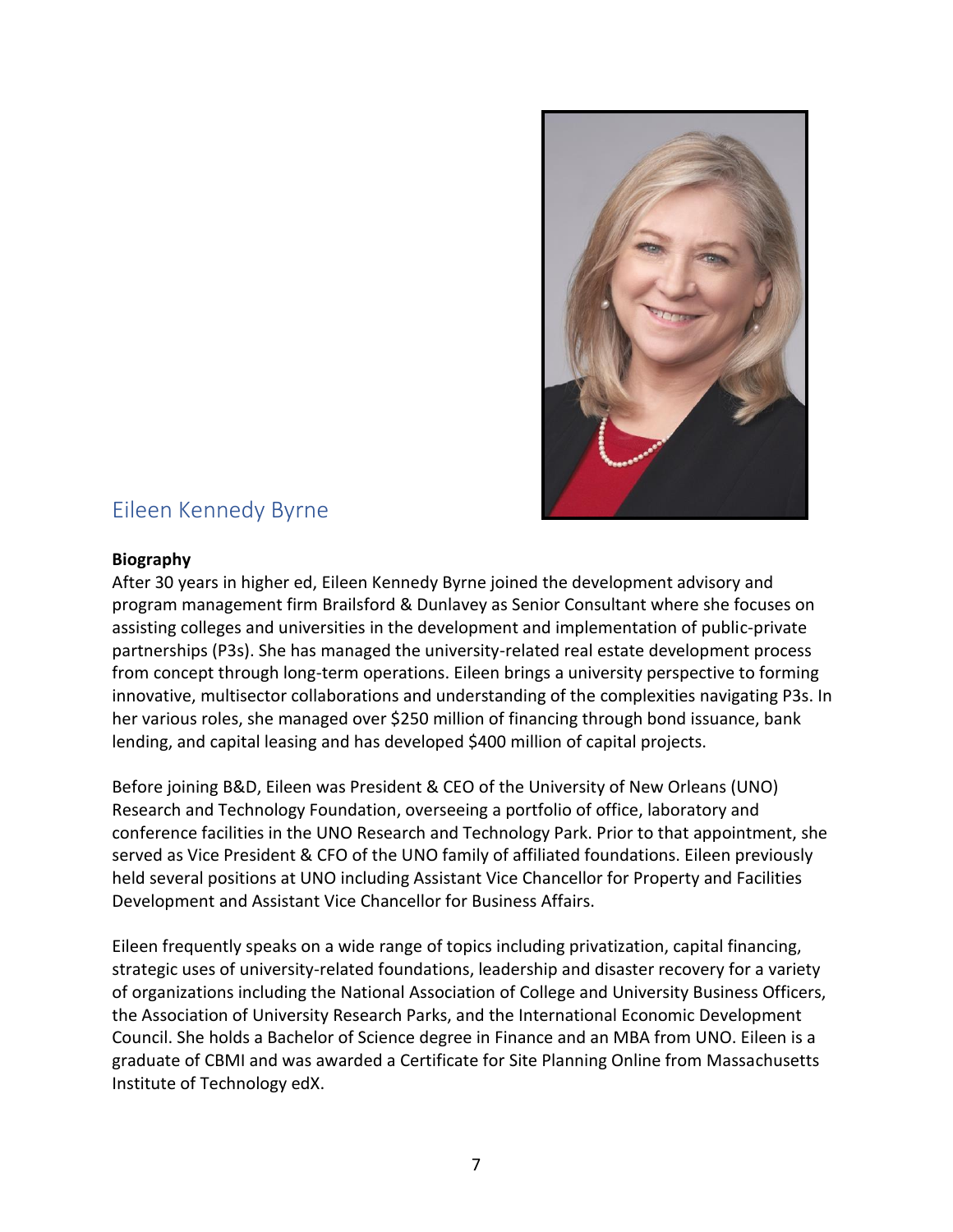## Eileen Kennedy Byrne

**Biography**

After 30 years in higher ed, Eileen Kennedy Byrne joined the development advisory and program management firm Brailsford & Dunlavey as Senior Consultant where she focuses on assisting colleges and universities in the development and implementation of public-private partnerships (P3s). She has managed the university-related real estate development process from concept through long-term operations. Eileen brings a university perspective to forming innovative, multisector collaborations and understanding of the complexities navigating P3s. In her various roles, she managed over $250 million of financing through bond issuance, bank lending, and capital leasing and has developed $400 million of capital projects.

Before joining B&D, Eileen was President & CEO of the University of New Orleans (UNO) Research and Technology Foundation, overseeing a portfolio of office, laboratory and conference facilities in the UNO Research and Technology Park. Prior to that appointment, she served as Vice President & CFO of the UNO family of affiliated foundations. Eileen previously held several positions at UNO including Assistant Vice Chancellor for Property and Facilities Development and Assistant Vice Chancellor for Business Affairs.

Eileen frequently speaks on a wide range of topics including privatization, capital financing, strategic uses of university-related foundations, leadership and disaster recovery for a variety of organizations including the National Association of College and University Business Officers, the Association of University Research Parks, and the International Economic Development Council. She holds a Bachelor of Science degree in Finance and an MBA from UNO. Eileen is a graduate of CBMI and was awarded a Certificate for Site Planning Online from Massachusetts Institute of Technology edX.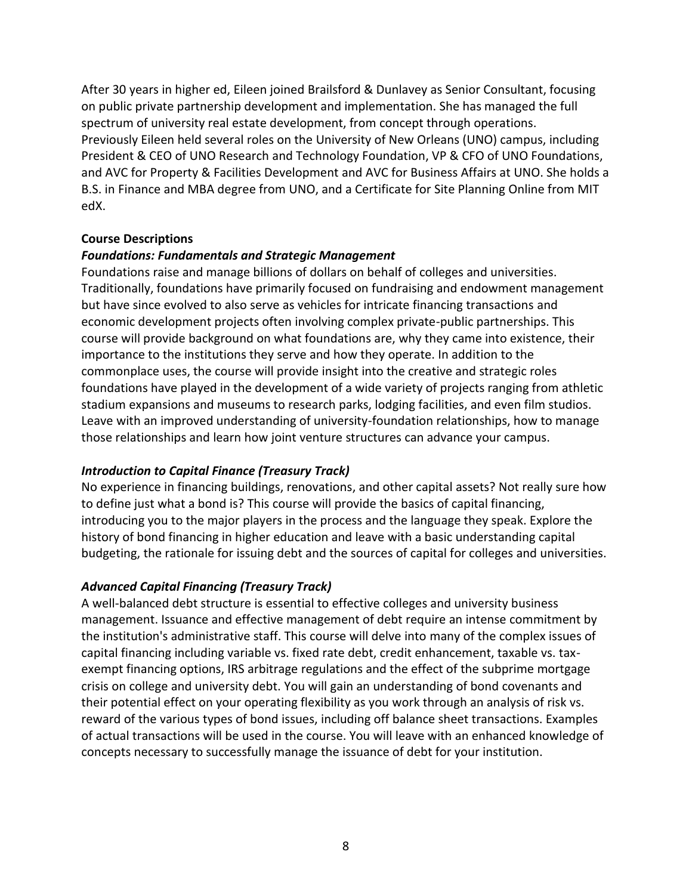After 30 years in higher ed, Eileen joined Brailsford & Dunlavey as Senior Consultant, focusing on public private partnership development and implementation. She has managed the full spectrum of university real estate development, from concept through operations. Previously Eileen held several roles on the University of New Orleans (UNO) campus, including President & CEO of UNO Research and Technology Foundation, VP & CFO of UNO Foundations, and AVC for Property & Facilities Development and AVC for Business Affairs at UNO. She holds a B.S. in Finance and MBA degree from UNO, and a Certificate for Site Planning Online from MIT edX.

**Course Descriptions**

***Foundations: Fundamentals and Strategic Management***

Foundations raise and manage billions of dollars on behalf of colleges and universities. Traditionally, foundations have primarily focused on fundraising and endowment management but have since evolved to also serve as vehicles for intricate financing transactions and economic development projects often involving complex private-public partnerships. This course will provide background on what foundations are, why they came into existence, their importance to the institutions they serve and how they operate. In addition to the commonplace uses, the course will provide insight into the creative and strategic roles foundations have played in the development of a wide variety of projects ranging from athletic stadium expansions and museums to research parks, lodging facilities, and even film studios. Leave with an improved understanding of university-foundation relationships, how to manage those relationships and learn how joint venture structures can advance your campus.

***Introduction to Capital Finance (Treasury Track)***

No experience in financing buildings, renovations, and other capital assets? Not really sure how to define just what a bond is? This course will provide the basics of capital financing, introducing you to the major players in the process and the language they speak. Explore the history of bond financing in higher education and leave with a basic understanding capital budgeting, the rationale for issuing debt and the sources of capital for colleges and universities.

***Advanced Capital Financing (Treasury Track)***

A well-balanced debt structure is essential to effective colleges and university business management. Issuance and effective management of debt require an intense commitment by the institution's administrative staff. This course will delve into many of the complex issues of capital financing including variable vs. fixed rate debt, credit enhancement, taxable vs. tax-exempt financing options, IRS arbitrage regulations and the effect of the subprime mortgage crisis on college and university debt. You will gain an understanding of bond covenants and their potential effect on your operating flexibility as you work through an analysis of risk vs. reward of the various types of bond issues, including off balance sheet transactions. Examples of actual transactions will be used in the course. You will leave with an enhanced knowledge of concepts necessary to successfully manage the issuance of debt for your institution.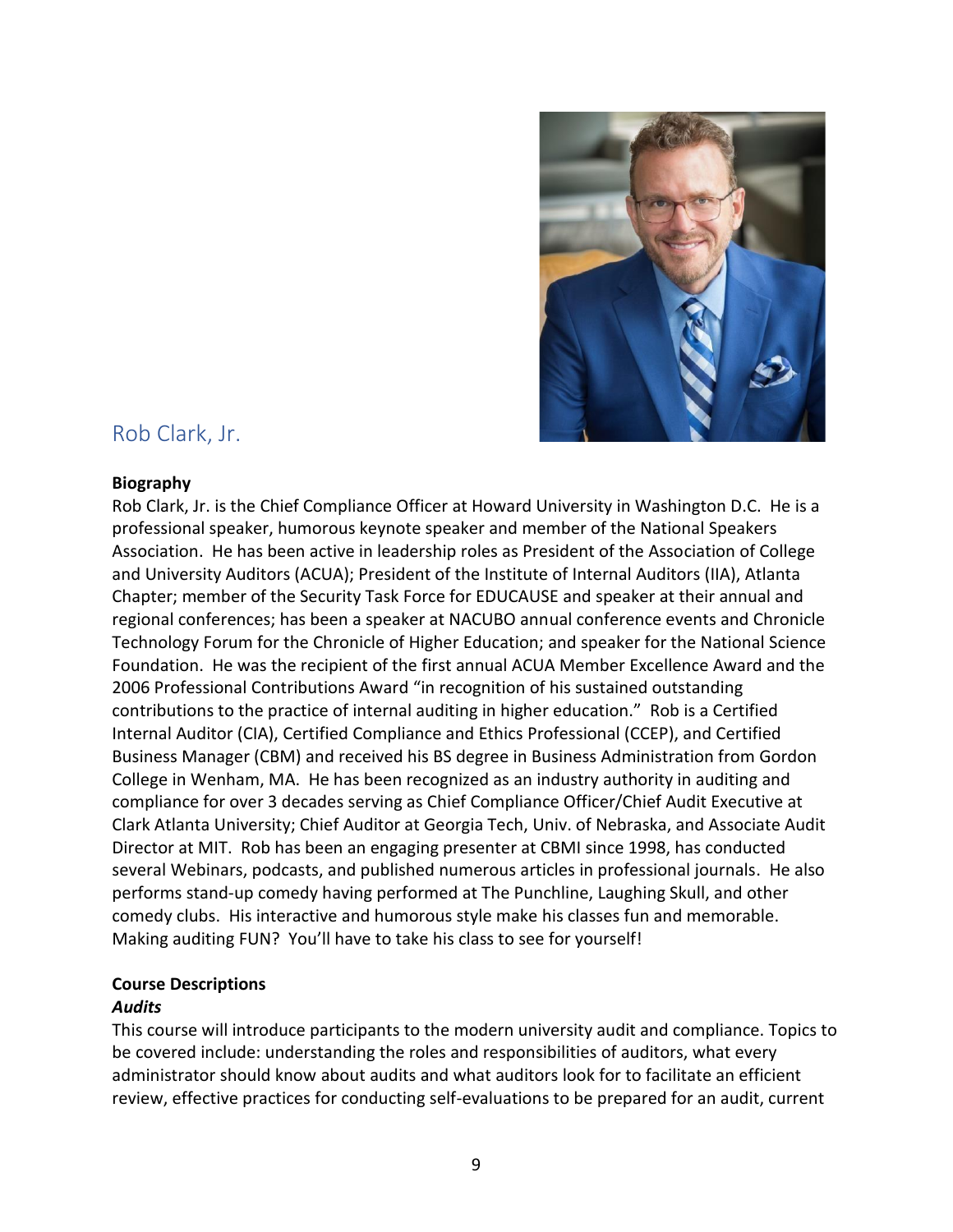## Rob Clark, Jr.

**Biography**

Rob Clark, Jr. is the Chief Compliance Officer at Howard University in Washington D.C. He is a professional speaker, humorous keynote speaker and member of the National Speakers Association. He has been active in leadership roles as President of the Association of College and University Auditors (ACUA); President of the Institute of Internal Auditors (IIA), Atlanta Chapter; member of the Security Task Force for EDUCAUSE and speaker at their annual and regional conferences; has been a speaker at NACUBO annual conference events and Chronicle Technology Forum for the Chronicle of Higher Education; and speaker for the National Science Foundation. He was the recipient of the first annual ACUA Member Excellence Award and the 2006 Professional Contributions Award "in recognition of his sustained outstanding contributions to the practice of internal auditing in higher education." Rob is a Certified Internal Auditor (CIA), Certified Compliance and Ethics Professional (CCEP), and Certified Business Manager (CBM) and received his BS degree in Business Administration from Gordon College in Wenham, MA. He has been recognized as an industry authority in auditing and compliance for over 3 decades serving as Chief Compliance Officer/Chief Audit Executive at Clark Atlanta University; Chief Auditor at Georgia Tech, Univ. of Nebraska, and Associate Audit Director at MIT. Rob has been an engaging presenter at CBMI since 1998, has conducted several Webinars, podcasts, and published numerous articles in professional journals. He also performs stand-up comedy having performed at The Punchline, Laughing Skull, and other comedy clubs. His interactive and humorous style make his classes fun and memorable. Making auditing FUN? You'll have to take his class to see for yourself!

**Course Descriptions**

***Audits***

This course will introduce participants to the modern university audit and compliance. Topics to be covered include: understanding the roles and responsibilities of auditors, what every administrator should know about audits and what auditors look for to facilitate an efficient review, effective practices for conducting self-evaluations to be prepared for an audit, current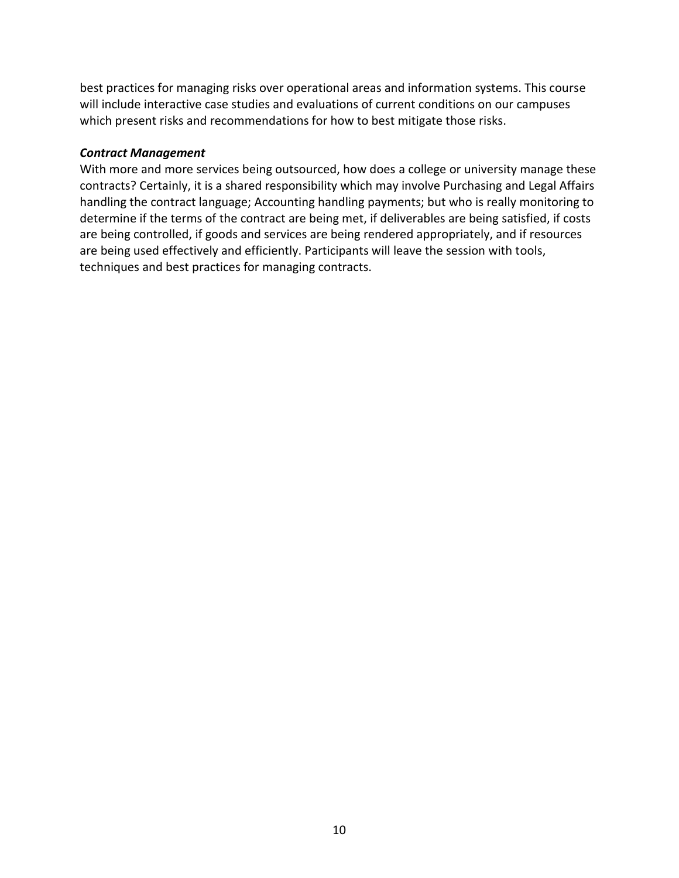best practices for managing risks over operational areas and information systems. This course will include interactive case studies and evaluations of current conditions on our campuses which present risks and recommendations for how to best mitigate those risks.

***Contract Management***

With more and more services being outsourced, how does a college or university manage these contracts? Certainly, it is a shared responsibility which may involve Purchasing and Legal Affairs handling the contract language; Accounting handling payments; but who is really monitoring to determine if the terms of the contract are being met, if deliverables are being satisfied, if costs are being controlled, if goods and services are being rendered appropriately, and if resources are being used effectively and efficiently. Participants will leave the session with tools, techniques and best practices for managing contracts.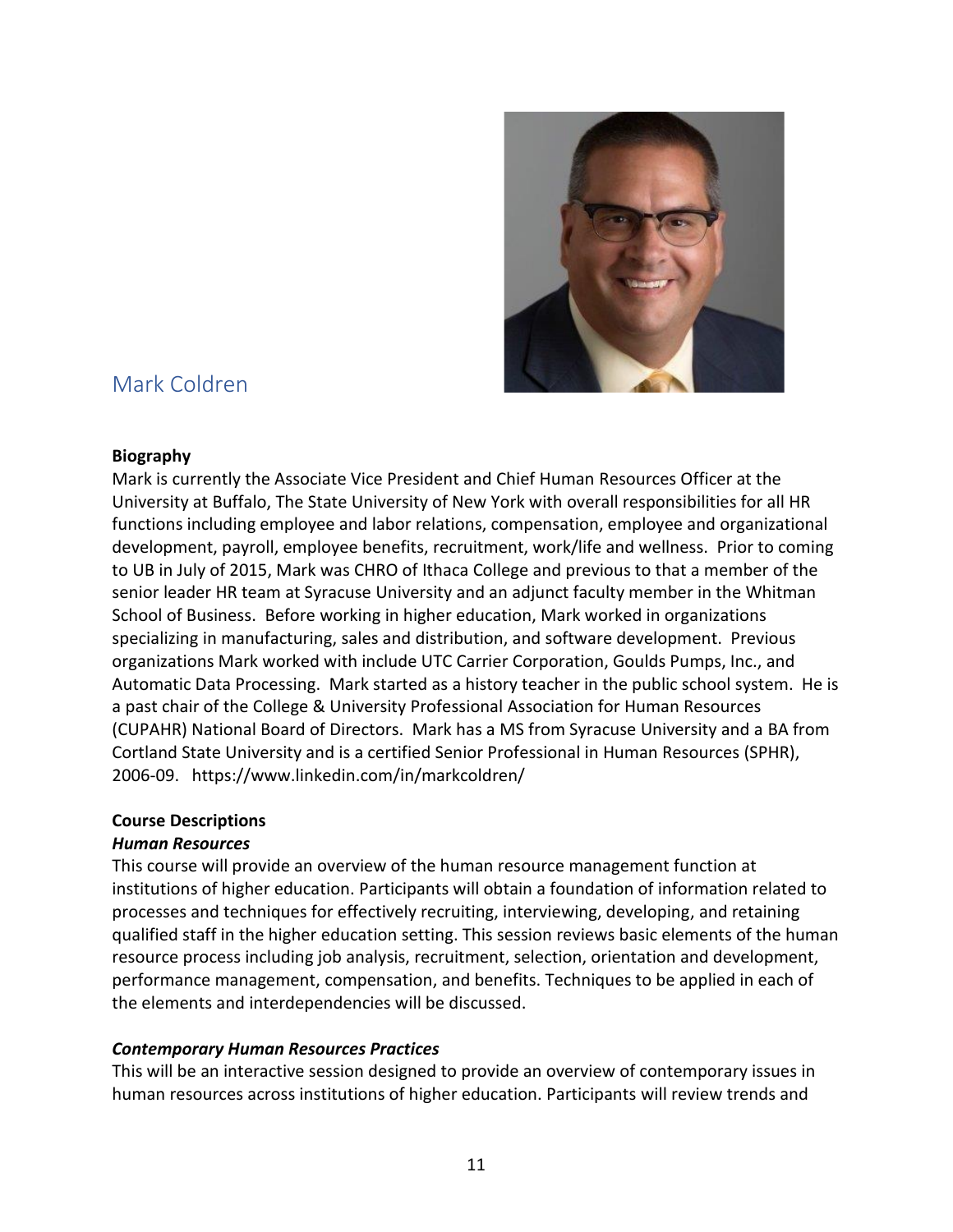## Mark Coldren

**Biography**

Mark is currently the Associate Vice President and Chief Human Resources Officer at the University at Buffalo, The State University of New York with overall responsibilities for all HR functions including employee and labor relations, compensation, employee and organizational development, payroll, employee benefits, recruitment, work/life and wellness. Prior to coming to UB in July of 2015, Mark was CHRO of Ithaca College and previous to that a member of the senior leader HR team at Syracuse University and an adjunct faculty member in the Whitman School of Business. Before working in higher education, Mark worked in organizations specializing in manufacturing, sales and distribution, and software development. Previous organizations Mark worked with include UTC Carrier Corporation, Goulds Pumps, Inc., and Automatic Data Processing. Mark started as a history teacher in the public school system. He is a past chair of the College & University Professional Association for Human Resources (CUPAHR) National Board of Directors. Mark has a MS from Syracuse University and a BA from Cortland State University and is a certified Senior Professional in Human Resources (SPHR), 2006-09. https://www.linkedin.com/in/markcoldren/

**Course Descriptions**

***Human Resources***

This course will provide an overview of the human resource management function at institutions of higher education. Participants will obtain a foundation of information related to processes and techniques for effectively recruiting, interviewing, developing, and retaining qualified staff in the higher education setting. This session reviews basic elements of the human resource process including job analysis, recruitment, selection, orientation and development, performance management, compensation, and benefits. Techniques to be applied in each of the elements and interdependencies will be discussed.

***Contemporary Human Resources Practices***

This will be an interactive session designed to provide an overview of contemporary issues in human resources across institutions of higher education. Participants will review trends and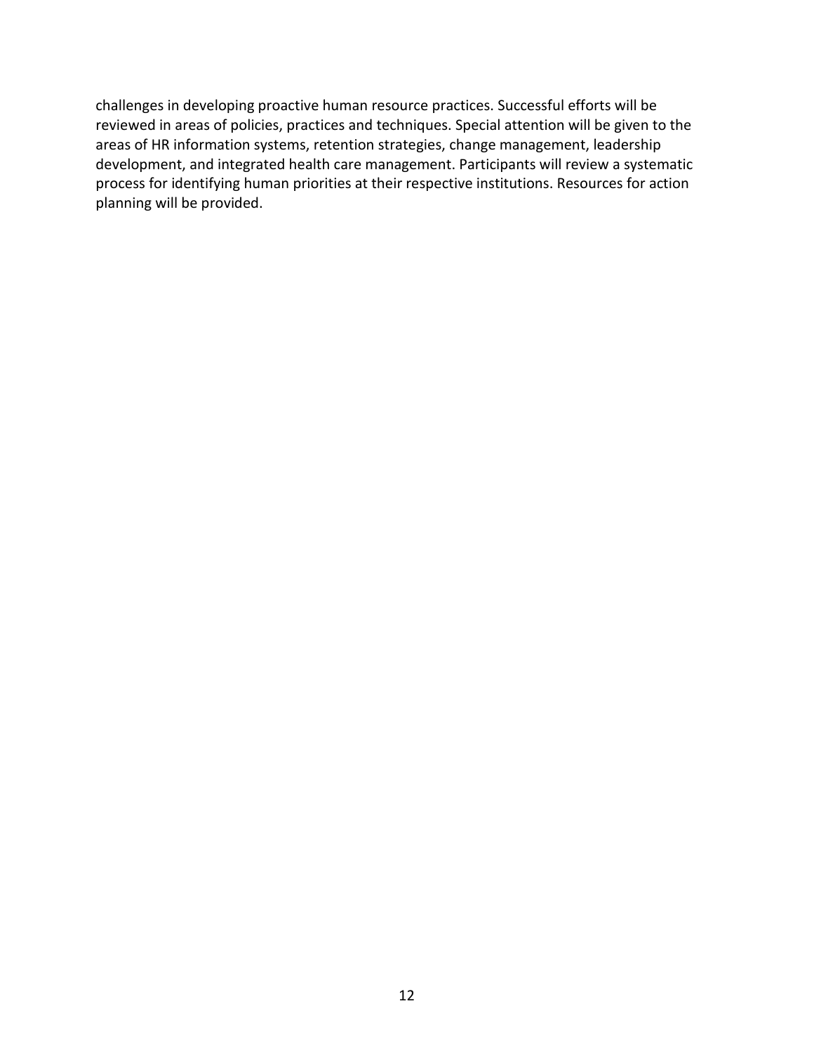challenges in developing proactive human resource practices. Successful efforts will be reviewed in areas of policies, practices and techniques. Special attention will be given to the areas of HR information systems, retention strategies, change management, leadership development, and integrated health care management. Participants will review a systematic process for identifying human priorities at their respective institutions. Resources for action planning will be provided.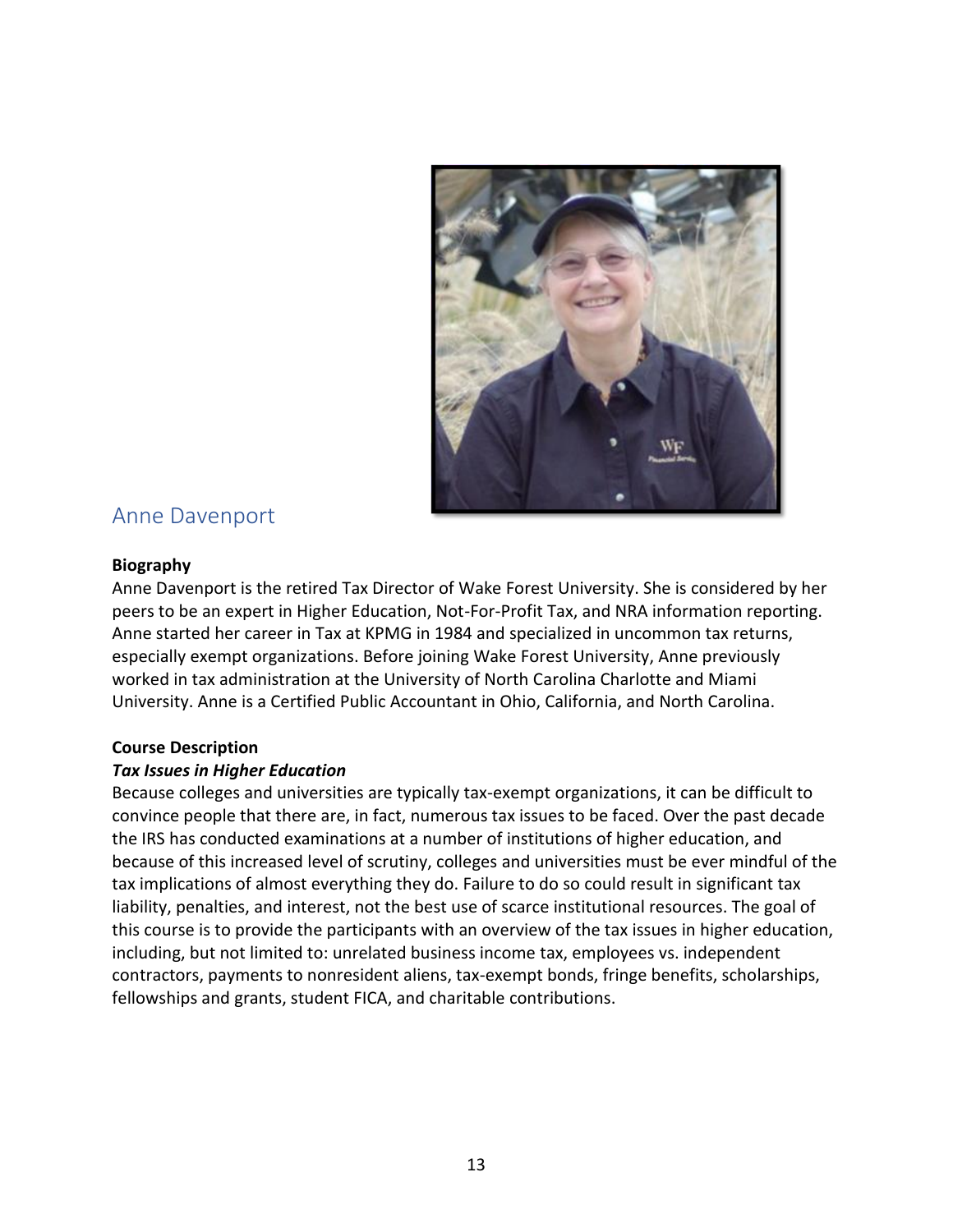## Anne Davenport

**Biography**

Anne Davenport is the retired Tax Director of Wake Forest University. She is considered by her peers to be an expert in Higher Education, Not-For-Profit Tax, and NRA information reporting. Anne started her career in Tax at KPMG in 1984 and specialized in uncommon tax returns, especially exempt organizations. Before joining Wake Forest University, Anne previously worked in tax administration at the University of North Carolina Charlotte and Miami University. Anne is a Certified Public Accountant in Ohio, California, and North Carolina.

**Course Description**

***Tax Issues in Higher Education***

Because colleges and universities are typically tax-exempt organizations, it can be difficult to convince people that there are, in fact, numerous tax issues to be faced. Over the past decade the IRS has conducted examinations at a number of institutions of higher education, and because of this increased level of scrutiny, colleges and universities must be ever mindful of the tax implications of almost everything they do. Failure to do so could result in significant tax liability, penalties, and interest, not the best use of scarce institutional resources. The goal of this course is to provide the participants with an overview of the tax issues in higher education, including, but not limited to: unrelated business income tax, employees vs. independent contractors, payments to nonresident aliens, tax-exempt bonds, fringe benefits, scholarships, fellowships and grants, student FICA, and charitable contributions.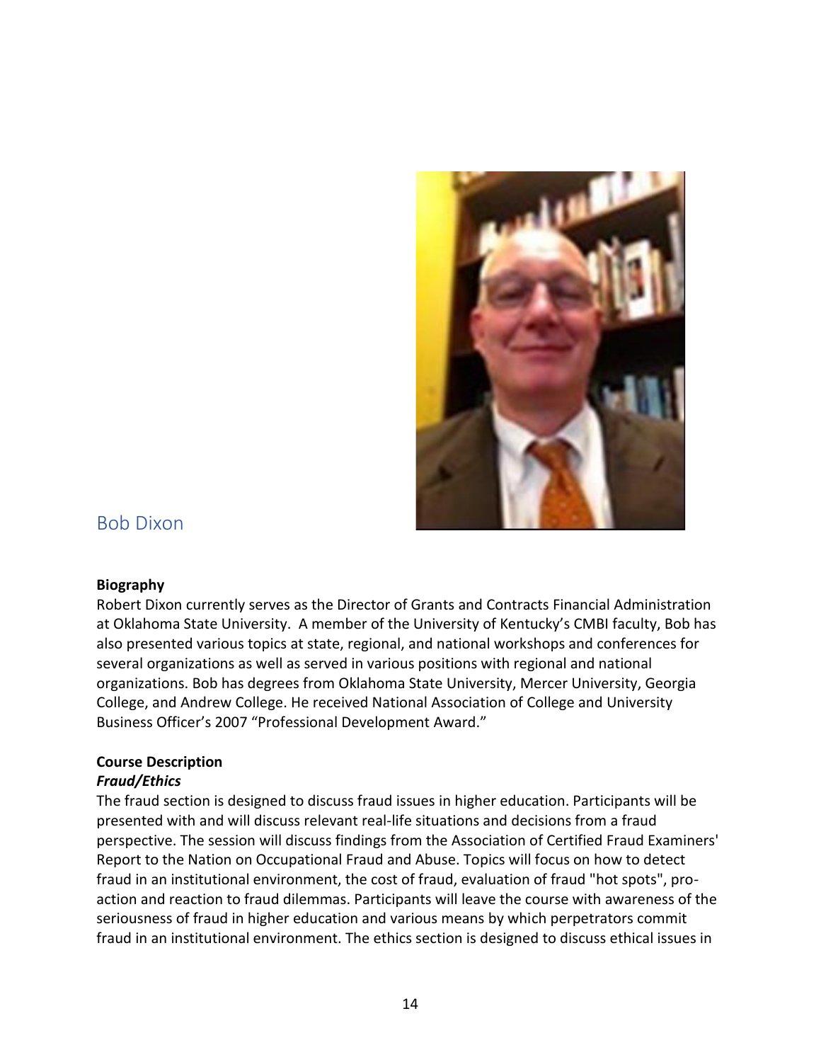## Bob Dixon

**Biography**

Robert Dixon currently serves as the Director of Grants and Contracts Financial Administration at Oklahoma State University. A member of the University of Kentucky's CMBI faculty, Bob has also presented various topics at state, regional, and national workshops and conferences for several organizations as well as served in various positions with regional and national organizations. Bob has degrees from Oklahoma State University, Mercer University, Georgia College, and Andrew College. He received National Association of College and University Business Officer's 2007 "Professional Development Award."

**Course Description**

***Fraud/Ethics***

The fraud section is designed to discuss fraud issues in higher education. Participants will be presented with and will discuss relevant real-life situations and decisions from a fraud perspective. The session will discuss findings from the Association of Certified Fraud Examiners' Report to the Nation on Occupational Fraud and Abuse. Topics will focus on how to detect fraud in an institutional environment, the cost of fraud, evaluation of fraud "hot spots", pro-action and reaction to fraud dilemmas. Participants will leave the course with awareness of the seriousness of fraud in higher education and various means by which perpetrators commit fraud in an institutional environment. The ethics section is designed to discuss ethical issues in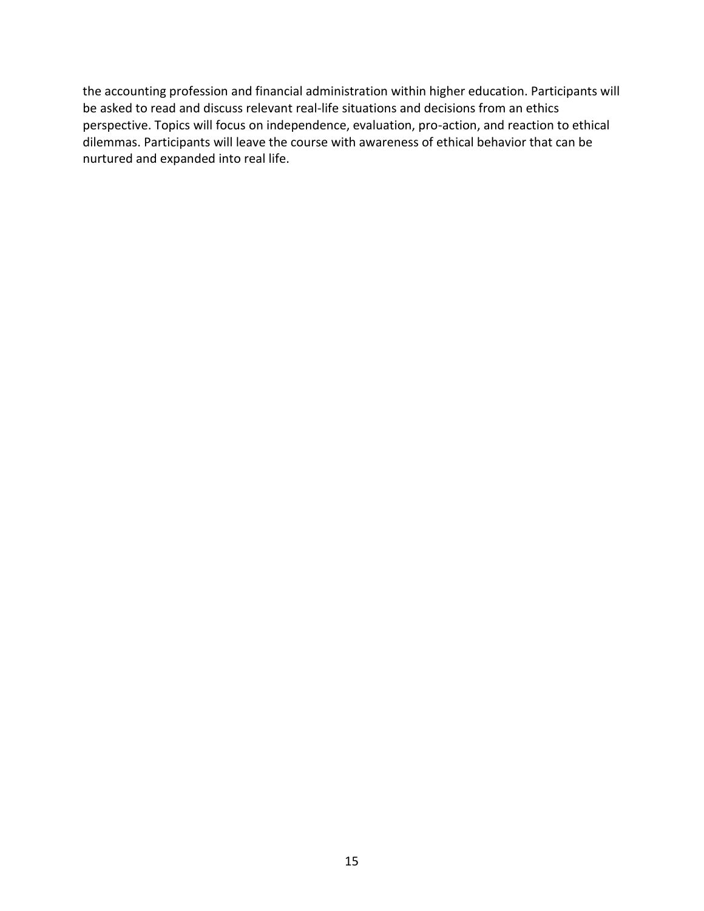the accounting profession and financial administration within higher education. Participants will be asked to read and discuss relevant real-life situations and decisions from an ethics perspective. Topics will focus on independence, evaluation, pro-action, and reaction to ethical dilemmas. Participants will leave the course with awareness of ethical behavior that can be nurtured and expanded into real life.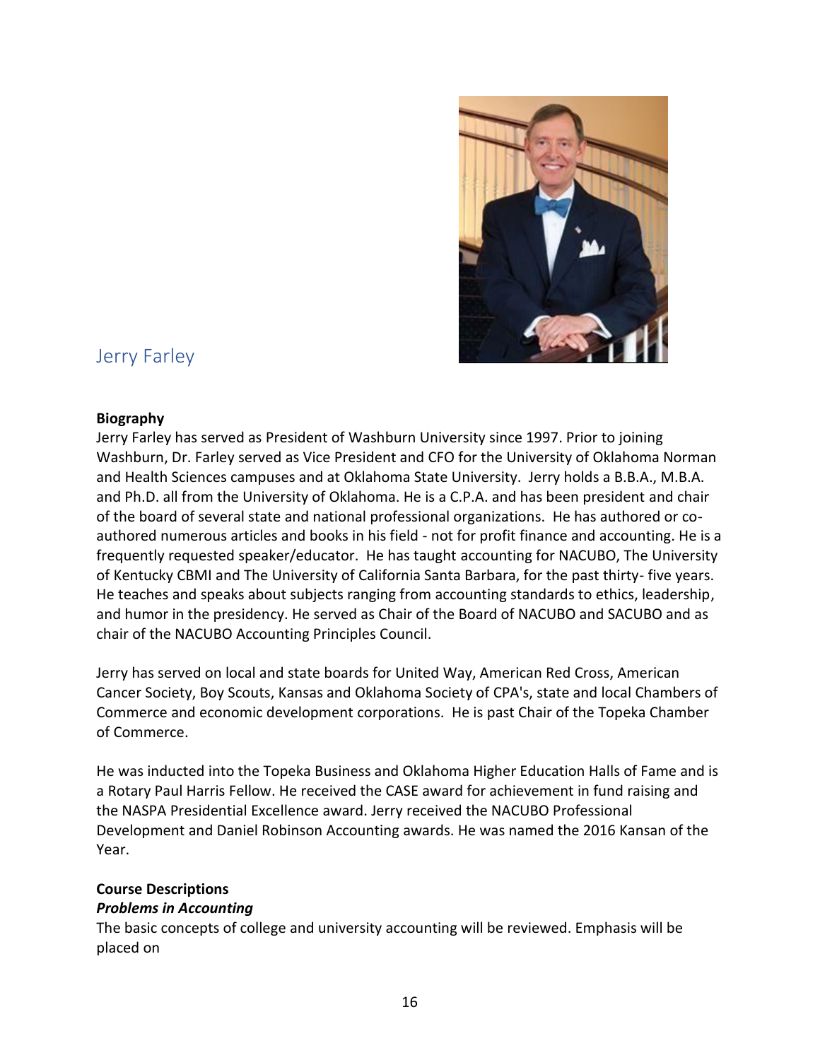## Jerry Farley

**Biography**

Jerry Farley has served as President of Washburn University since 1997. Prior to joining Washburn, Dr. Farley served as Vice President and CFO for the University of Oklahoma Norman and Health Sciences campuses and at Oklahoma State University. Jerry holds a B.B.A., M.B.A. and Ph.D. all from the University of Oklahoma. He is a C.P.A. and has been president and chair of the board of several state and national professional organizations. He has authored or co-authored numerous articles and books in his field - not for profit finance and accounting. He is a frequently requested speaker/educator. He has taught accounting for NACUBO, The University of Kentucky CBMI and The University of California Santa Barbara, for the past thirty- five years. He teaches and speaks about subjects ranging from accounting standards to ethics, leadership, and humor in the presidency. He served as Chair of the Board of NACUBO and SACUBO and as chair of the NACUBO Accounting Principles Council.

Jerry has served on local and state boards for United Way, American Red Cross, American Cancer Society, Boy Scouts, Kansas and Oklahoma Society of CPA's, state and local Chambers of Commerce and economic development corporations. He is past Chair of the Topeka Chamber of Commerce.

He was inducted into the Topeka Business and Oklahoma Higher Education Halls of Fame and is a Rotary Paul Harris Fellow. He received the CASE award for achievement in fund raising and the NASPA Presidential Excellence award. Jerry received the NACUBO Professional Development and Daniel Robinson Accounting awards. He was named the 2016 Kansan of the Year.

**Course Descriptions**

***Problems in Accounting***

The basic concepts of college and university accounting will be reviewed. Emphasis will be placed on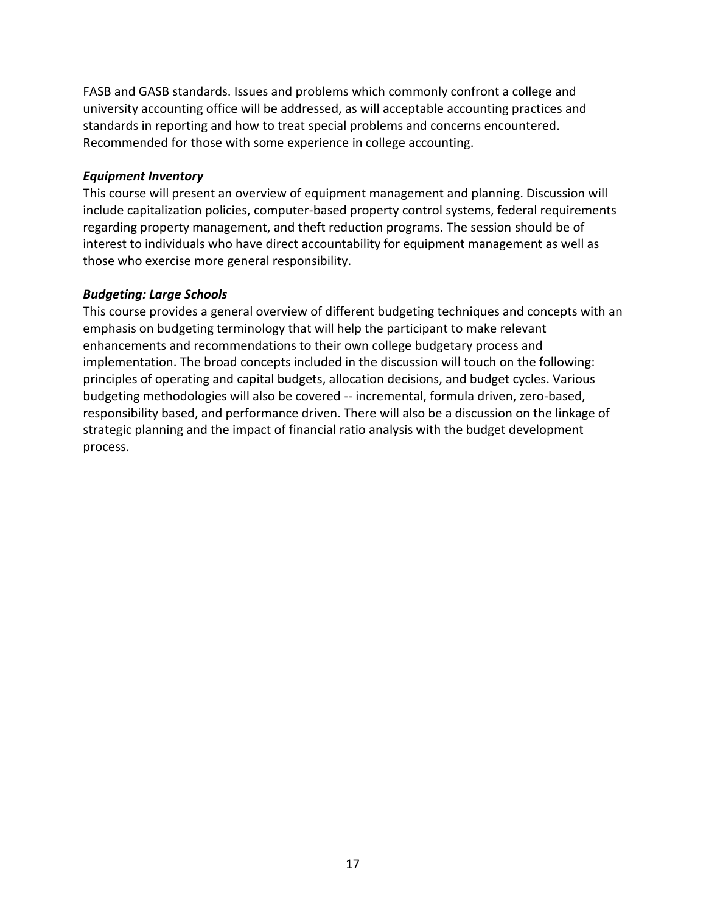FASB and GASB standards. Issues and problems which commonly confront a college and university accounting office will be addressed, as will acceptable accounting practices and standards in reporting and how to treat special problems and concerns encountered. Recommended for those with some experience in college accounting.

***Equipment Inventory***

This course will present an overview of equipment management and planning. Discussion will include capitalization policies, computer-based property control systems, federal requirements regarding property management, and theft reduction programs. The session should be of interest to individuals who have direct accountability for equipment management as well as those who exercise more general responsibility.

***Budgeting: Large Schools***

This course provides a general overview of different budgeting techniques and concepts with an emphasis on budgeting terminology that will help the participant to make relevant enhancements and recommendations to their own college budgetary process and implementation. The broad concepts included in the discussion will touch on the following: principles of operating and capital budgets, allocation decisions, and budget cycles. Various budgeting methodologies will also be covered -- incremental, formula driven, zero-based, responsibility based, and performance driven. There will also be a discussion on the linkage of strategic planning and the impact of financial ratio analysis with the budget development process.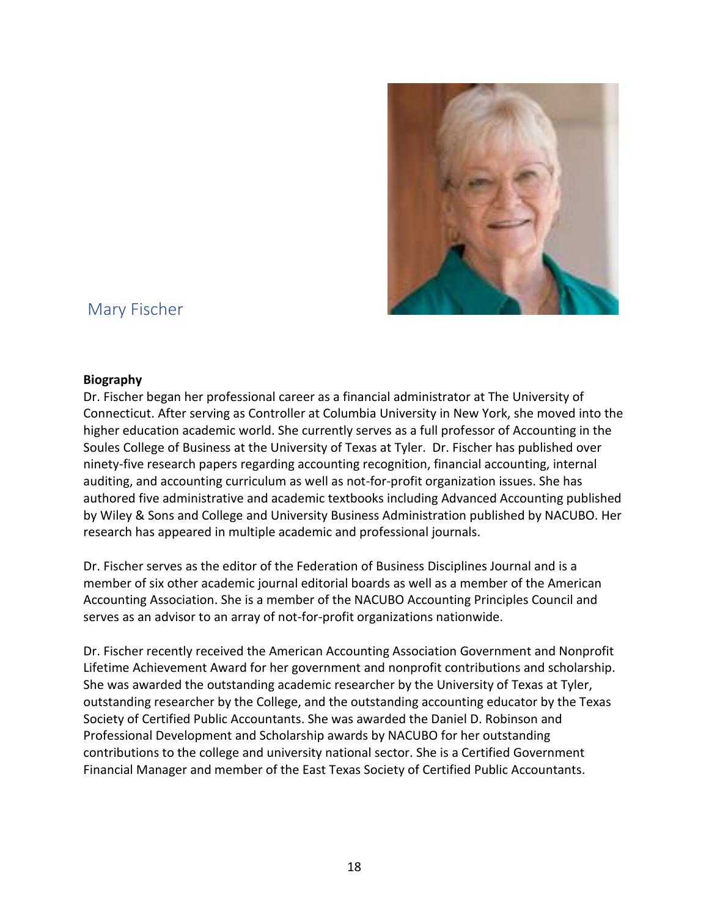## Mary Fischer

**Biography**

Dr. Fischer began her professional career as a financial administrator at The University of Connecticut. After serving as Controller at Columbia University in New York, she moved into the higher education academic world. She currently serves as a full professor of Accounting in the Soules College of Business at the University of Texas at Tyler. Dr. Fischer has published over ninety-five research papers regarding accounting recognition, financial accounting, internal auditing, and accounting curriculum as well as not-for-profit organization issues. She has authored five administrative and academic textbooks including Advanced Accounting published by Wiley & Sons and College and University Business Administration published by NACUBO. Her research has appeared in multiple academic and professional journals.

Dr. Fischer serves as the editor of the Federation of Business Disciplines Journal and is a member of six other academic journal editorial boards as well as a member of the American Accounting Association. She is a member of the NACUBO Accounting Principles Council and serves as an advisor to an array of not-for-profit organizations nationwide.

Dr. Fischer recently received the American Accounting Association Government and Nonprofit Lifetime Achievement Award for her government and nonprofit contributions and scholarship. She was awarded the outstanding academic researcher by the University of Texas at Tyler, outstanding researcher by the College, and the outstanding accounting educator by the Texas Society of Certified Public Accountants. She was awarded the Daniel D. Robinson and Professional Development and Scholarship awards by NACUBO for her outstanding contributions to the college and university national sector. She is a Certified Government Financial Manager and member of the East Texas Society of Certified Public Accountants.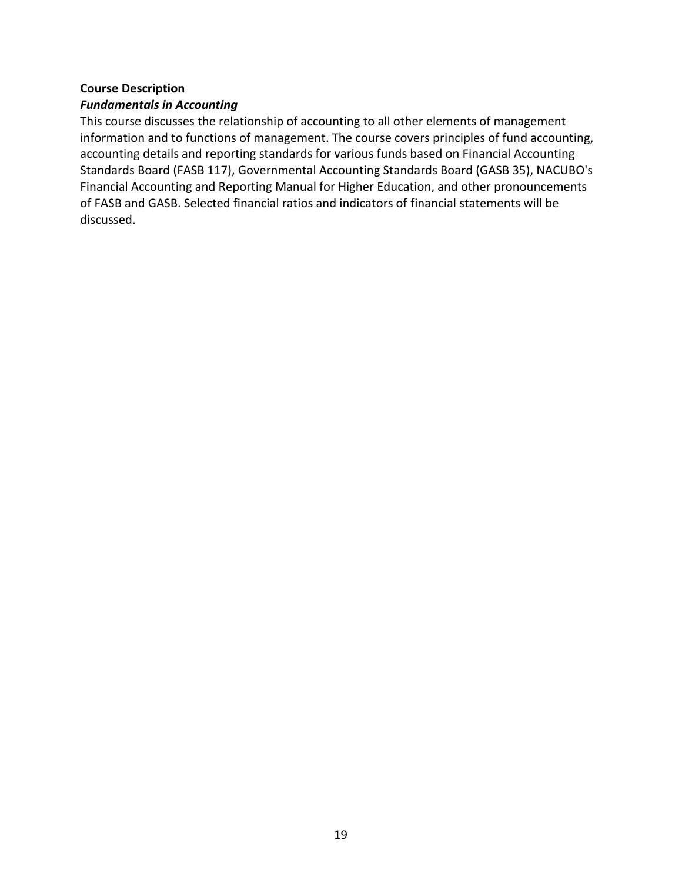**Course Description**

***Fundamentals in Accounting***

This course discusses the relationship of accounting to all other elements of management information and to functions of management. The course covers principles of fund accounting, accounting details and reporting standards for various funds based on Financial Accounting Standards Board (FASB 117), Governmental Accounting Standards Board (GASB 35), NACUBO's Financial Accounting and Reporting Manual for Higher Education, and other pronouncements of FASB and GASB. Selected financial ratios and indicators of financial statements will be discussed.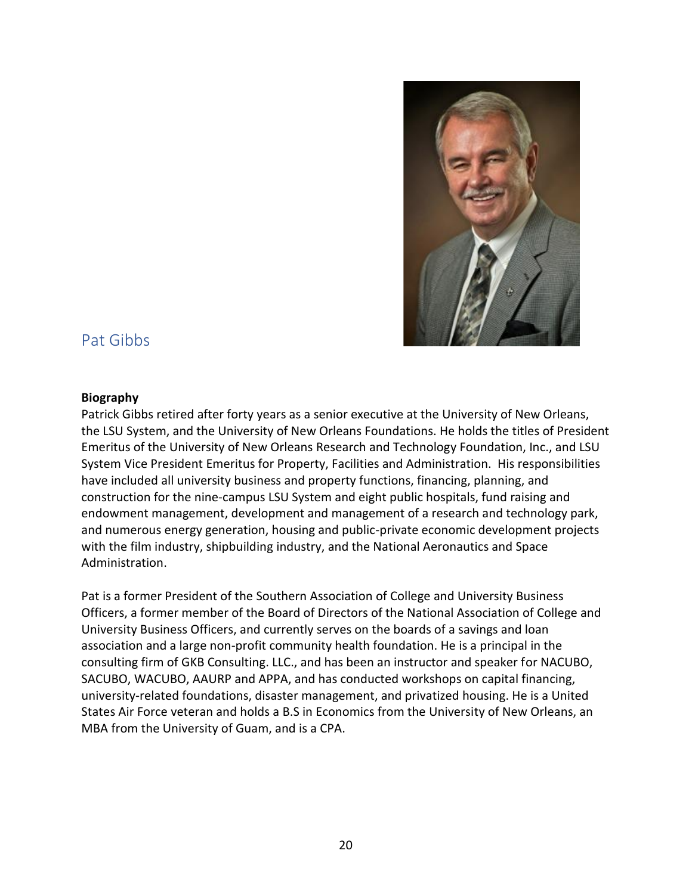## Pat Gibbs

**Biography**

Patrick Gibbs retired after forty years as a senior executive at the University of New Orleans, the LSU System, and the University of New Orleans Foundations. He holds the titles of President Emeritus of the University of New Orleans Research and Technology Foundation, Inc., and LSU System Vice President Emeritus for Property, Facilities and Administration. His responsibilities have included all university business and property functions, financing, planning, and construction for the nine-campus LSU System and eight public hospitals, fund raising and endowment management, development and management of a research and technology park, and numerous energy generation, housing and public-private economic development projects with the film industry, shipbuilding industry, and the National Aeronautics and Space Administration.

Pat is a former President of the Southern Association of College and University Business Officers, a former member of the Board of Directors of the National Association of College and University Business Officers, and currently serves on the boards of a savings and loan association and a large non-profit community health foundation. He is a principal in the consulting firm of GKB Consulting. LLC., and has been an instructor and speaker for NACUBO, SACUBO, WACUBO, AAURP and APPA, and has conducted workshops on capital financing, university-related foundations, disaster management, and privatized housing. He is a United States Air Force veteran and holds a B.S in Economics from the University of New Orleans, an MBA from the University of Guam, and is a CPA.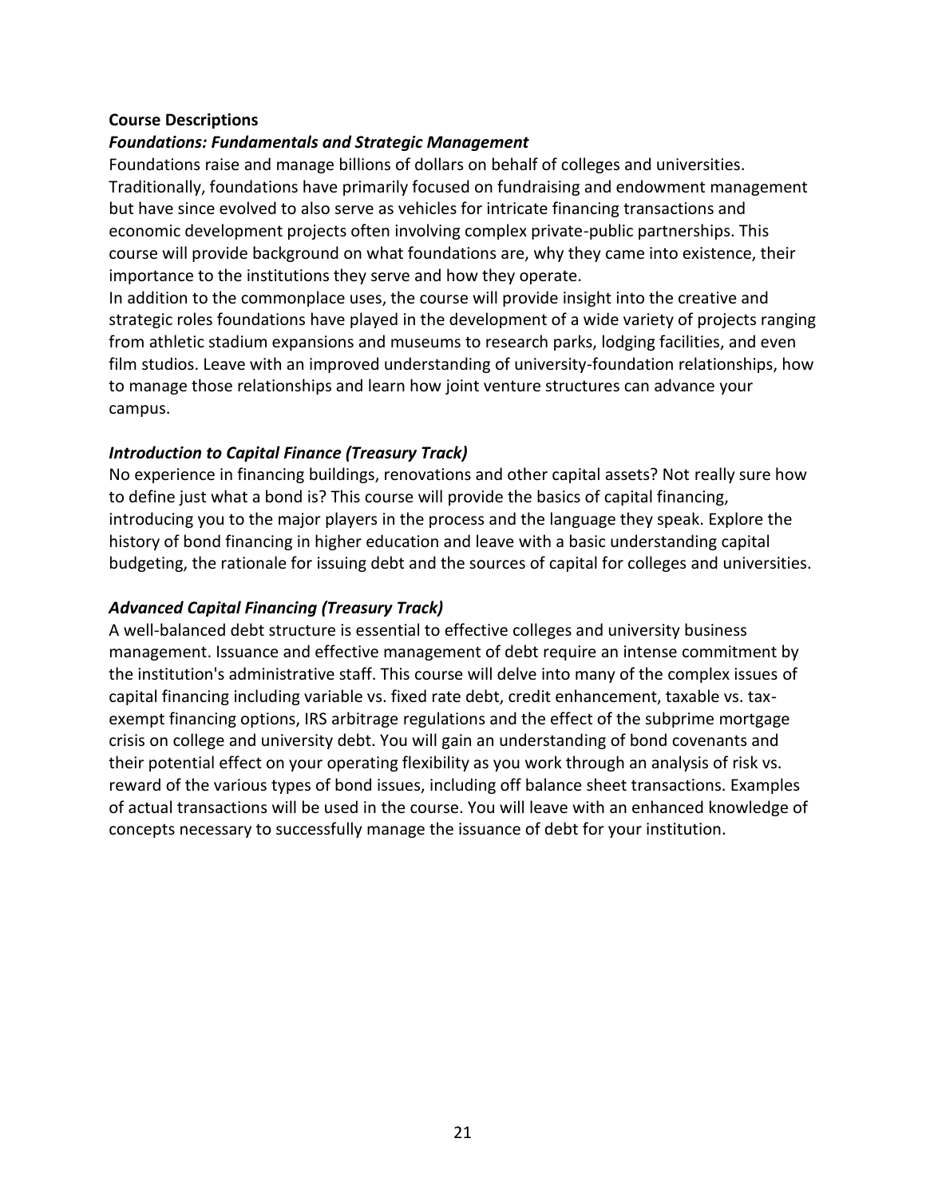**Course Descriptions**

***Foundations: Fundamentals and Strategic Management***

Foundations raise and manage billions of dollars on behalf of colleges and universities. Traditionally, foundations have primarily focused on fundraising and endowment management but have since evolved to also serve as vehicles for intricate financing transactions and economic development projects often involving complex private-public partnerships. This course will provide background on what foundations are, why they came into existence, their importance to the institutions they serve and how they operate.

In addition to the commonplace uses, the course will provide insight into the creative and strategic roles foundations have played in the development of a wide variety of projects ranging from athletic stadium expansions and museums to research parks, lodging facilities, and even film studios. Leave with an improved understanding of university-foundation relationships, how to manage those relationships and learn how joint venture structures can advance your campus.

***Introduction to Capital Finance (Treasury Track)***

No experience in financing buildings, renovations and other capital assets? Not really sure how to define just what a bond is? This course will provide the basics of capital financing, introducing you to the major players in the process and the language they speak. Explore the history of bond financing in higher education and leave with a basic understanding capital budgeting, the rationale for issuing debt and the sources of capital for colleges and universities.

***Advanced Capital Financing (Treasury Track)***

A well-balanced debt structure is essential to effective colleges and university business management. Issuance and effective management of debt require an intense commitment by the institution's administrative staff. This course will delve into many of the complex issues of capital financing including variable vs. fixed rate debt, credit enhancement, taxable vs. tax-exempt financing options, IRS arbitrage regulations and the effect of the subprime mortgage crisis on college and university debt. You will gain an understanding of bond covenants and their potential effect on your operating flexibility as you work through an analysis of risk vs. reward of the various types of bond issues, including off balance sheet transactions. Examples of actual transactions will be used in the course. You will leave with an enhanced knowledge of concepts necessary to successfully manage the issuance of debt for your institution.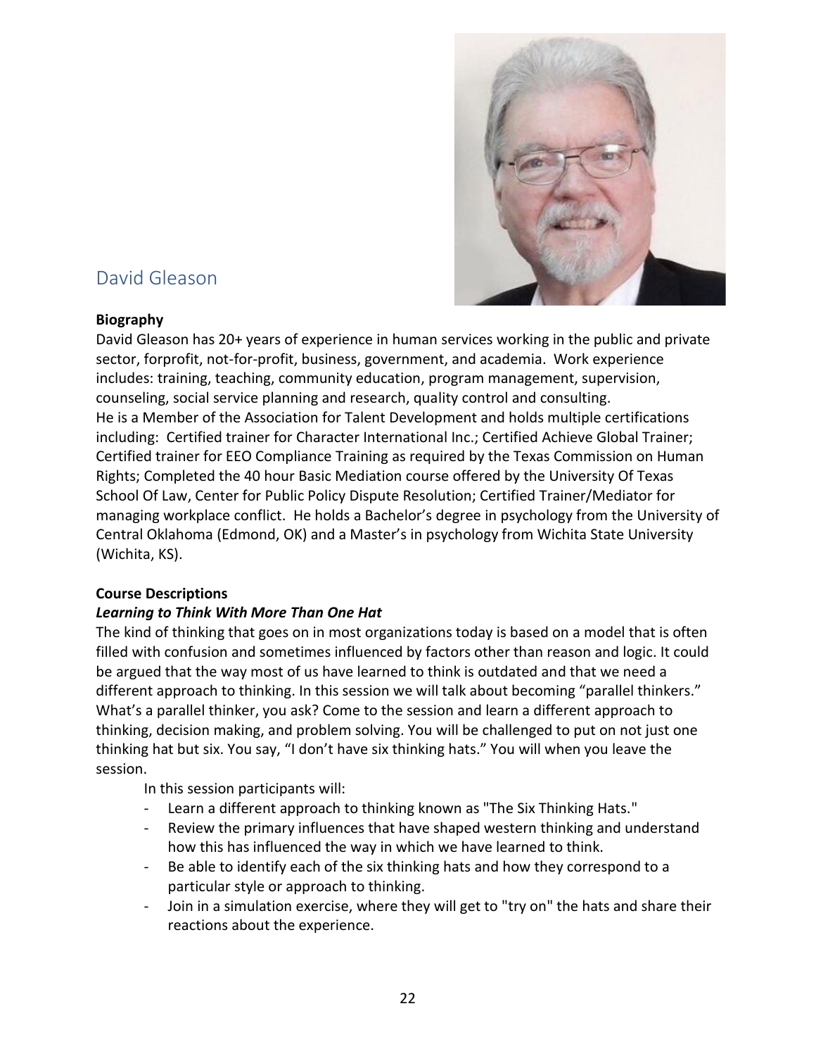## David Gleason

**Biography**

David Gleason has 20+ years of experience in human services working in the public and private sector, forprofit, not-for-profit, business, government, and academia. Work experience includes: training, teaching, community education, program management, supervision, counseling, social service planning and research, quality control and consulting.
He is a Member of the Association for Talent Development and holds multiple certifications including: Certified trainer for Character International Inc.; Certified Achieve Global Trainer; Certified trainer for EEO Compliance Training as required by the Texas Commission on Human Rights; Completed the 40 hour Basic Mediation course offered by the University Of Texas School Of Law, Center for Public Policy Dispute Resolution; Certified Trainer/Mediator for managing workplace conflict. He holds a Bachelor's degree in psychology from the University of Central Oklahoma (Edmond, OK) and a Master's in psychology from Wichita State University (Wichita, KS).

**Course Descriptions**

***Learning to Think With More Than One Hat***

The kind of thinking that goes on in most organizations today is based on a model that is often filled with confusion and sometimes influenced by factors other than reason and logic. It could be argued that the way most of us have learned to think is outdated and that we need a different approach to thinking. In this session we will talk about becoming "parallel thinkers." What's a parallel thinker, you ask? Come to the session and learn a different approach to thinking, decision making, and problem solving. You will be challenged to put on not just one thinking hat but six. You say, "I don't have six thinking hats." You will when you leave the session.

In this session participants will:

- Learn a different approach to thinking known as "The Six Thinking Hats."
- Review the primary influences that have shaped western thinking and understand how this has influenced the way in which we have learned to think.
- Be able to identify each of the six thinking hats and how they correspond to a particular style or approach to thinking.
- Join in a simulation exercise, where they will get to "try on" the hats and share their reactions about the experience.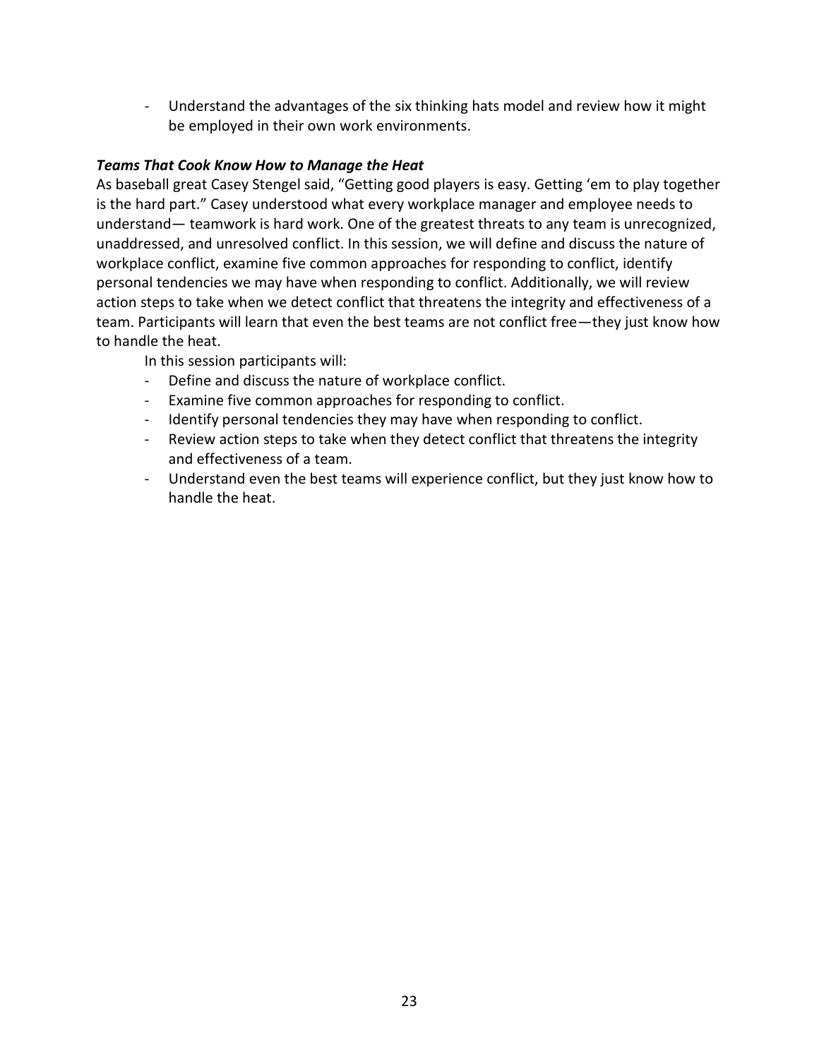- Understand the advantages of the six thinking hats model and review how it might be employed in their own work environments.

***Teams That Cook Know How to Manage the Heat***

As baseball great Casey Stengel said, "Getting good players is easy. Getting 'em to play together is the hard part." Casey understood what every workplace manager and employee needs to understand— teamwork is hard work. One of the greatest threats to any team is unrecognized, unaddressed, and unresolved conflict. In this session, we will define and discuss the nature of workplace conflict, examine five common approaches for responding to conflict, identify personal tendencies we may have when responding to conflict. Additionally, we will review action steps to take when we detect conflict that threatens the integrity and effectiveness of a team. Participants will learn that even the best teams are not conflict free—they just know how to handle the heat.

In this session participants will:

- Define and discuss the nature of workplace conflict.
- Examine five common approaches for responding to conflict.
- Identify personal tendencies they may have when responding to conflict.
- Review action steps to take when they detect conflict that threatens the integrity and effectiveness of a team.
- Understand even the best teams will experience conflict, but they just know how to handle the heat.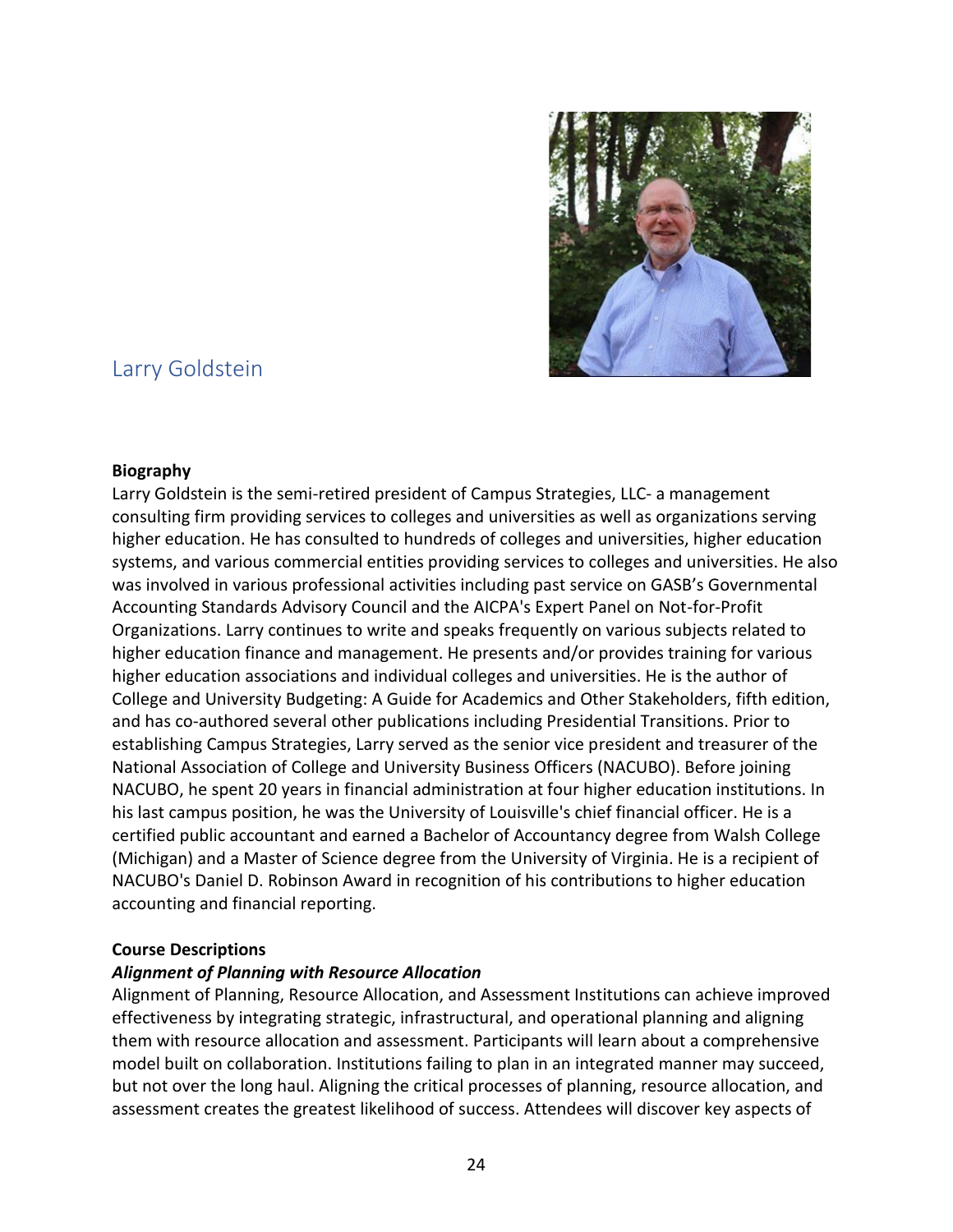## Larry Goldstein

**Biography**

Larry Goldstein is the semi-retired president of Campus Strategies, LLC- a management consulting firm providing services to colleges and universities as well as organizations serving higher education. He has consulted to hundreds of colleges and universities, higher education systems, and various commercial entities providing services to colleges and universities. He also was involved in various professional activities including past service on GASB's Governmental Accounting Standards Advisory Council and the AICPA's Expert Panel on Not-for-Profit Organizations. Larry continues to write and speaks frequently on various subjects related to higher education finance and management. He presents and/or provides training for various higher education associations and individual colleges and universities. He is the author of College and University Budgeting: A Guide for Academics and Other Stakeholders, fifth edition, and has co-authored several other publications including Presidential Transitions. Prior to establishing Campus Strategies, Larry served as the senior vice president and treasurer of the National Association of College and University Business Officers (NACUBO). Before joining NACUBO, he spent 20 years in financial administration at four higher education institutions. In his last campus position, he was the University of Louisville's chief financial officer. He is a certified public accountant and earned a Bachelor of Accountancy degree from Walsh College (Michigan) and a Master of Science degree from the University of Virginia. He is a recipient of NACUBO's Daniel D. Robinson Award in recognition of his contributions to higher education accounting and financial reporting.

**Course Descriptions**

***Alignment of Planning with Resource Allocation***

Alignment of Planning, Resource Allocation, and Assessment Institutions can achieve improved effectiveness by integrating strategic, infrastructural, and operational planning and aligning them with resource allocation and assessment. Participants will learn about a comprehensive model built on collaboration. Institutions failing to plan in an integrated manner may succeed, but not over the long haul. Aligning the critical processes of planning, resource allocation, and assessment creates the greatest likelihood of success. Attendees will discover key aspects of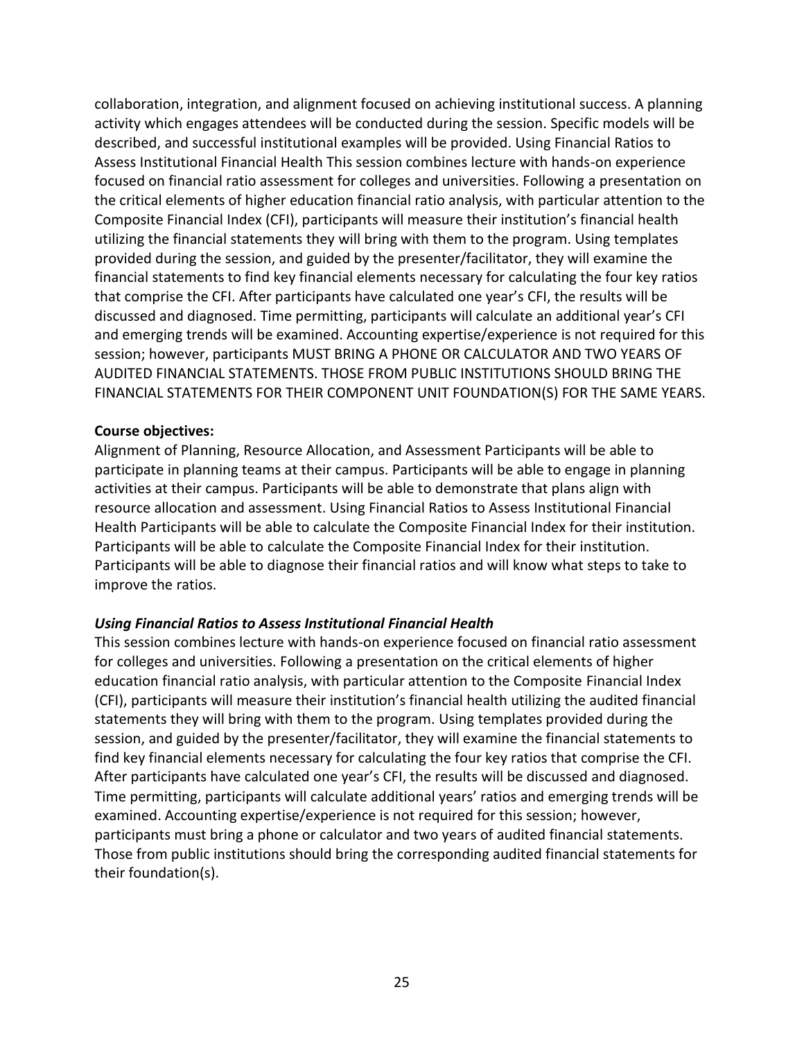collaboration, integration, and alignment focused on achieving institutional success. A planning activity which engages attendees will be conducted during the session. Specific models will be described, and successful institutional examples will be provided. Using Financial Ratios to Assess Institutional Financial Health This session combines lecture with hands-on experience focused on financial ratio assessment for colleges and universities. Following a presentation on the critical elements of higher education financial ratio analysis, with particular attention to the Composite Financial Index (CFI), participants will measure their institution's financial health utilizing the financial statements they will bring with them to the program. Using templates provided during the session, and guided by the presenter/facilitator, they will examine the financial statements to find key financial elements necessary for calculating the four key ratios that comprise the CFI. After participants have calculated one year's CFI, the results will be discussed and diagnosed. Time permitting, participants will calculate an additional year's CFI and emerging trends will be examined. Accounting expertise/experience is not required for this session; however, participants MUST BRING A PHONE OR CALCULATOR AND TWO YEARS OF AUDITED FINANCIAL STATEMENTS. THOSE FROM PUBLIC INSTITUTIONS SHOULD BRING THE FINANCIAL STATEMENTS FOR THEIR COMPONENT UNIT FOUNDATION(S) FOR THE SAME YEARS.

**Course objectives:**

Alignment of Planning, Resource Allocation, and Assessment Participants will be able to participate in planning teams at their campus. Participants will be able to engage in planning activities at their campus. Participants will be able to demonstrate that plans align with resource allocation and assessment. Using Financial Ratios to Assess Institutional Financial Health Participants will be able to calculate the Composite Financial Index for their institution. Participants will be able to calculate the Composite Financial Index for their institution. Participants will be able to diagnose their financial ratios and will know what steps to take to improve the ratios.

***Using Financial Ratios to Assess Institutional Financial Health***

This session combines lecture with hands-on experience focused on financial ratio assessment for colleges and universities. Following a presentation on the critical elements of higher education financial ratio analysis, with particular attention to the Composite Financial Index (CFI), participants will measure their institution's financial health utilizing the audited financial statements they will bring with them to the program. Using templates provided during the session, and guided by the presenter/facilitator, they will examine the financial statements to find key financial elements necessary for calculating the four key ratios that comprise the CFI. After participants have calculated one year's CFI, the results will be discussed and diagnosed. Time permitting, participants will calculate additional years' ratios and emerging trends will be examined. Accounting expertise/experience is not required for this session; however, participants must bring a phone or calculator and two years of audited financial statements. Those from public institutions should bring the corresponding audited financial statements for their foundation(s).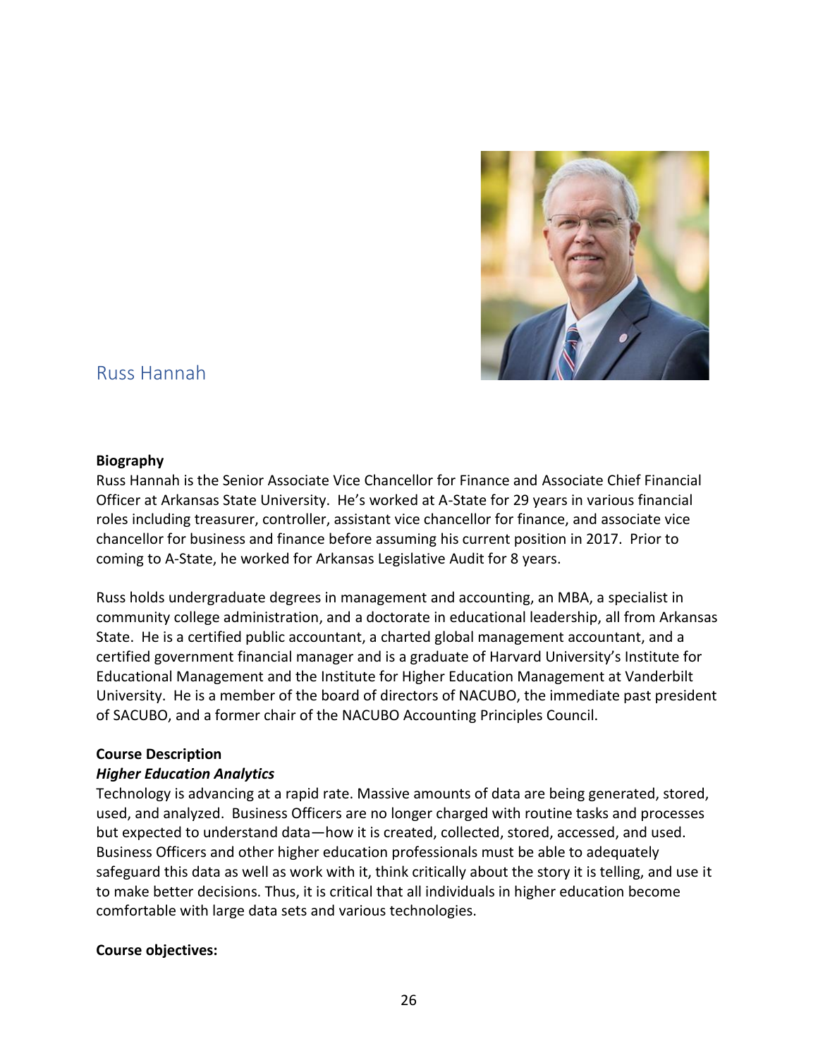## Russ Hannah

**Biography**

Russ Hannah is the Senior Associate Vice Chancellor for Finance and Associate Chief Financial Officer at Arkansas State University. He's worked at A-State for 29 years in various financial roles including treasurer, controller, assistant vice chancellor for finance, and associate vice chancellor for business and finance before assuming his current position in 2017. Prior to coming to A-State, he worked for Arkansas Legislative Audit for 8 years.

Russ holds undergraduate degrees in management and accounting, an MBA, a specialist in community college administration, and a doctorate in educational leadership, all from Arkansas State. He is a certified public accountant, a charted global management accountant, and a certified government financial manager and is a graduate of Harvard University's Institute for Educational Management and the Institute for Higher Education Management at Vanderbilt University. He is a member of the board of directors of NACUBO, the immediate past president of SACUBO, and a former chair of the NACUBO Accounting Principles Council.

**Course Description**

***Higher Education Analytics***

Technology is advancing at a rapid rate. Massive amounts of data are being generated, stored, used, and analyzed. Business Officers are no longer charged with routine tasks and processes but expected to understand data—how it is created, collected, stored, accessed, and used. Business Officers and other higher education professionals must be able to adequately safeguard this data as well as work with it, think critically about the story it is telling, and use it to make better decisions. Thus, it is critical that all individuals in higher education become comfortable with large data sets and various technologies.

**Course objectives:**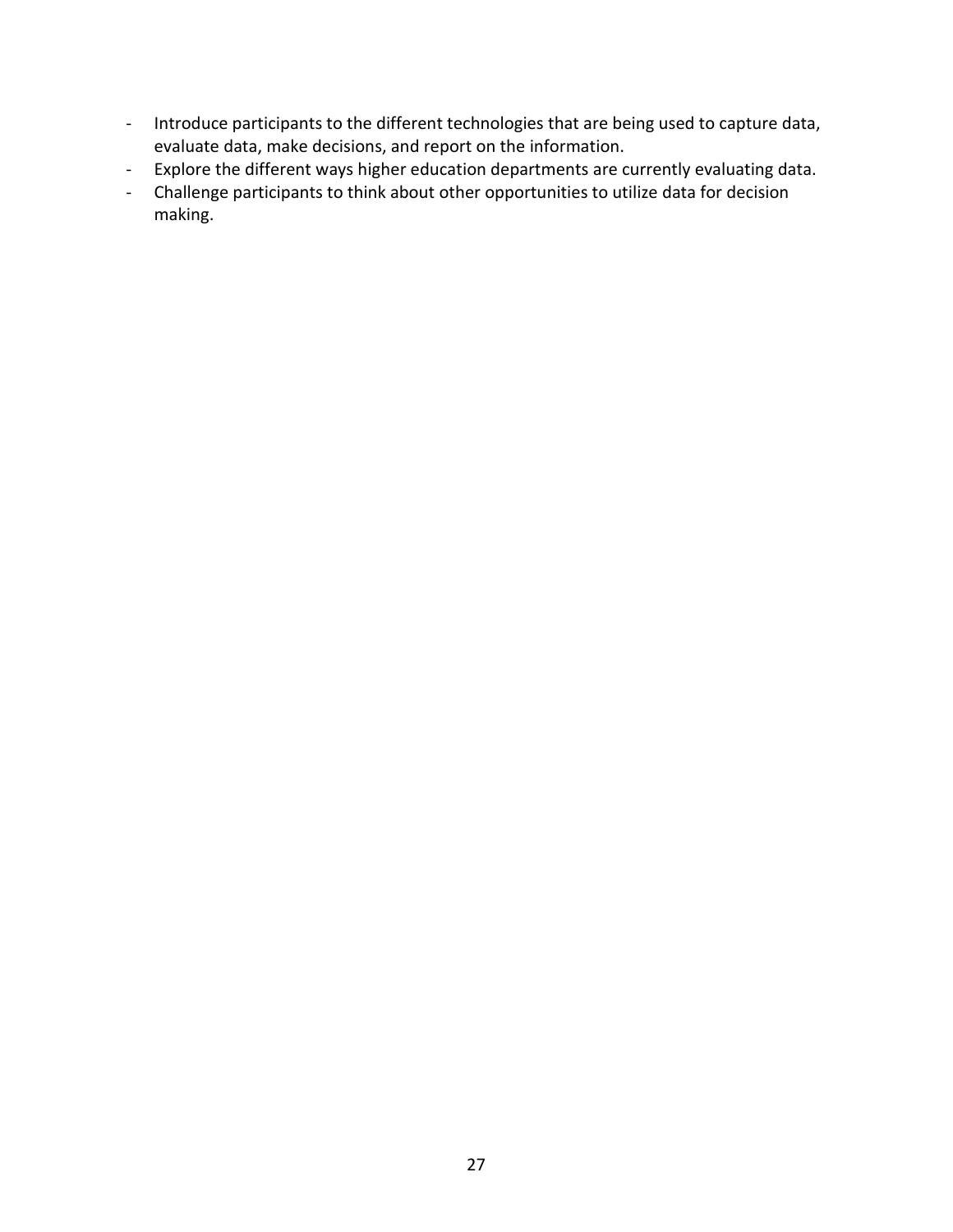- Introduce participants to the different technologies that are being used to capture data, evaluate data, make decisions, and report on the information.
- Explore the different ways higher education departments are currently evaluating data.
- Challenge participants to think about other opportunities to utilize data for decision making.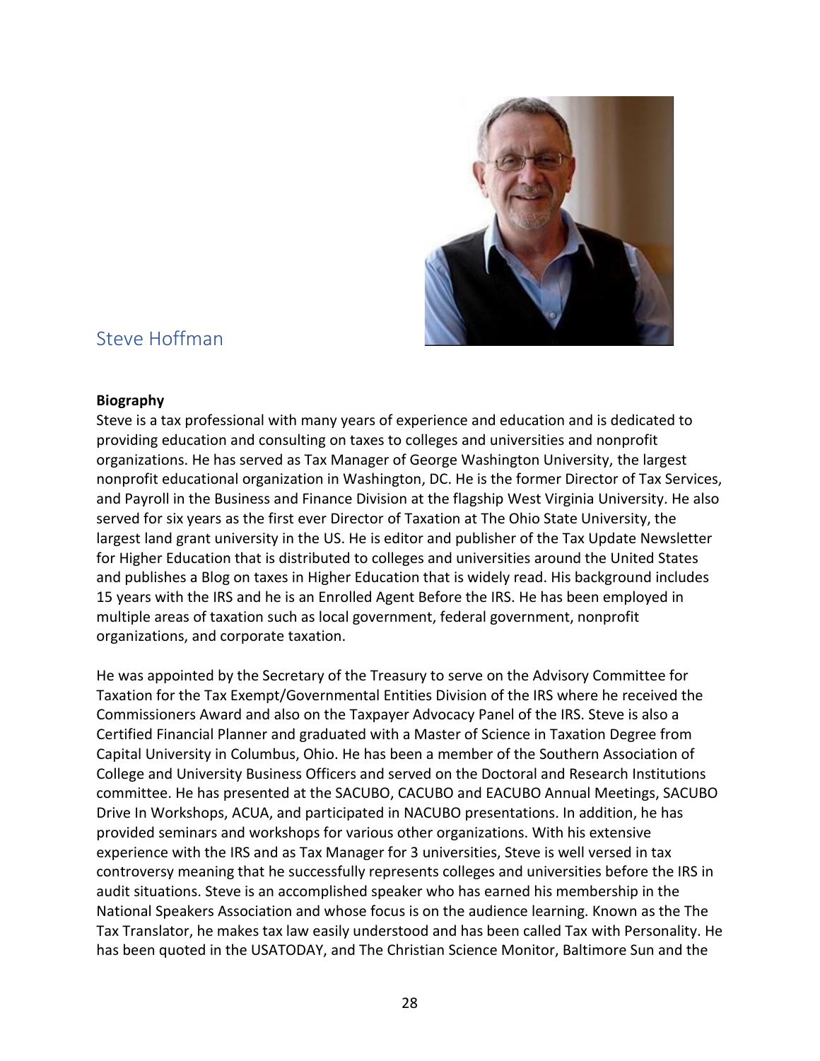## Steve Hoffman

**Biography**

Steve is a tax professional with many years of experience and education and is dedicated to providing education and consulting on taxes to colleges and universities and nonprofit organizations. He has served as Tax Manager of George Washington University, the largest nonprofit educational organization in Washington, DC. He is the former Director of Tax Services, and Payroll in the Business and Finance Division at the flagship West Virginia University. He also served for six years as the first ever Director of Taxation at The Ohio State University, the largest land grant university in the US. He is editor and publisher of the Tax Update Newsletter for Higher Education that is distributed to colleges and universities around the United States and publishes a Blog on taxes in Higher Education that is widely read. His background includes 15 years with the IRS and he is an Enrolled Agent Before the IRS. He has been employed in multiple areas of taxation such as local government, federal government, nonprofit organizations, and corporate taxation.

He was appointed by the Secretary of the Treasury to serve on the Advisory Committee for Taxation for the Tax Exempt/Governmental Entities Division of the IRS where he received the Commissioners Award and also on the Taxpayer Advocacy Panel of the IRS. Steve is also a Certified Financial Planner and graduated with a Master of Science in Taxation Degree from Capital University in Columbus, Ohio. He has been a member of the Southern Association of College and University Business Officers and served on the Doctoral and Research Institutions committee. He has presented at the SACUBO, CACUBO and EACUBO Annual Meetings, SACUBO Drive In Workshops, ACUA, and participated in NACUBO presentations. In addition, he has provided seminars and workshops for various other organizations. With his extensive experience with the IRS and as Tax Manager for 3 universities, Steve is well versed in tax controversy meaning that he successfully represents colleges and universities before the IRS in audit situations. Steve is an accomplished speaker who has earned his membership in the National Speakers Association and whose focus is on the audience learning. Known as the The Tax Translator, he makes tax law easily understood and has been called Tax with Personality. He has been quoted in the USATODAY, and The Christian Science Monitor, Baltimore Sun and the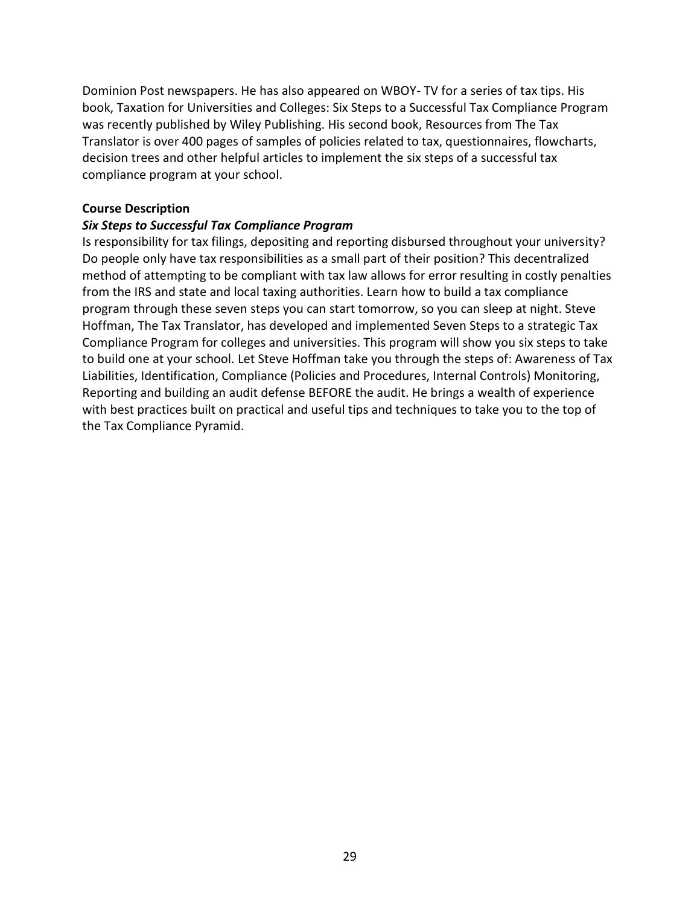Dominion Post newspapers. He has also appeared on WBOY- TV for a series of tax tips. His book, Taxation for Universities and Colleges: Six Steps to a Successful Tax Compliance Program was recently published by Wiley Publishing. His second book, Resources from The Tax Translator is over 400 pages of samples of policies related to tax, questionnaires, flowcharts, decision trees and other helpful articles to implement the six steps of a successful tax compliance program at your school.

**Course Description**

***Six Steps to Successful Tax Compliance Program***

Is responsibility for tax filings, depositing and reporting disbursed throughout your university? Do people only have tax responsibilities as a small part of their position? This decentralized method of attempting to be compliant with tax law allows for error resulting in costly penalties from the IRS and state and local taxing authorities. Learn how to build a tax compliance program through these seven steps you can start tomorrow, so you can sleep at night. Steve Hoffman, The Tax Translator, has developed and implemented Seven Steps to a strategic Tax Compliance Program for colleges and universities. This program will show you six steps to take to build one at your school. Let Steve Hoffman take you through the steps of: Awareness of Tax Liabilities, Identification, Compliance (Policies and Procedures, Internal Controls) Monitoring, Reporting and building an audit defense BEFORE the audit. He brings a wealth of experience with best practices built on practical and useful tips and techniques to take you to the top of the Tax Compliance Pyramid.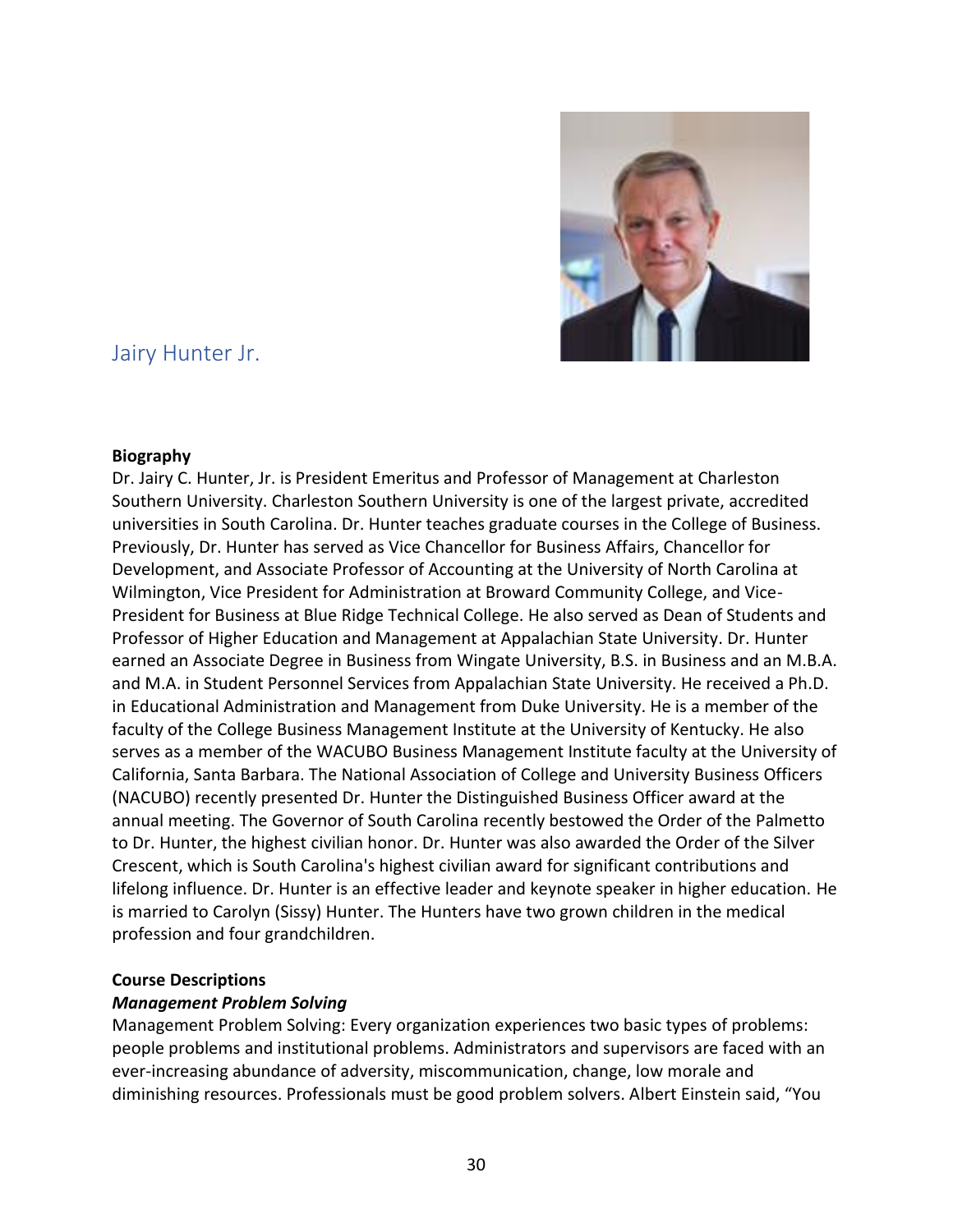## Jairy Hunter Jr.

**Biography**

Dr. Jairy C. Hunter, Jr. is President Emeritus and Professor of Management at Charleston Southern University. Charleston Southern University is one of the largest private, accredited universities in South Carolina. Dr. Hunter teaches graduate courses in the College of Business. Previously, Dr. Hunter has served as Vice Chancellor for Business Affairs, Chancellor for Development, and Associate Professor of Accounting at the University of North Carolina at Wilmington, Vice President for Administration at Broward Community College, and Vice-President for Business at Blue Ridge Technical College. He also served as Dean of Students and Professor of Higher Education and Management at Appalachian State University. Dr. Hunter earned an Associate Degree in Business from Wingate University, B.S. in Business and an M.B.A. and M.A. in Student Personnel Services from Appalachian State University. He received a Ph.D. in Educational Administration and Management from Duke University. He is a member of the faculty of the College Business Management Institute at the University of Kentucky. He also serves as a member of the WACUBO Business Management Institute faculty at the University of California, Santa Barbara. The National Association of College and University Business Officers (NACUBO) recently presented Dr. Hunter the Distinguished Business Officer award at the annual meeting. The Governor of South Carolina recently bestowed the Order of the Palmetto to Dr. Hunter, the highest civilian honor. Dr. Hunter was also awarded the Order of the Silver Crescent, which is South Carolina's highest civilian award for significant contributions and lifelong influence. Dr. Hunter is an effective leader and keynote speaker in higher education. He is married to Carolyn (Sissy) Hunter. The Hunters have two grown children in the medical profession and four grandchildren.

**Course Descriptions**

***Management Problem Solving***

Management Problem Solving: Every organization experiences two basic types of problems: people problems and institutional problems. Administrators and supervisors are faced with an ever-increasing abundance of adversity, miscommunication, change, low morale and diminishing resources. Professionals must be good problem solvers. Albert Einstein said, "You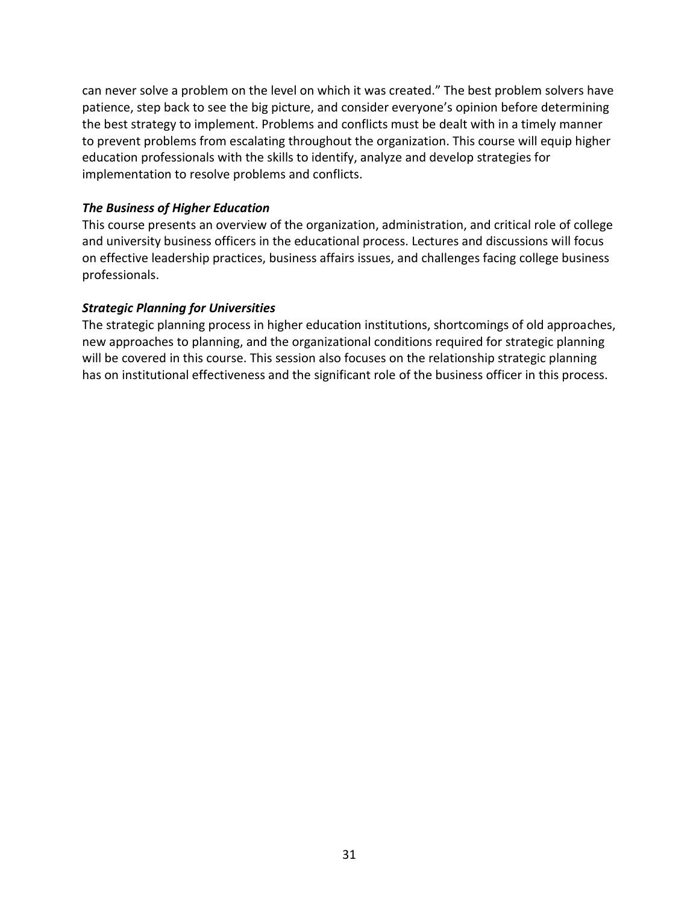can never solve a problem on the level on which it was created." The best problem solvers have patience, step back to see the big picture, and consider everyone's opinion before determining the best strategy to implement. Problems and conflicts must be dealt with in a timely manner to prevent problems from escalating throughout the organization. This course will equip higher education professionals with the skills to identify, analyze and develop strategies for implementation to resolve problems and conflicts.

***The Business of Higher Education***

This course presents an overview of the organization, administration, and critical role of college and university business officers in the educational process. Lectures and discussions will focus on effective leadership practices, business affairs issues, and challenges facing college business professionals.

***Strategic Planning for Universities***

The strategic planning process in higher education institutions, shortcomings of old approaches, new approaches to planning, and the organizational conditions required for strategic planning will be covered in this course. This session also focuses on the relationship strategic planning has on institutional effectiveness and the significant role of the business officer in this process.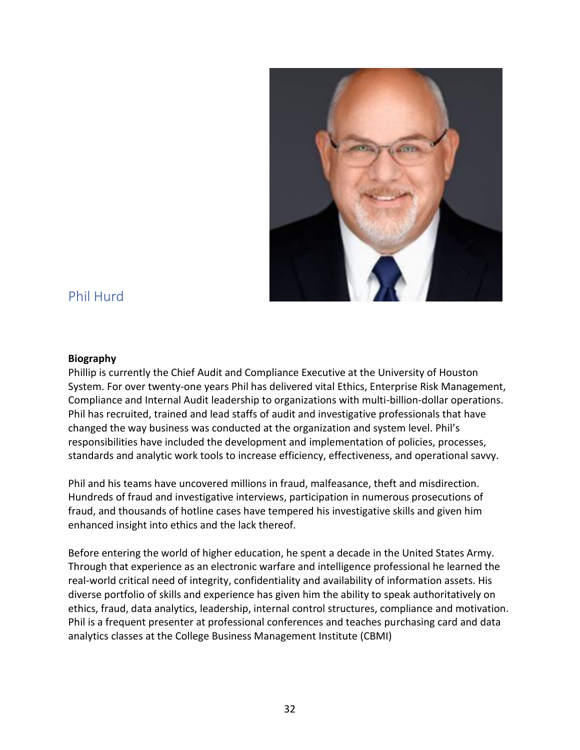## Phil Hurd

**Biography**

Phillip is currently the Chief Audit and Compliance Executive at the University of Houston System. For over twenty-one years Phil has delivered vital Ethics, Enterprise Risk Management, Compliance and Internal Audit leadership to organizations with multi-billion-dollar operations. Phil has recruited, trained and lead staffs of audit and investigative professionals that have changed the way business was conducted at the organization and system level. Phil's responsibilities have included the development and implementation of policies, processes, standards and analytic work tools to increase efficiency, effectiveness, and operational savvy.

Phil and his teams have uncovered millions in fraud, malfeasance, theft and misdirection. Hundreds of fraud and investigative interviews, participation in numerous prosecutions of fraud, and thousands of hotline cases have tempered his investigative skills and given him enhanced insight into ethics and the lack thereof.

Before entering the world of higher education, he spent a decade in the United States Army. Through that experience as an electronic warfare and intelligence professional he learned the real-world critical need of integrity, confidentiality and availability of information assets. His diverse portfolio of skills and experience has given him the ability to speak authoritatively on ethics, fraud, data analytics, leadership, internal control structures, compliance and motivation. Phil is a frequent presenter at professional conferences and teaches purchasing card and data analytics classes at the College Business Management Institute (CBMI)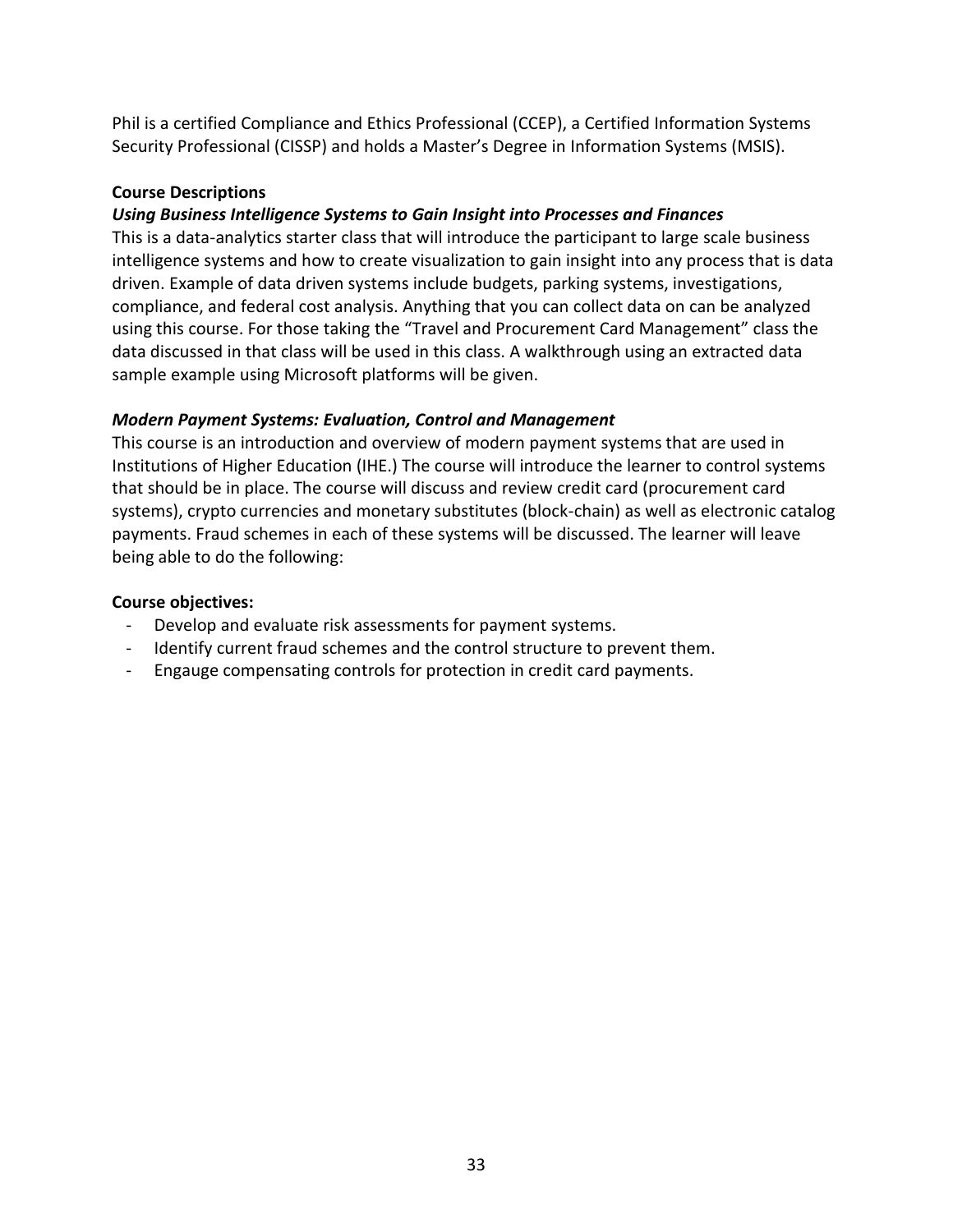Phil is a certified Compliance and Ethics Professional (CCEP), a Certified Information Systems Security Professional (CISSP) and holds a Master's Degree in Information Systems (MSIS).

**Course Descriptions**

***Using Business Intelligence Systems to Gain Insight into Processes and Finances***

This is a data-analytics starter class that will introduce the participant to large scale business intelligence systems and how to create visualization to gain insight into any process that is data driven. Example of data driven systems include budgets, parking systems, investigations, compliance, and federal cost analysis. Anything that you can collect data on can be analyzed using this course. For those taking the "Travel and Procurement Card Management" class the data discussed in that class will be used in this class. A walkthrough using an extracted data sample example using Microsoft platforms will be given.

***Modern Payment Systems: Evaluation, Control and Management***

This course is an introduction and overview of modern payment systems that are used in Institutions of Higher Education (IHE.) The course will introduce the learner to control systems that should be in place. The course will discuss and review credit card (procurement card systems), crypto currencies and monetary substitutes (block-chain) as well as electronic catalog payments. Fraud schemes in each of these systems will be discussed. The learner will leave being able to do the following:

**Course objectives:**

- Develop and evaluate risk assessments for payment systems.
- Identify current fraud schemes and the control structure to prevent them.
- Engauge compensating controls for protection in credit card payments.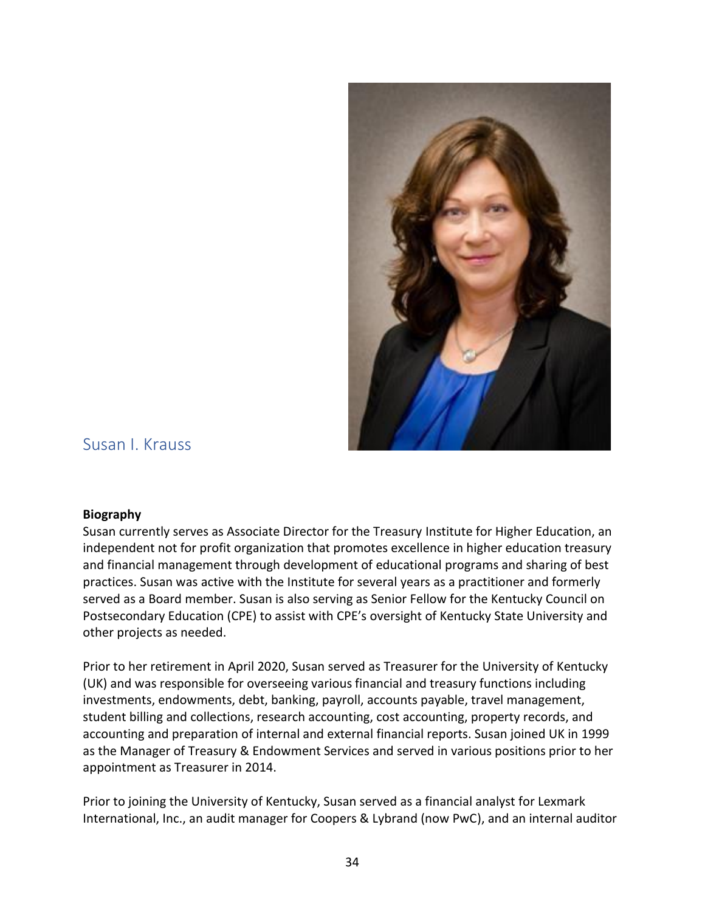## Susan I. Krauss

**Biography**

Susan currently serves as Associate Director for the Treasury Institute for Higher Education, an independent not for profit organization that promotes excellence in higher education treasury and financial management through development of educational programs and sharing of best practices. Susan was active with the Institute for several years as a practitioner and formerly served as a Board member. Susan is also serving as Senior Fellow for the Kentucky Council on Postsecondary Education (CPE) to assist with CPE's oversight of Kentucky State University and other projects as needed.

Prior to her retirement in April 2020, Susan served as Treasurer for the University of Kentucky (UK) and was responsible for overseeing various financial and treasury functions including investments, endowments, debt, banking, payroll, accounts payable, travel management, student billing and collections, research accounting, cost accounting, property records, and accounting and preparation of internal and external financial reports. Susan joined UK in 1999 as the Manager of Treasury & Endowment Services and served in various positions prior to her appointment as Treasurer in 2014.

Prior to joining the University of Kentucky, Susan served as a financial analyst for Lexmark International, Inc., an audit manager for Coopers & Lybrand (now PwC), and an internal auditor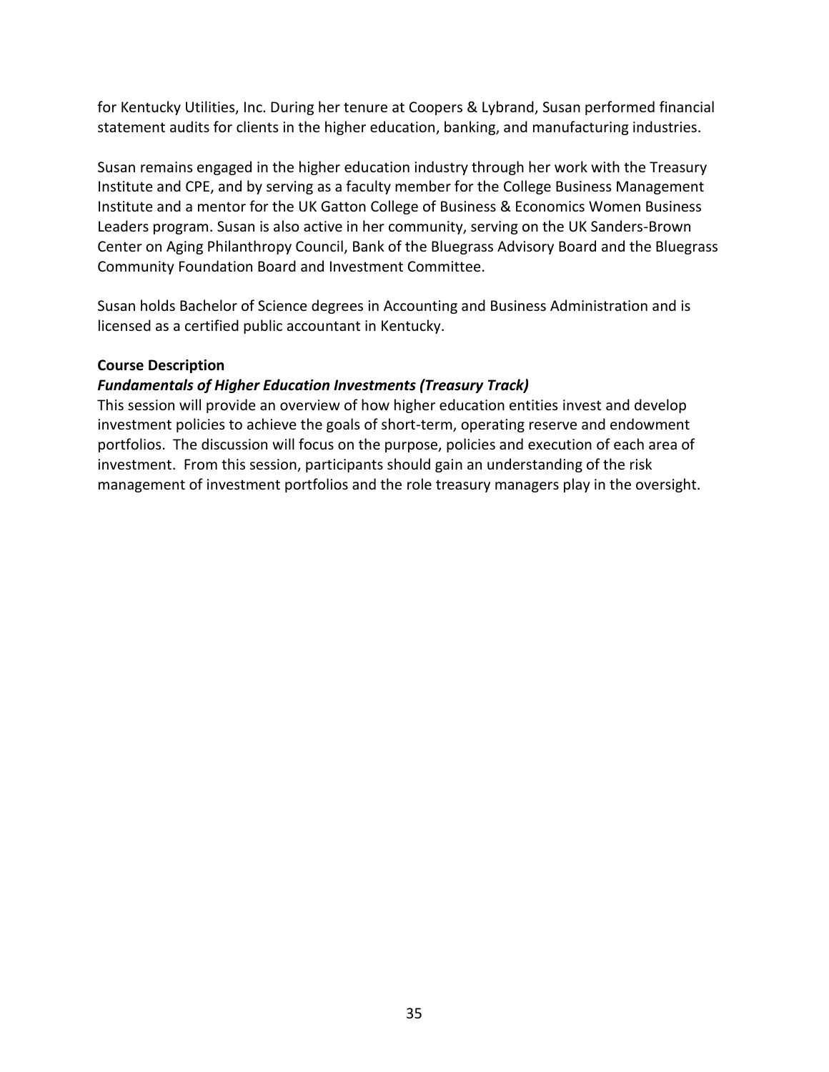for Kentucky Utilities, Inc. During her tenure at Coopers & Lybrand, Susan performed financial statement audits for clients in the higher education, banking, and manufacturing industries.

Susan remains engaged in the higher education industry through her work with the Treasury Institute and CPE, and by serving as a faculty member for the College Business Management Institute and a mentor for the UK Gatton College of Business & Economics Women Business Leaders program. Susan is also active in her community, serving on the UK Sanders-Brown Center on Aging Philanthropy Council, Bank of the Bluegrass Advisory Board and the Bluegrass Community Foundation Board and Investment Committee.

Susan holds Bachelor of Science degrees in Accounting and Business Administration and is licensed as a certified public accountant in Kentucky.

**Course Description**

***Fundamentals of Higher Education Investments (Treasury Track)***

This session will provide an overview of how higher education entities invest and develop investment policies to achieve the goals of short-term, operating reserve and endowment portfolios. The discussion will focus on the purpose, policies and execution of each area of investment. From this session, participants should gain an understanding of the risk management of investment portfolios and the role treasury managers play in the oversight.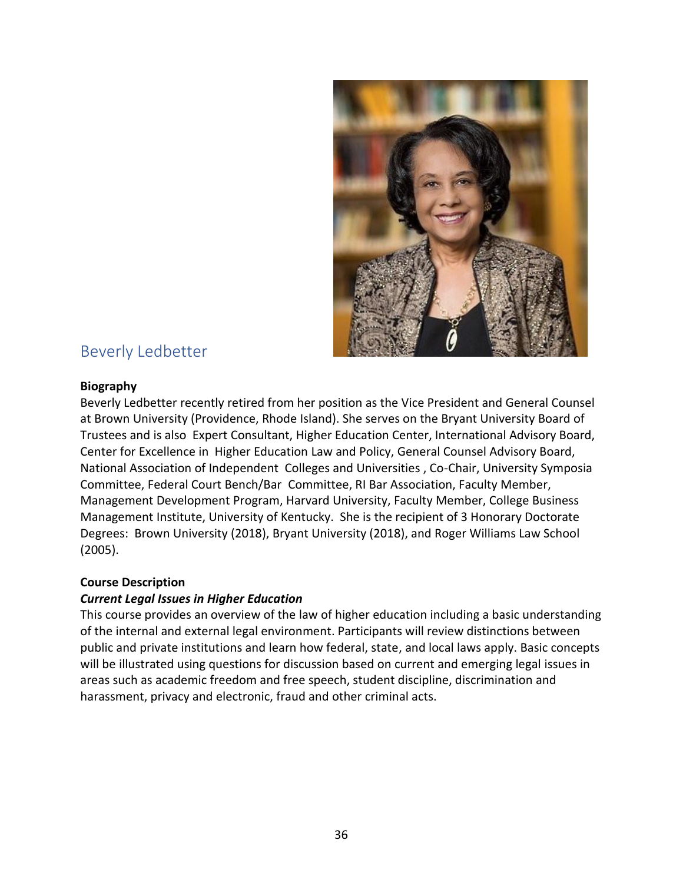## Beverly Ledbetter

**Biography**

Beverly Ledbetter recently retired from her position as the Vice President and General Counsel at Brown University (Providence, Rhode Island). She serves on the Bryant University Board of Trustees and is also Expert Consultant, Higher Education Center, International Advisory Board, Center for Excellence in Higher Education Law and Policy, General Counsel Advisory Board, National Association of Independent Colleges and Universities , Co-Chair, University Symposia Committee, Federal Court Bench/Bar Committee, RI Bar Association, Faculty Member, Management Development Program, Harvard University, Faculty Member, College Business Management Institute, University of Kentucky. She is the recipient of 3 Honorary Doctorate Degrees: Brown University (2018), Bryant University (2018), and Roger Williams Law School (2005).

**Course Description**

***Current Legal Issues in Higher Education***

This course provides an overview of the law of higher education including a basic understanding of the internal and external legal environment. Participants will review distinctions between public and private institutions and learn how federal, state, and local laws apply. Basic concepts will be illustrated using questions for discussion based on current and emerging legal issues in areas such as academic freedom and free speech, student discipline, discrimination and harassment, privacy and electronic, fraud and other criminal acts.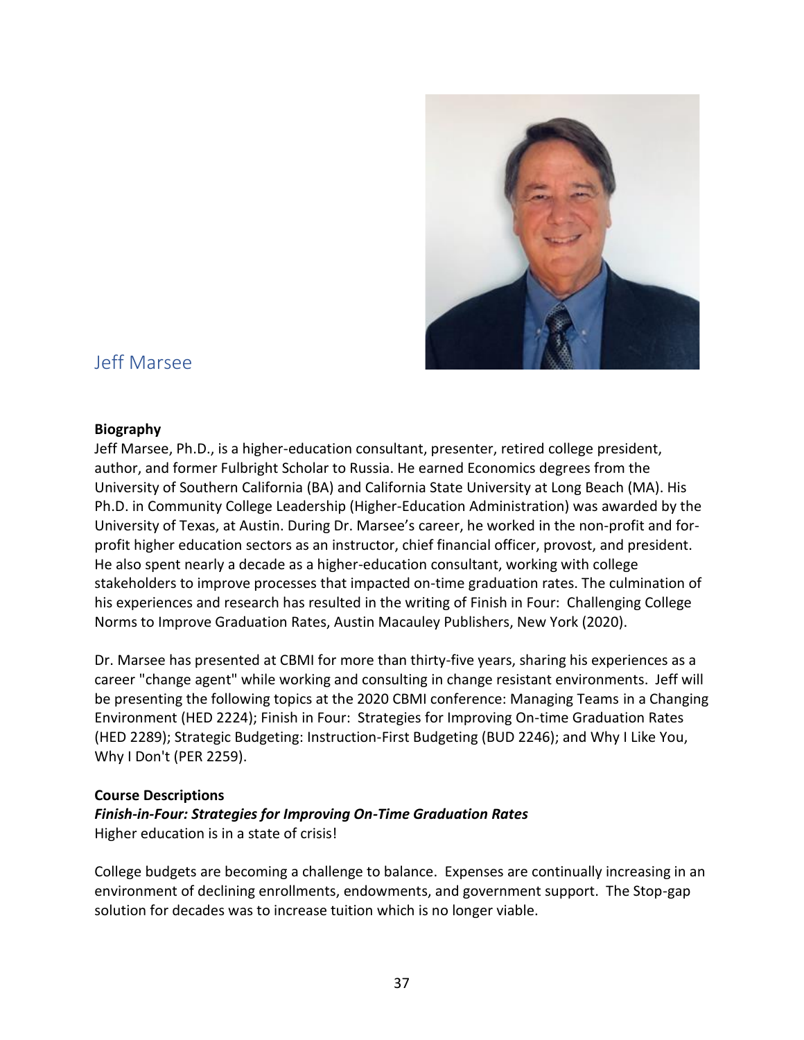## Jeff Marsee

**Biography**

Jeff Marsee, Ph.D., is a higher-education consultant, presenter, retired college president, author, and former Fulbright Scholar to Russia. He earned Economics degrees from the University of Southern California (BA) and California State University at Long Beach (MA). His Ph.D. in Community College Leadership (Higher-Education Administration) was awarded by the University of Texas, at Austin. During Dr. Marsee's career, he worked in the non-profit and for-profit higher education sectors as an instructor, chief financial officer, provost, and president. He also spent nearly a decade as a higher-education consultant, working with college stakeholders to improve processes that impacted on-time graduation rates. The culmination of his experiences and research has resulted in the writing of Finish in Four: Challenging College Norms to Improve Graduation Rates, Austin Macauley Publishers, New York (2020).

Dr. Marsee has presented at CBMI for more than thirty-five years, sharing his experiences as a career "change agent" while working and consulting in change resistant environments. Jeff will be presenting the following topics at the 2020 CBMI conference: Managing Teams in a Changing Environment (HED 2224); Finish in Four: Strategies for Improving On-time Graduation Rates (HED 2289); Strategic Budgeting: Instruction-First Budgeting (BUD 2246); and Why I Like You, Why I Don't (PER 2259).

**Course Descriptions**

***Finish-in-Four: Strategies for Improving On-Time Graduation Rates***

Higher education is in a state of crisis!

College budgets are becoming a challenge to balance. Expenses are continually increasing in an environment of declining enrollments, endowments, and government support. The Stop-gap solution for decades was to increase tuition which is no longer viable.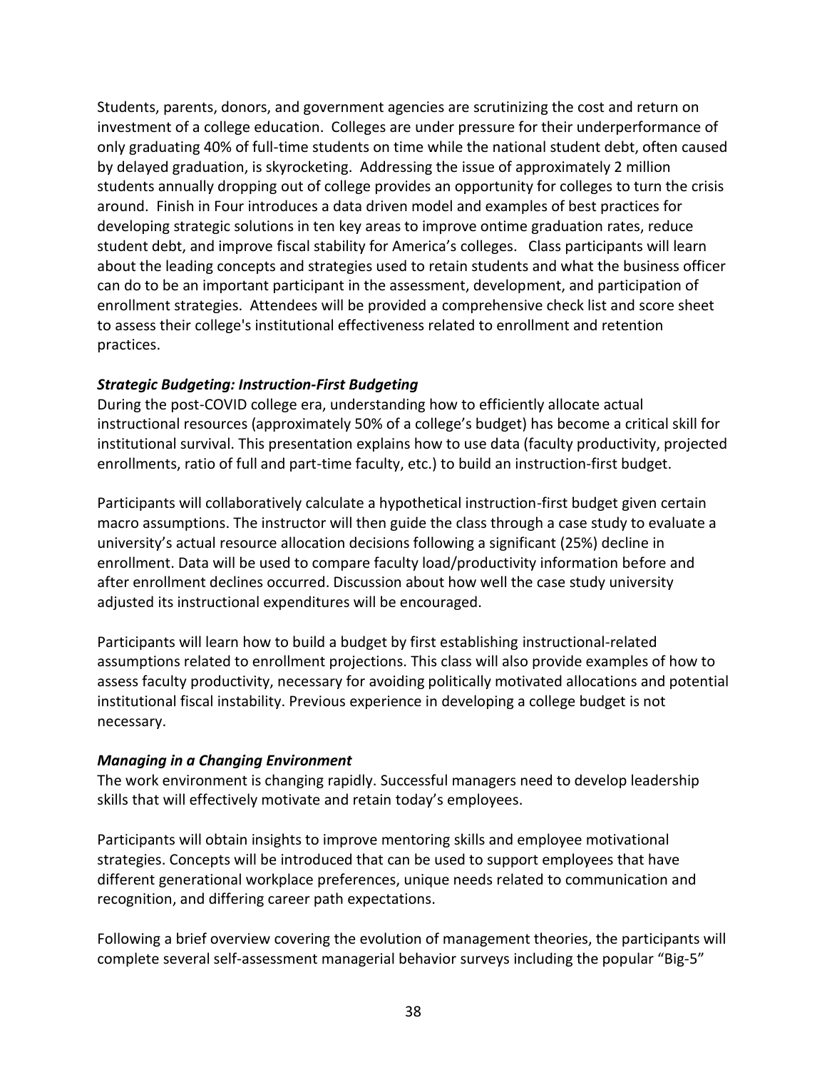Students, parents, donors, and government agencies are scrutinizing the cost and return on investment of a college education. Colleges are under pressure for their underperformance of only graduating 40% of full-time students on time while the national student debt, often caused by delayed graduation, is skyrocketing. Addressing the issue of approximately 2 million students annually dropping out of college provides an opportunity for colleges to turn the crisis around. Finish in Four introduces a data driven model and examples of best practices for developing strategic solutions in ten key areas to improve ontime graduation rates, reduce student debt, and improve fiscal stability for America's colleges. Class participants will learn about the leading concepts and strategies used to retain students and what the business officer can do to be an important participant in the assessment, development, and participation of enrollment strategies. Attendees will be provided a comprehensive check list and score sheet to assess their college's institutional effectiveness related to enrollment and retention practices.

***Strategic Budgeting: Instruction-First Budgeting***

During the post-COVID college era, understanding how to efficiently allocate actual instructional resources (approximately 50% of a college's budget) has become a critical skill for institutional survival. This presentation explains how to use data (faculty productivity, projected enrollments, ratio of full and part-time faculty, etc.) to build an instruction-first budget.

Participants will collaboratively calculate a hypothetical instruction-first budget given certain macro assumptions. The instructor will then guide the class through a case study to evaluate a university's actual resource allocation decisions following a significant (25%) decline in enrollment. Data will be used to compare faculty load/productivity information before and after enrollment declines occurred. Discussion about how well the case study university adjusted its instructional expenditures will be encouraged.

Participants will learn how to build a budget by first establishing instructional-related assumptions related to enrollment projections. This class will also provide examples of how to assess faculty productivity, necessary for avoiding politically motivated allocations and potential institutional fiscal instability. Previous experience in developing a college budget is not necessary.

***Managing in a Changing Environment***

The work environment is changing rapidly. Successful managers need to develop leadership skills that will effectively motivate and retain today's employees.

Participants will obtain insights to improve mentoring skills and employee motivational strategies. Concepts will be introduced that can be used to support employees that have different generational workplace preferences, unique needs related to communication and recognition, and differing career path expectations.

Following a brief overview covering the evolution of management theories, the participants will complete several self-assessment managerial behavior surveys including the popular "Big-5"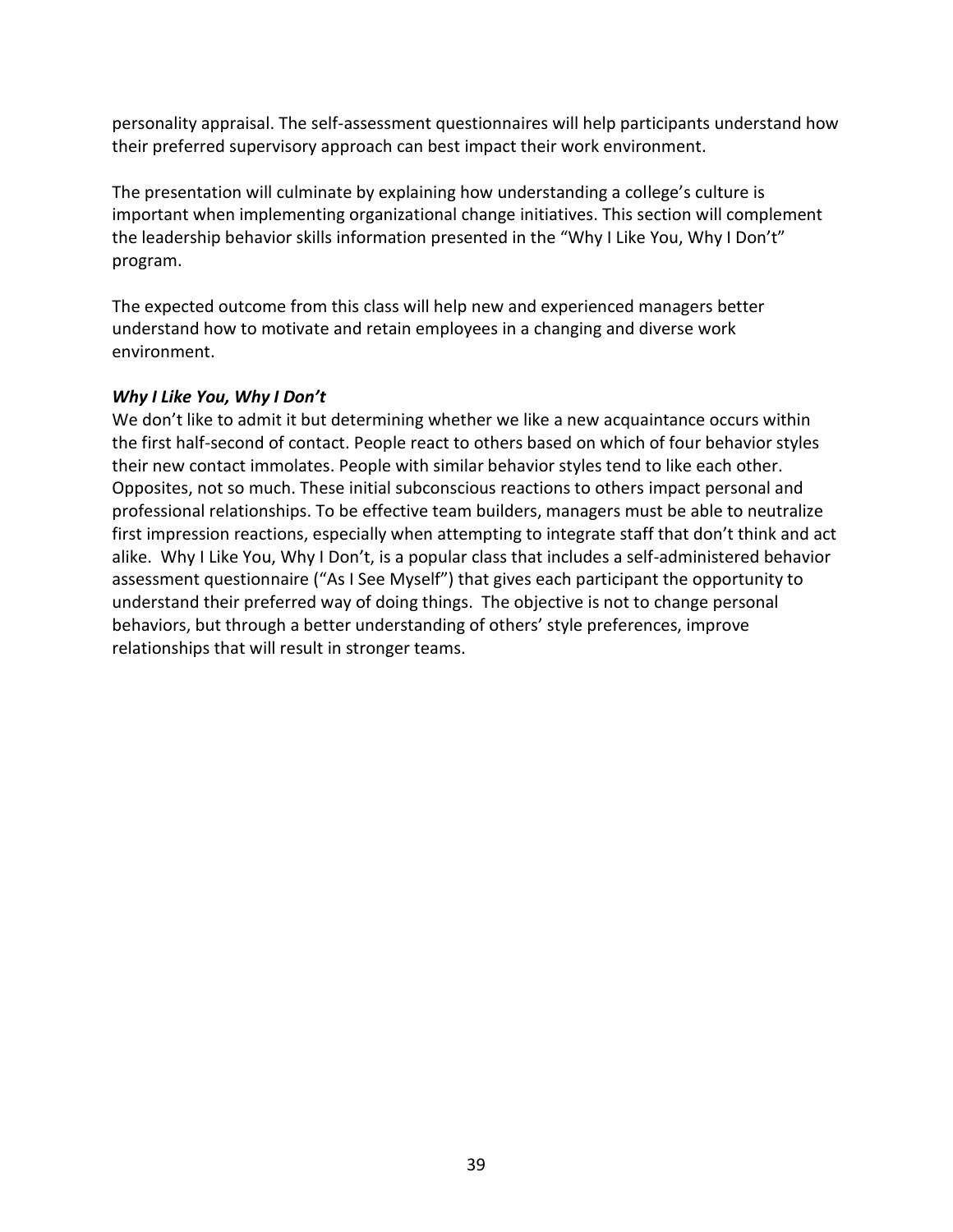personality appraisal. The self-assessment questionnaires will help participants understand how their preferred supervisory approach can best impact their work environment.

The presentation will culminate by explaining how understanding a college's culture is important when implementing organizational change initiatives. This section will complement the leadership behavior skills information presented in the "Why I Like You, Why I Don't" program.

The expected outcome from this class will help new and experienced managers better understand how to motivate and retain employees in a changing and diverse work environment.

***Why I Like You, Why I Don't***

We don't like to admit it but determining whether we like a new acquaintance occurs within the first half-second of contact. People react to others based on which of four behavior styles their new contact immolates. People with similar behavior styles tend to like each other. Opposites, not so much. These initial subconscious reactions to others impact personal and professional relationships. To be effective team builders, managers must be able to neutralize first impression reactions, especially when attempting to integrate staff that don't think and act alike. Why I Like You, Why I Don't, is a popular class that includes a self-administered behavior assessment questionnaire ("As I See Myself") that gives each participant the opportunity to understand their preferred way of doing things. The objective is not to change personal behaviors, but through a better understanding of others' style preferences, improve relationships that will result in stronger teams.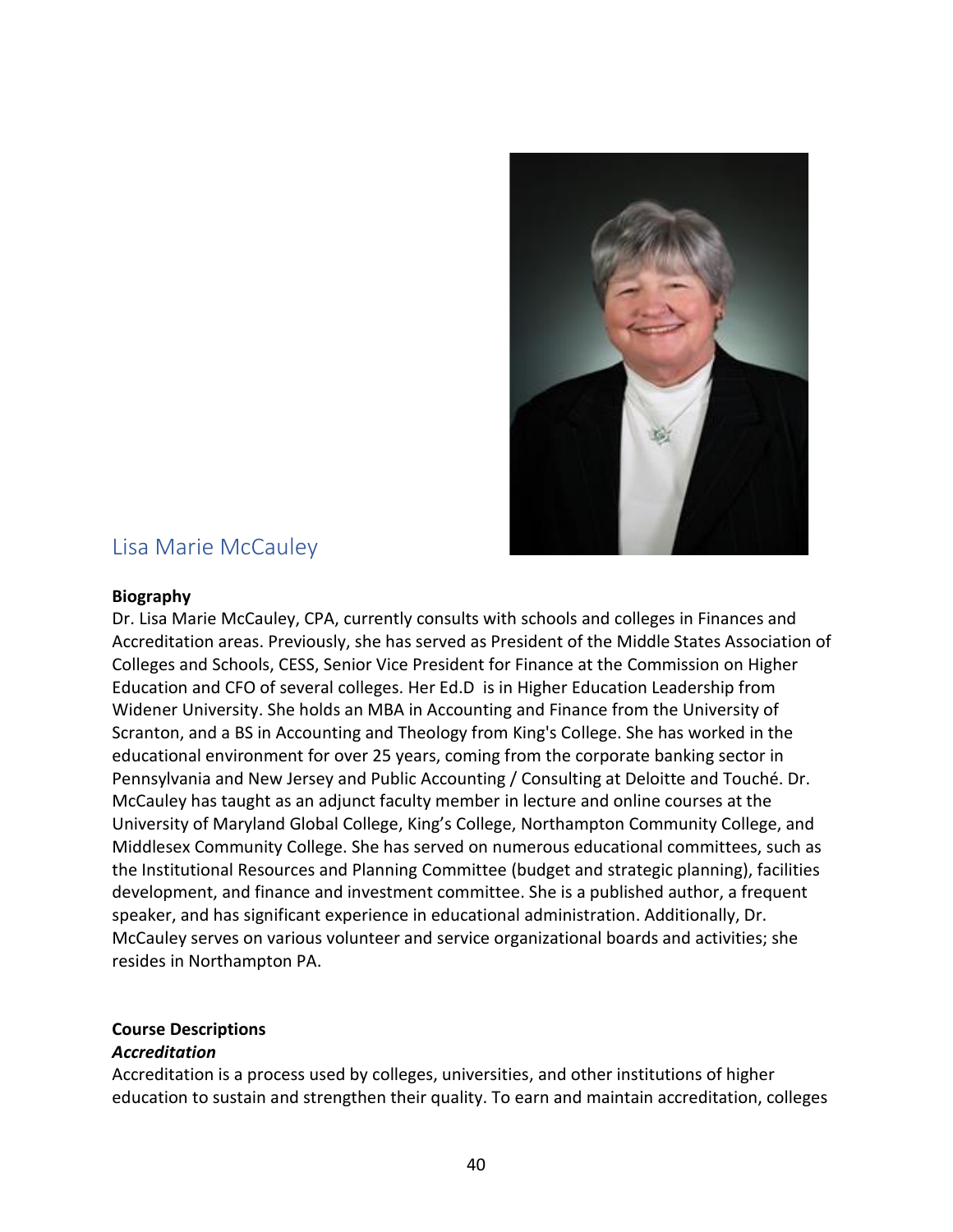## Lisa Marie McCauley

**Biography**

Dr. Lisa Marie McCauley, CPA, currently consults with schools and colleges in Finances and Accreditation areas. Previously, she has served as President of the Middle States Association of Colleges and Schools, CESS, Senior Vice President for Finance at the Commission on Higher Education and CFO of several colleges. Her Ed.D is in Higher Education Leadership from Widener University. She holds an MBA in Accounting and Finance from the University of Scranton, and a BS in Accounting and Theology from King's College. She has worked in the educational environment for over 25 years, coming from the corporate banking sector in Pennsylvania and New Jersey and Public Accounting / Consulting at Deloitte and Touché. Dr. McCauley has taught as an adjunct faculty member in lecture and online courses at the University of Maryland Global College, King's College, Northampton Community College, and Middlesex Community College. She has served on numerous educational committees, such as the Institutional Resources and Planning Committee (budget and strategic planning), facilities development, and finance and investment committee. She is a published author, a frequent speaker, and has significant experience in educational administration. Additionally, Dr. McCauley serves on various volunteer and service organizational boards and activities; she resides in Northampton PA.

**Course Descriptions**

***Accreditation***

Accreditation is a process used by colleges, universities, and other institutions of higher education to sustain and strengthen their quality. To earn and maintain accreditation, colleges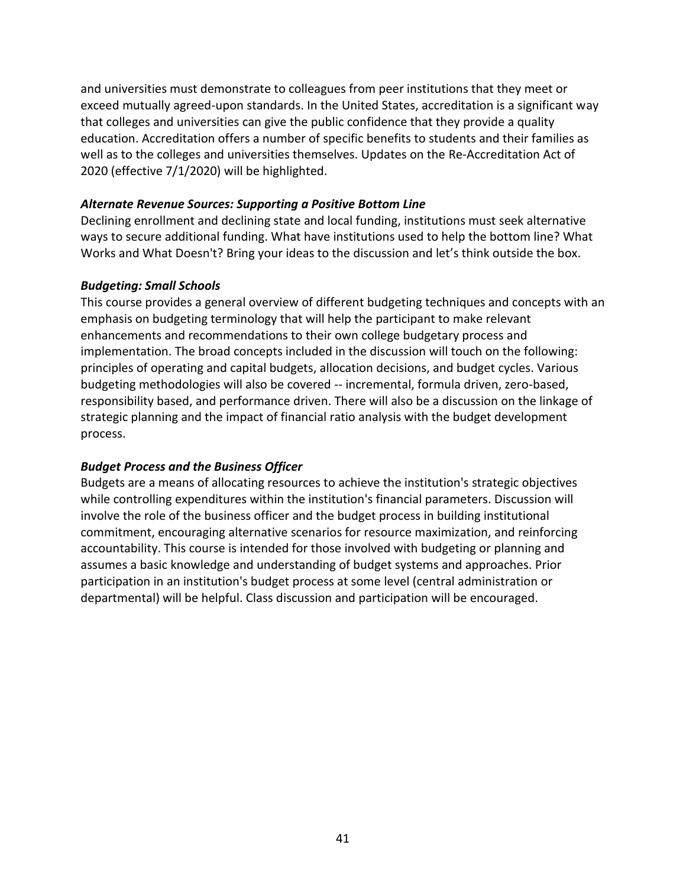and universities must demonstrate to colleagues from peer institutions that they meet or exceed mutually agreed-upon standards. In the United States, accreditation is a significant way that colleges and universities can give the public confidence that they provide a quality education. Accreditation offers a number of specific benefits to students and their families as well as to the colleges and universities themselves. Updates on the Re-Accreditation Act of 2020 (effective 7/1/2020) will be highlighted.

***Alternate Revenue Sources: Supporting a Positive Bottom Line***

Declining enrollment and declining state and local funding, institutions must seek alternative ways to secure additional funding. What have institutions used to help the bottom line? What Works and What Doesn't? Bring your ideas to the discussion and let's think outside the box.

***Budgeting: Small Schools***

This course provides a general overview of different budgeting techniques and concepts with an emphasis on budgeting terminology that will help the participant to make relevant enhancements and recommendations to their own college budgetary process and implementation. The broad concepts included in the discussion will touch on the following: principles of operating and capital budgets, allocation decisions, and budget cycles. Various budgeting methodologies will also be covered -- incremental, formula driven, zero-based, responsibility based, and performance driven. There will also be a discussion on the linkage of strategic planning and the impact of financial ratio analysis with the budget development process.

***Budget Process and the Business Officer***

Budgets are a means of allocating resources to achieve the institution's strategic objectives while controlling expenditures within the institution's financial parameters. Discussion will involve the role of the business officer and the budget process in building institutional commitment, encouraging alternative scenarios for resource maximization, and reinforcing accountability. This course is intended for those involved with budgeting or planning and assumes a basic knowledge and understanding of budget systems and approaches. Prior participation in an institution's budget process at some level (central administration or departmental) will be helpful. Class discussion and participation will be encouraged.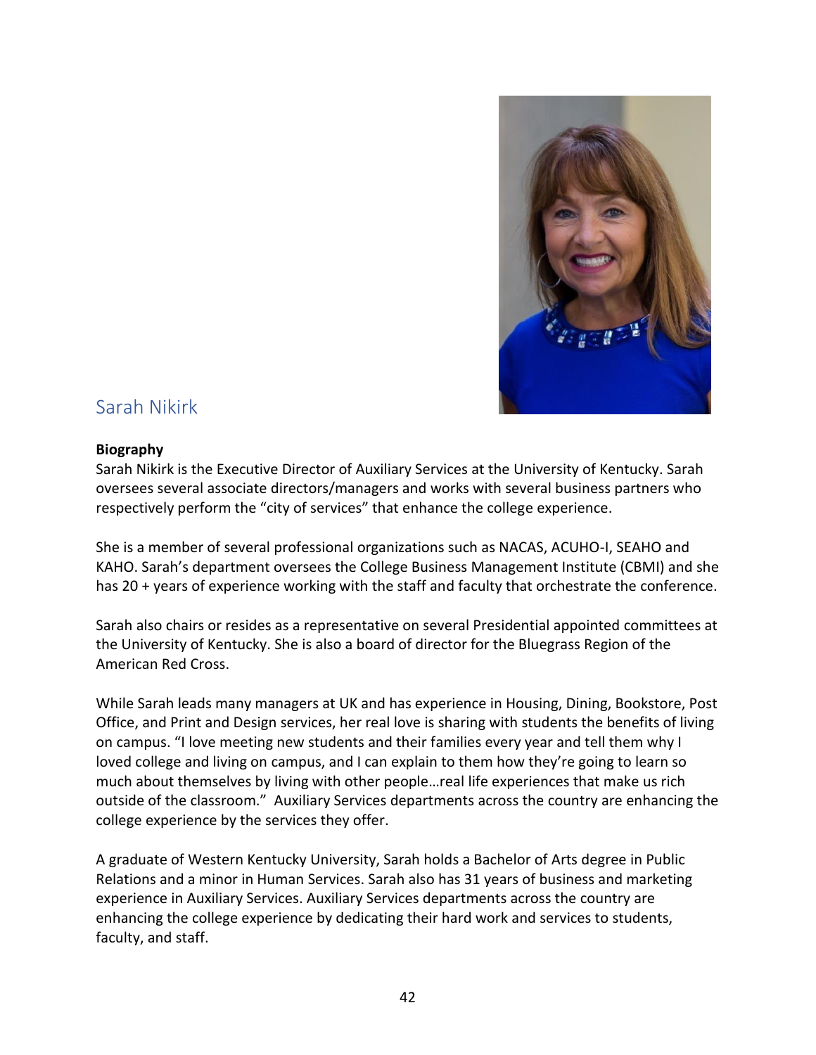## Sarah Nikirk

**Biography**

Sarah Nikirk is the Executive Director of Auxiliary Services at the University of Kentucky. Sarah oversees several associate directors/managers and works with several business partners who respectively perform the "city of services" that enhance the college experience.

She is a member of several professional organizations such as NACAS, ACUHO-I, SEAHO and KAHO. Sarah's department oversees the College Business Management Institute (CBMI) and she has 20 + years of experience working with the staff and faculty that orchestrate the conference.

Sarah also chairs or resides as a representative on several Presidential appointed committees at the University of Kentucky. She is also a board of director for the Bluegrass Region of the American Red Cross.

While Sarah leads many managers at UK and has experience in Housing, Dining, Bookstore, Post Office, and Print and Design services, her real love is sharing with students the benefits of living on campus. "I love meeting new students and their families every year and tell them why I loved college and living on campus, and I can explain to them how they're going to learn so much about themselves by living with other people…real life experiences that make us rich outside of the classroom." Auxiliary Services departments across the country are enhancing the college experience by the services they offer.

A graduate of Western Kentucky University, Sarah holds a Bachelor of Arts degree in Public Relations and a minor in Human Services. Sarah also has 31 years of business and marketing experience in Auxiliary Services. Auxiliary Services departments across the country are enhancing the college experience by dedicating their hard work and services to students, faculty, and staff.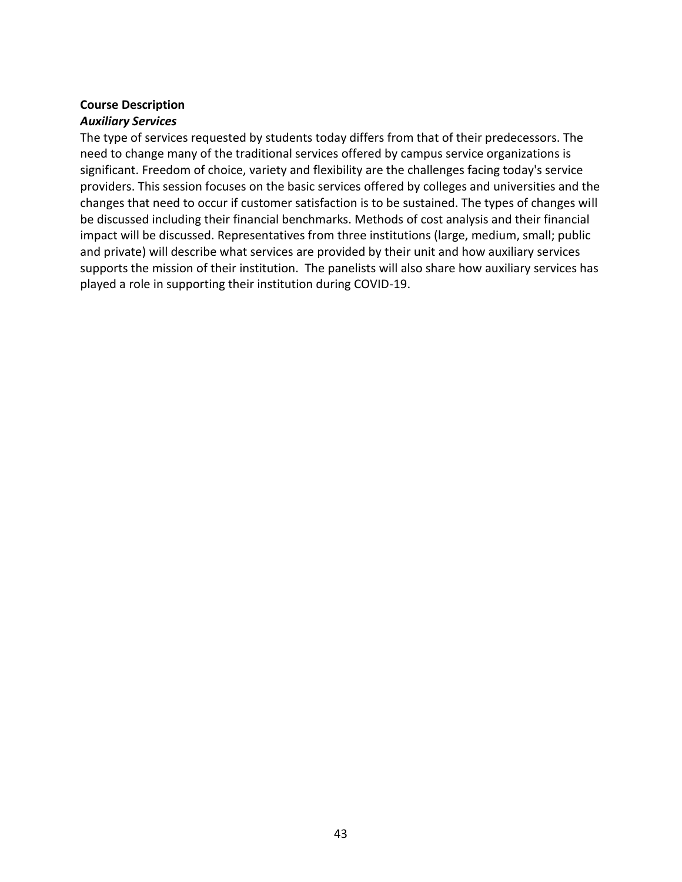**Course Description**

***Auxiliary Services***

The type of services requested by students today differs from that of their predecessors. The need to change many of the traditional services offered by campus service organizations is significant. Freedom of choice, variety and flexibility are the challenges facing today's service providers. This session focuses on the basic services offered by colleges and universities and the changes that need to occur if customer satisfaction is to be sustained. The types of changes will be discussed including their financial benchmarks. Methods of cost analysis and their financial impact will be discussed. Representatives from three institutions (large, medium, small; public and private) will describe what services are provided by their unit and how auxiliary services supports the mission of their institution. The panelists will also share how auxiliary services has played a role in supporting their institution during COVID-19.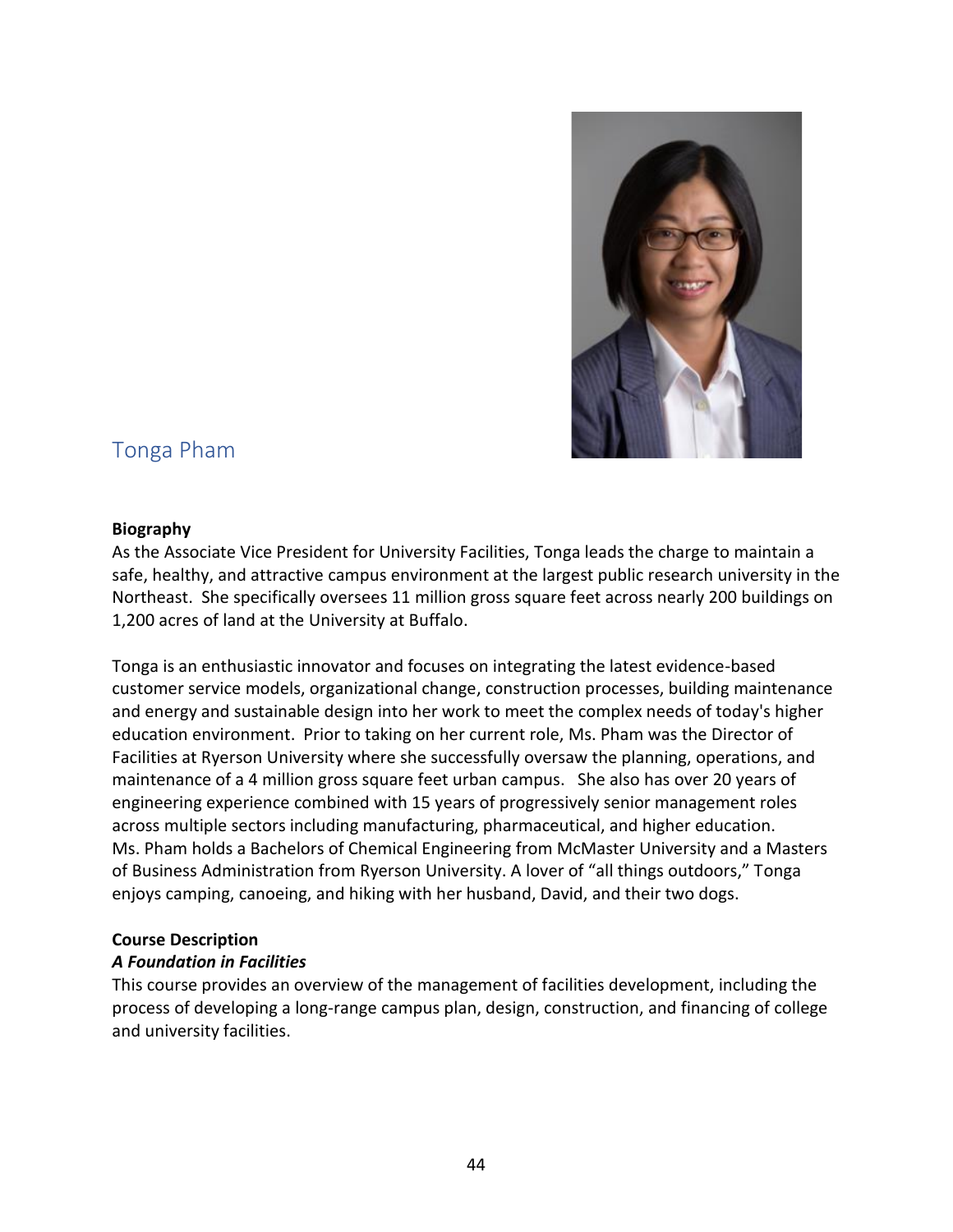## Tonga Pham

**Biography**

As the Associate Vice President for University Facilities, Tonga leads the charge to maintain a safe, healthy, and attractive campus environment at the largest public research university in the Northeast. She specifically oversees 11 million gross square feet across nearly 200 buildings on 1,200 acres of land at the University at Buffalo.

Tonga is an enthusiastic innovator and focuses on integrating the latest evidence-based customer service models, organizational change, construction processes, building maintenance and energy and sustainable design into her work to meet the complex needs of today's higher education environment. Prior to taking on her current role, Ms. Pham was the Director of Facilities at Ryerson University where she successfully oversaw the planning, operations, and maintenance of a 4 million gross square feet urban campus. She also has over 20 years of engineering experience combined with 15 years of progressively senior management roles across multiple sectors including manufacturing, pharmaceutical, and higher education. Ms. Pham holds a Bachelors of Chemical Engineering from McMaster University and a Masters of Business Administration from Ryerson University. A lover of "all things outdoors," Tonga enjoys camping, canoeing, and hiking with her husband, David, and their two dogs.

**Course Description**

***A Foundation in Facilities***

This course provides an overview of the management of facilities development, including the process of developing a long-range campus plan, design, construction, and financing of college and university facilities.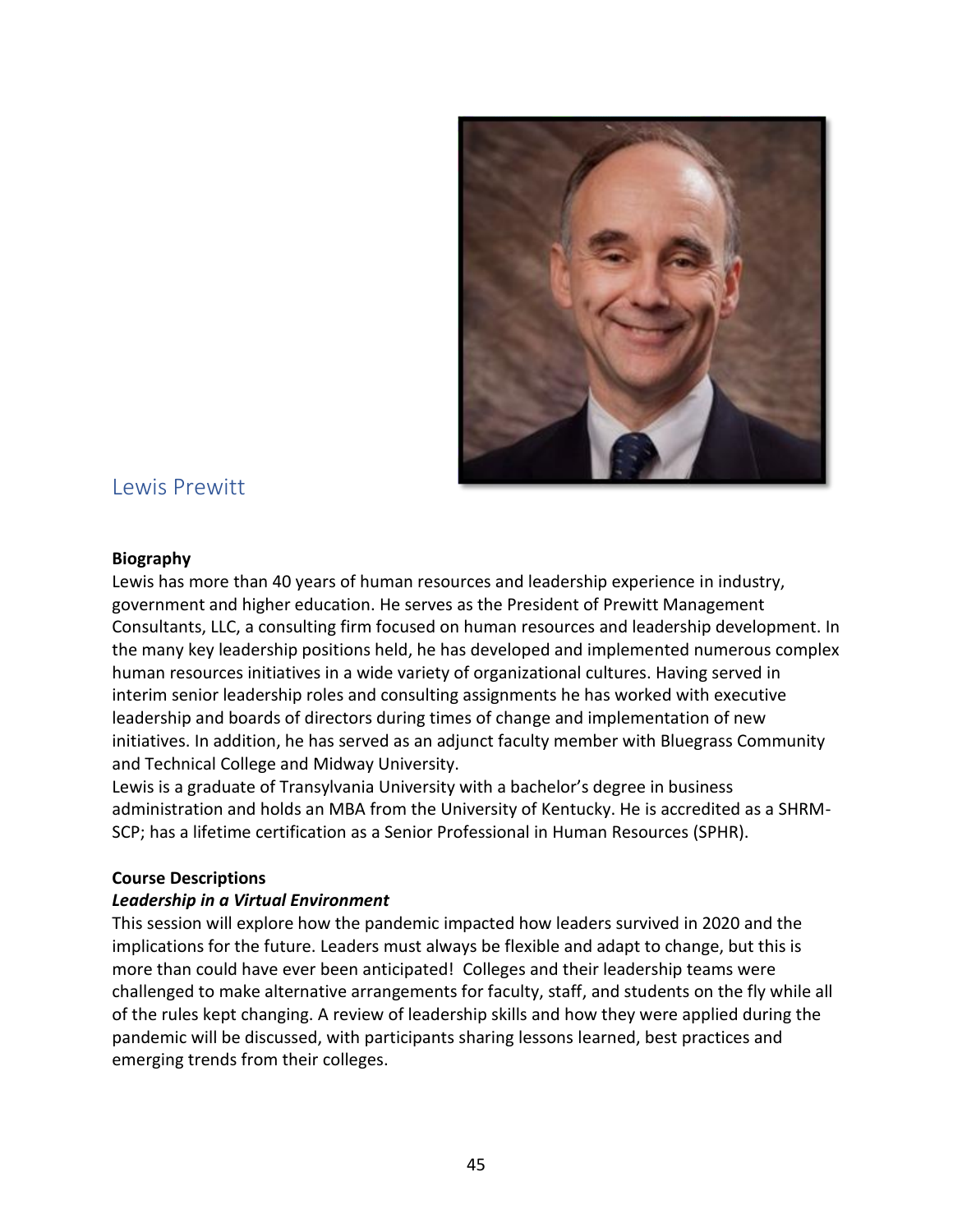## Lewis Prewitt

**Biography**

Lewis has more than 40 years of human resources and leadership experience in industry, government and higher education. He serves as the President of Prewitt Management Consultants, LLC, a consulting firm focused on human resources and leadership development. In the many key leadership positions held, he has developed and implemented numerous complex human resources initiatives in a wide variety of organizational cultures. Having served in interim senior leadership roles and consulting assignments he has worked with executive leadership and boards of directors during times of change and implementation of new initiatives. In addition, he has served as an adjunct faculty member with Bluegrass Community and Technical College and Midway University.

Lewis is a graduate of Transylvania University with a bachelor's degree in business administration and holds an MBA from the University of Kentucky. He is accredited as a SHRM-SCP; has a lifetime certification as a Senior Professional in Human Resources (SPHR).

**Course Descriptions**

***Leadership in a Virtual Environment***

This session will explore how the pandemic impacted how leaders survived in 2020 and the implications for the future. Leaders must always be flexible and adapt to change, but this is more than could have ever been anticipated! Colleges and their leadership teams were challenged to make alternative arrangements for faculty, staff, and students on the fly while all of the rules kept changing. A review of leadership skills and how they were applied during the pandemic will be discussed, with participants sharing lessons learned, best practices and emerging trends from their colleges.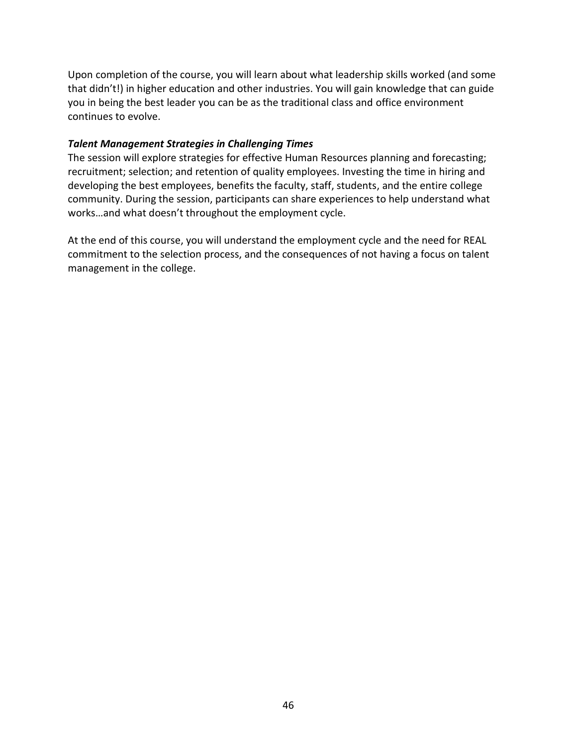Upon completion of the course, you will learn about what leadership skills worked (and some that didn't!) in higher education and other industries. You will gain knowledge that can guide you in being the best leader you can be as the traditional class and office environment continues to evolve.

***Talent Management Strategies in Challenging Times***

The session will explore strategies for effective Human Resources planning and forecasting; recruitment; selection; and retention of quality employees. Investing the time in hiring and developing the best employees, benefits the faculty, staff, students, and the entire college community. During the session, participants can share experiences to help understand what works…and what doesn't throughout the employment cycle.

At the end of this course, you will understand the employment cycle and the need for REAL commitment to the selection process, and the consequences of not having a focus on talent management in the college.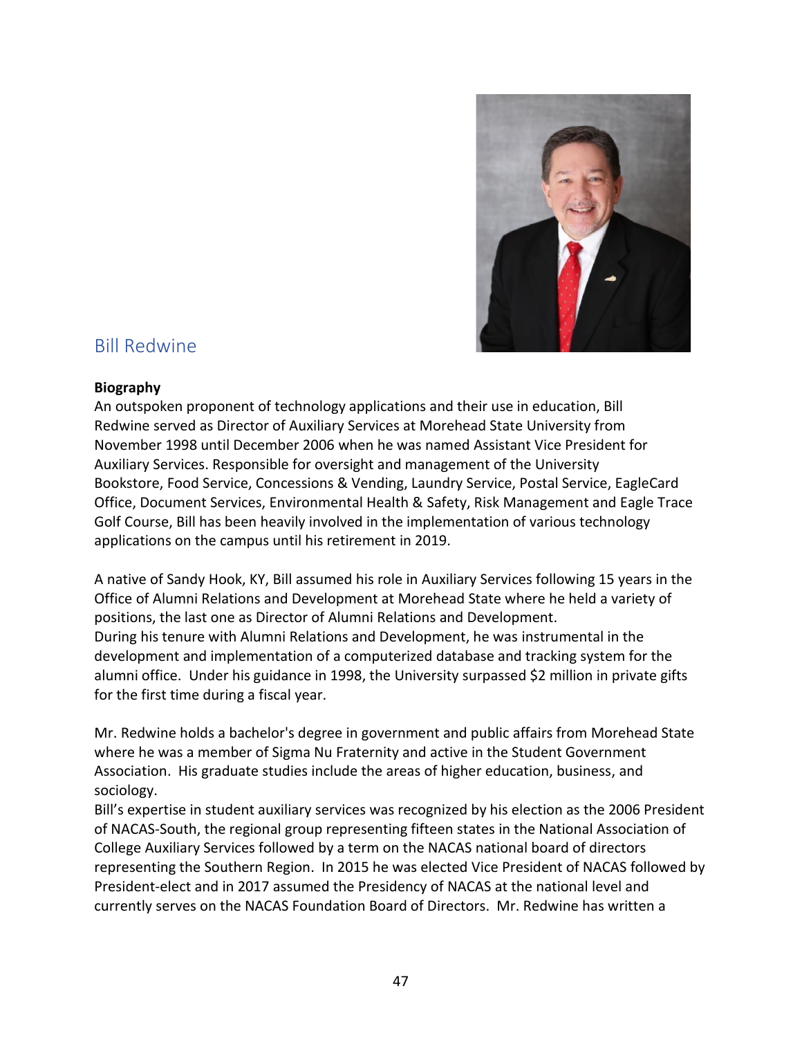## Bill Redwine

**Biography**

An outspoken proponent of technology applications and their use in education, Bill Redwine served as Director of Auxiliary Services at Morehead State University from November 1998 until December 2006 when he was named Assistant Vice President for Auxiliary Services. Responsible for oversight and management of the University Bookstore, Food Service, Concessions & Vending, Laundry Service, Postal Service, EagleCard Office, Document Services, Environmental Health & Safety, Risk Management and Eagle Trace Golf Course, Bill has been heavily involved in the implementation of various technology applications on the campus until his retirement in 2019.

A native of Sandy Hook, KY, Bill assumed his role in Auxiliary Services following 15 years in the Office of Alumni Relations and Development at Morehead State where he held a variety of positions, the last one as Director of Alumni Relations and Development.
During his tenure with Alumni Relations and Development, he was instrumental in the development and implementation of a computerized database and tracking system for the alumni office. Under his guidance in 1998, the University surpassed $2 million in private gifts for the first time during a fiscal year.

Mr. Redwine holds a bachelor's degree in government and public affairs from Morehead State where he was a member of Sigma Nu Fraternity and active in the Student Government Association. His graduate studies include the areas of higher education, business, and sociology.
Bill's expertise in student auxiliary services was recognized by his election as the 2006 President of NACAS-South, the regional group representing fifteen states in the National Association of College Auxiliary Services followed by a term on the NACAS national board of directors representing the Southern Region. In 2015 he was elected Vice President of NACAS followed by President-elect and in 2017 assumed the Presidency of NACAS at the national level and currently serves on the NACAS Foundation Board of Directors. Mr. Redwine has written a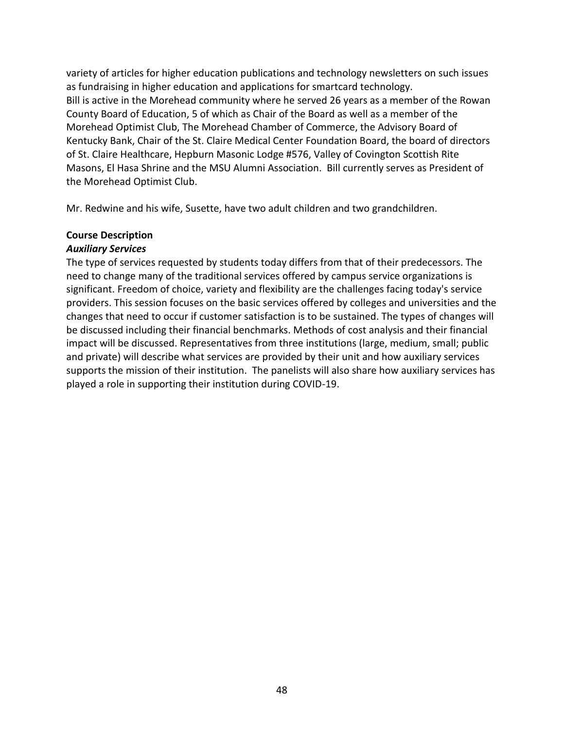variety of articles for higher education publications and technology newsletters on such issues as fundraising in higher education and applications for smartcard technology.
Bill is active in the Morehead community where he served 26 years as a member of the Rowan County Board of Education, 5 of which as Chair of the Board as well as a member of the Morehead Optimist Club, The Morehead Chamber of Commerce, the Advisory Board of Kentucky Bank, Chair of the St. Claire Medical Center Foundation Board, the board of directors of St. Claire Healthcare, Hepburn Masonic Lodge #576, Valley of Covington Scottish Rite Masons, El Hasa Shrine and the MSU Alumni Association. Bill currently serves as President of the Morehead Optimist Club.

Mr. Redwine and his wife, Susette, have two adult children and two grandchildren.

**Course Description**

***Auxiliary Services***

The type of services requested by students today differs from that of their predecessors. The need to change many of the traditional services offered by campus service organizations is significant. Freedom of choice, variety and flexibility are the challenges facing today's service providers. This session focuses on the basic services offered by colleges and universities and the changes that need to occur if customer satisfaction is to be sustained. The types of changes will be discussed including their financial benchmarks. Methods of cost analysis and their financial impact will be discussed. Representatives from three institutions (large, medium, small; public and private) will describe what services are provided by their unit and how auxiliary services supports the mission of their institution. The panelists will also share how auxiliary services has played a role in supporting their institution during COVID-19.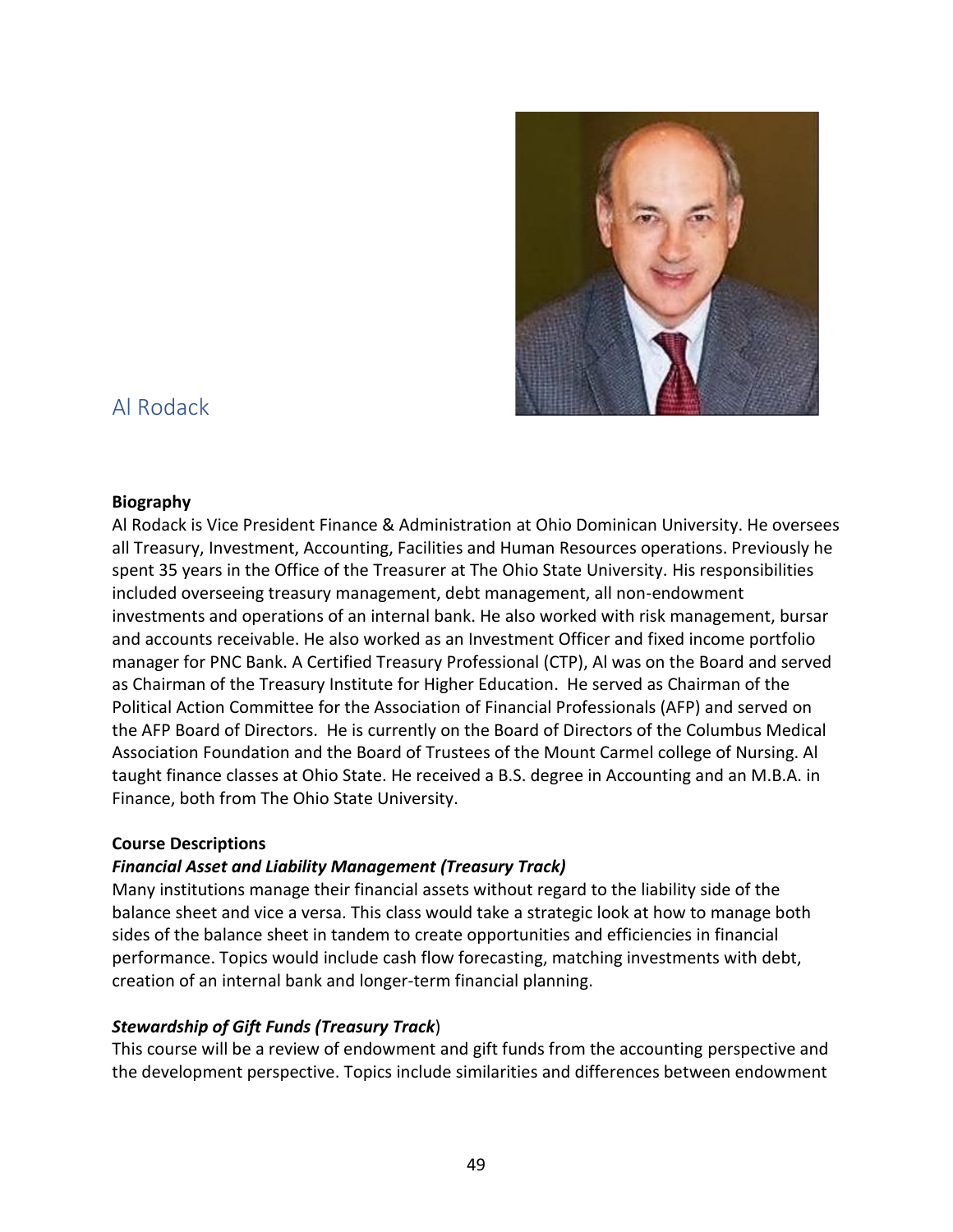## Al Rodack

**Biography**

Al Rodack is Vice President Finance & Administration at Ohio Dominican University. He oversees all Treasury, Investment, Accounting, Facilities and Human Resources operations. Previously he spent 35 years in the Office of the Treasurer at The Ohio State University. His responsibilities included overseeing treasury management, debt management, all non-endowment investments and operations of an internal bank. He also worked with risk management, bursar and accounts receivable. He also worked as an Investment Officer and fixed income portfolio manager for PNC Bank. A Certified Treasury Professional (CTP), Al was on the Board and served as Chairman of the Treasury Institute for Higher Education. He served as Chairman of the Political Action Committee for the Association of Financial Professionals (AFP) and served on the AFP Board of Directors. He is currently on the Board of Directors of the Columbus Medical Association Foundation and the Board of Trustees of the Mount Carmel college of Nursing. Al taught finance classes at Ohio State. He received a B.S. degree in Accounting and an M.B.A. in Finance, both from The Ohio State University.

**Course Descriptions**

***Financial Asset and Liability Management (Treasury Track)***

Many institutions manage their financial assets without regard to the liability side of the balance sheet and vice a versa. This class would take a strategic look at how to manage both sides of the balance sheet in tandem to create opportunities and efficiencies in financial performance. Topics would include cash flow forecasting, matching investments with debt, creation of an internal bank and longer-term financial planning.

***Stewardship of Gift Funds (Treasury Track)***

This course will be a review of endowment and gift funds from the accounting perspective and the development perspective. Topics include similarities and differences between endowment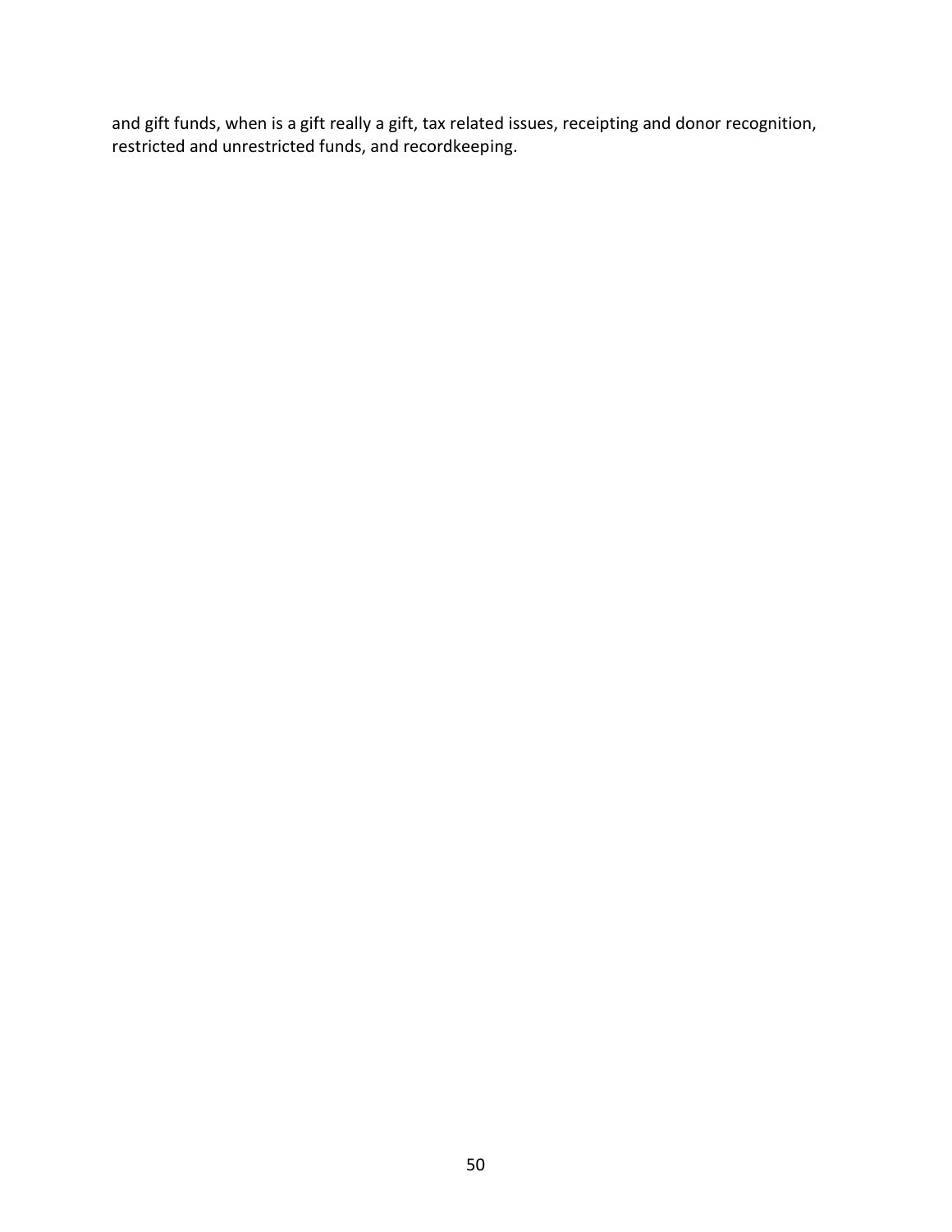and gift funds, when is a gift really a gift, tax related issues, receipting and donor recognition, restricted and unrestricted funds, and recordkeeping.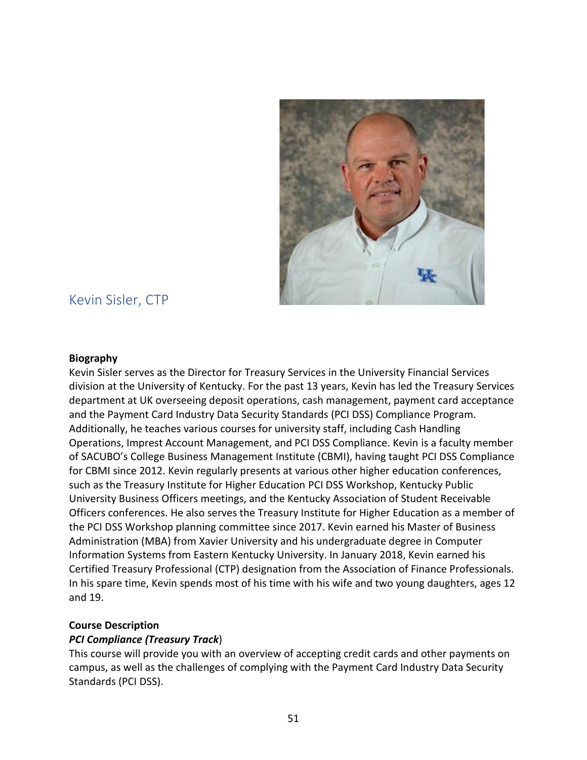## Kevin Sisler, CTP

**Biography**

Kevin Sisler serves as the Director for Treasury Services in the University Financial Services division at the University of Kentucky. For the past 13 years, Kevin has led the Treasury Services department at UK overseeing deposit operations, cash management, payment card acceptance and the Payment Card Industry Data Security Standards (PCI DSS) Compliance Program. Additionally, he teaches various courses for university staff, including Cash Handling Operations, Imprest Account Management, and PCI DSS Compliance. Kevin is a faculty member of SACUBO's College Business Management Institute (CBMI), having taught PCI DSS Compliance for CBMI since 2012. Kevin regularly presents at various other higher education conferences, such as the Treasury Institute for Higher Education PCI DSS Workshop, Kentucky Public University Business Officers meetings, and the Kentucky Association of Student Receivable Officers conferences. He also serves the Treasury Institute for Higher Education as a member of the PCI DSS Workshop planning committee since 2017. Kevin earned his Master of Business Administration (MBA) from Xavier University and his undergraduate degree in Computer Information Systems from Eastern Kentucky University. In January 2018, Kevin earned his Certified Treasury Professional (CTP) designation from the Association of Finance Professionals. In his spare time, Kevin spends most of his time with his wife and two young daughters, ages 12 and 19.

**Course Description**

***PCI Compliance (Treasury Track***)

This course will provide you with an overview of accepting credit cards and other payments on campus, as well as the challenges of complying with the Payment Card Industry Data Security Standards (PCI DSS).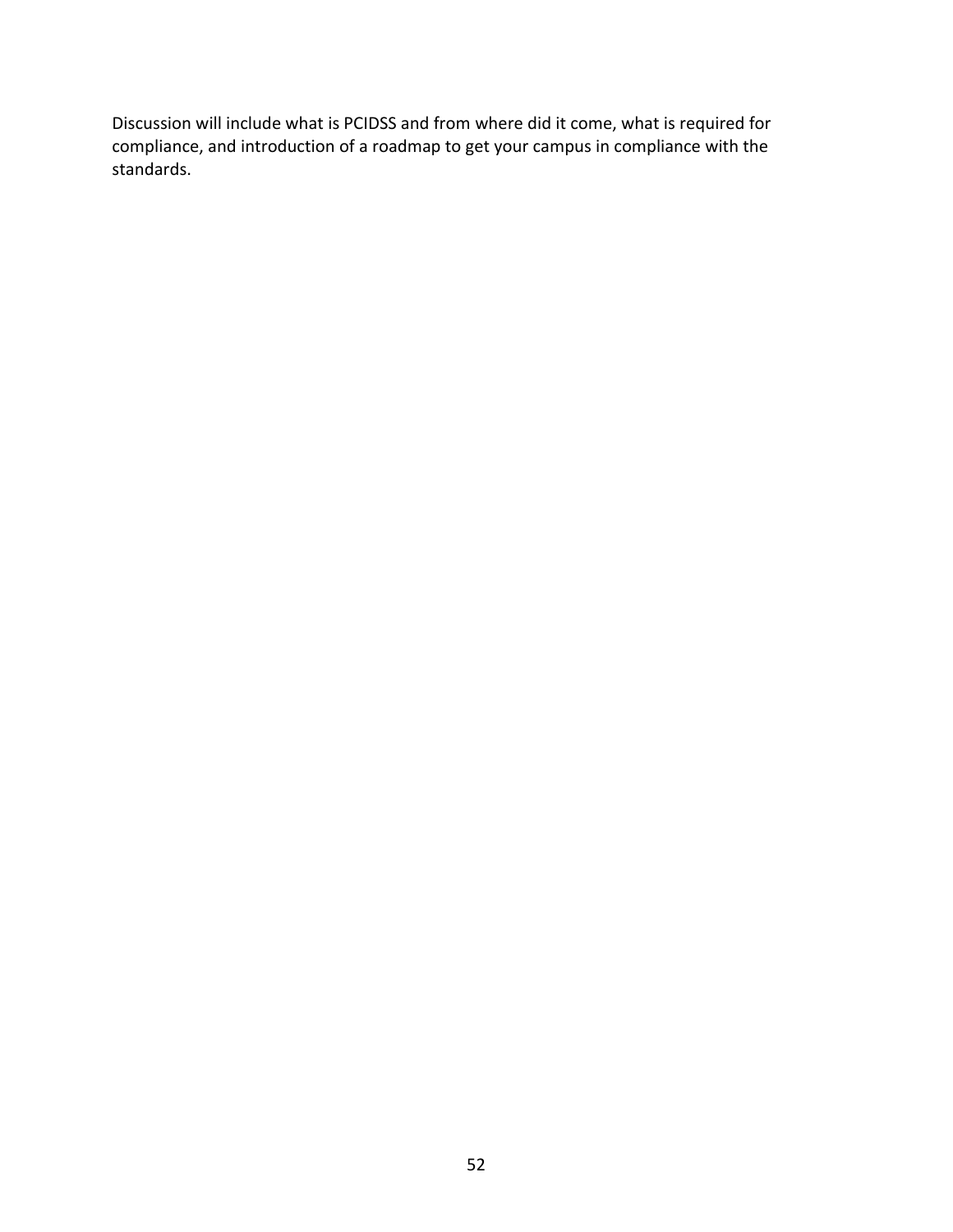Discussion will include what is PCIDSS and from where did it come, what is required for compliance, and introduction of a roadmap to get your campus in compliance with the standards.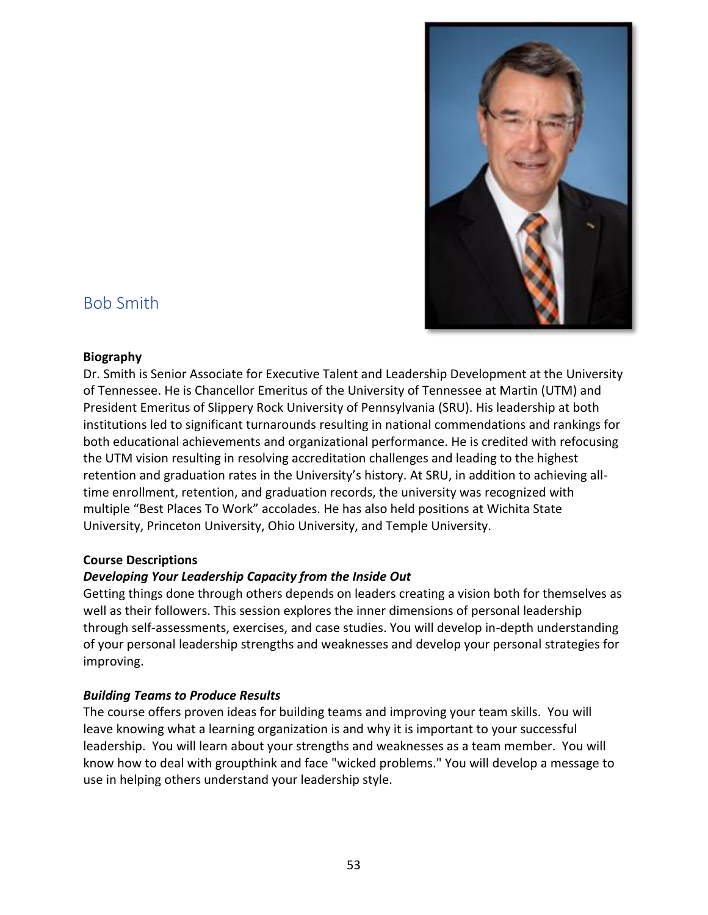## Bob Smith

**Biography**

Dr. Smith is Senior Associate for Executive Talent and Leadership Development at the University of Tennessee. He is Chancellor Emeritus of the University of Tennessee at Martin (UTM) and President Emeritus of Slippery Rock University of Pennsylvania (SRU). His leadership at both institutions led to significant turnarounds resulting in national commendations and rankings for both educational achievements and organizational performance. He is credited with refocusing the UTM vision resulting in resolving accreditation challenges and leading to the highest retention and graduation rates in the University's history. At SRU, in addition to achieving all-time enrollment, retention, and graduation records, the university was recognized with multiple "Best Places To Work" accolades. He has also held positions at Wichita State University, Princeton University, Ohio University, and Temple University.

**Course Descriptions**

***Developing Your Leadership Capacity from the Inside Out***

Getting things done through others depends on leaders creating a vision both for themselves as well as their followers. This session explores the inner dimensions of personal leadership through self-assessments, exercises, and case studies. You will develop in-depth understanding of your personal leadership strengths and weaknesses and develop your personal strategies for improving.

***Building Teams to Produce Results***

The course offers proven ideas for building teams and improving your team skills. You will leave knowing what a learning organization is and why it is important to your successful leadership. You will learn about your strengths and weaknesses as a team member. You will know how to deal with groupthink and face "wicked problems." You will develop a message to use in helping others understand your leadership style.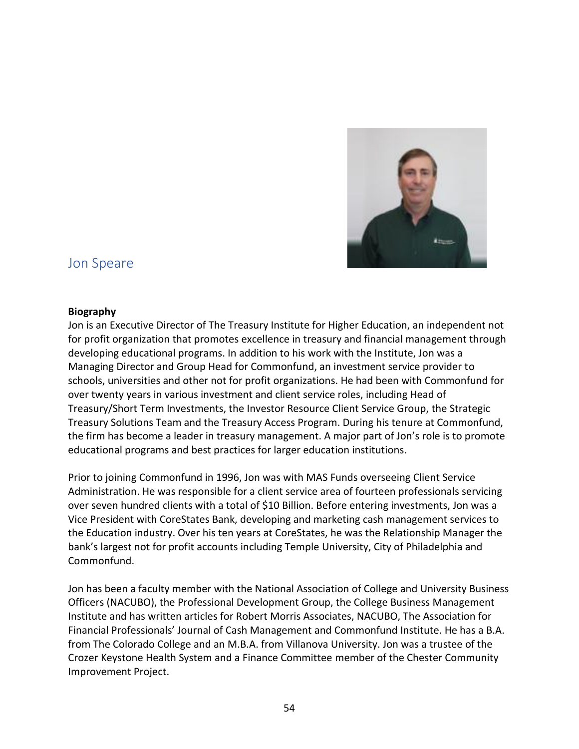## Jon Speare

**Biography**

Jon is an Executive Director of The Treasury Institute for Higher Education, an independent not for profit organization that promotes excellence in treasury and financial management through developing educational programs. In addition to his work with the Institute, Jon was a Managing Director and Group Head for Commonfund, an investment service provider to schools, universities and other not for profit organizations. He had been with Commonfund for over twenty years in various investment and client service roles, including Head of Treasury/Short Term Investments, the Investor Resource Client Service Group, the Strategic Treasury Solutions Team and the Treasury Access Program. During his tenure at Commonfund, the firm has become a leader in treasury management. A major part of Jon's role is to promote educational programs and best practices for larger education institutions.

Prior to joining Commonfund in 1996, Jon was with MAS Funds overseeing Client Service Administration. He was responsible for a client service area of fourteen professionals servicing over seven hundred clients with a total of $10 Billion. Before entering investments, Jon was a Vice President with CoreStates Bank, developing and marketing cash management services to the Education industry. Over his ten years at CoreStates, he was the Relationship Manager the bank's largest not for profit accounts including Temple University, City of Philadelphia and Commonfund.

Jon has been a faculty member with the National Association of College and University Business Officers (NACUBO), the Professional Development Group, the College Business Management Institute and has written articles for Robert Morris Associates, NACUBO, The Association for Financial Professionals' Journal of Cash Management and Commonfund Institute. He has a B.A. from The Colorado College and an M.B.A. from Villanova University. Jon was a trustee of the Crozer Keystone Health System and a Finance Committee member of the Chester Community Improvement Project.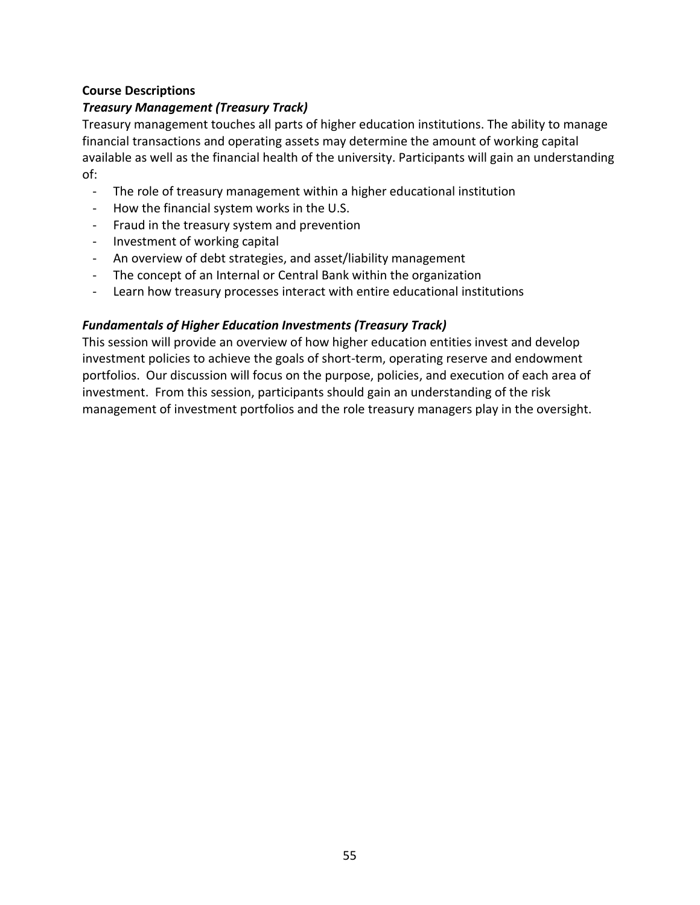**Course Descriptions**

***Treasury Management (Treasury Track)***

Treasury management touches all parts of higher education institutions. The ability to manage financial transactions and operating assets may determine the amount of working capital available as well as the financial health of the university. Participants will gain an understanding of:

- The role of treasury management within a higher educational institution
- How the financial system works in the U.S.
- Fraud in the treasury system and prevention
- Investment of working capital
- An overview of debt strategies, and asset/liability management
- The concept of an Internal or Central Bank within the organization
- Learn how treasury processes interact with entire educational institutions

***Fundamentals of Higher Education Investments (Treasury Track)***

This session will provide an overview of how higher education entities invest and develop investment policies to achieve the goals of short-term, operating reserve and endowment portfolios. Our discussion will focus on the purpose, policies, and execution of each area of investment. From this session, participants should gain an understanding of the risk management of investment portfolios and the role treasury managers play in the oversight.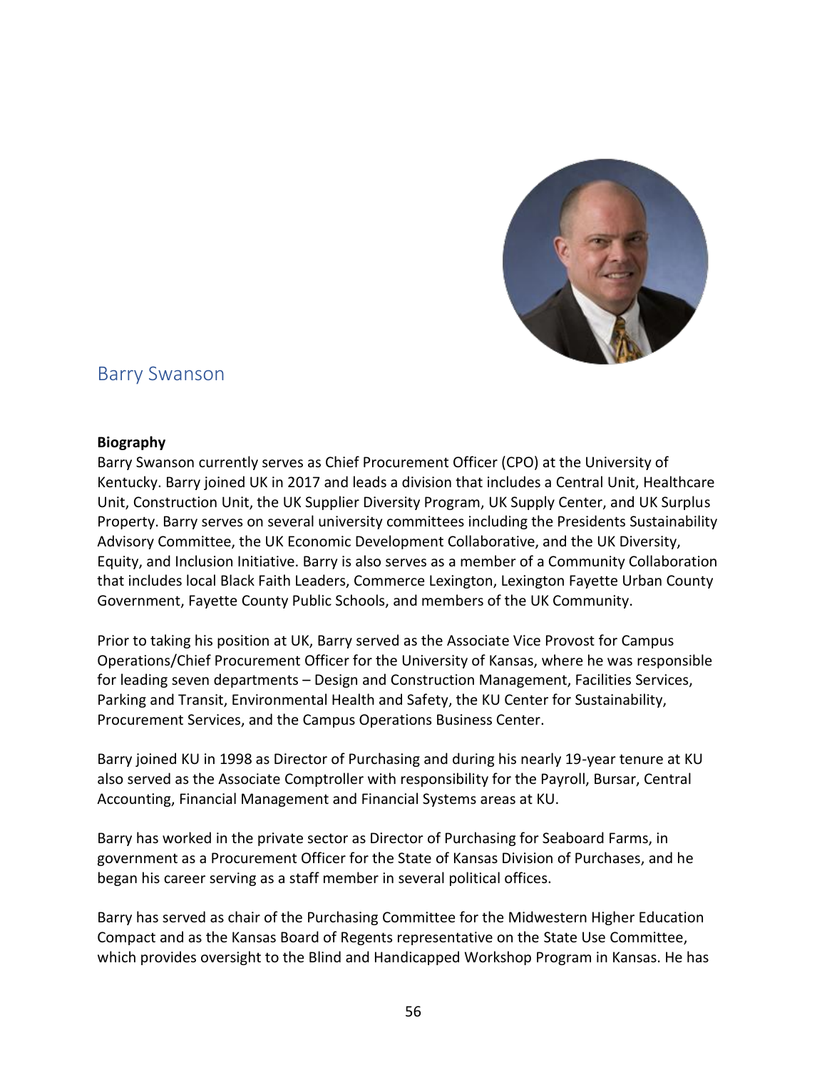## Barry Swanson

**Biography**

Barry Swanson currently serves as Chief Procurement Officer (CPO) at the University of Kentucky. Barry joined UK in 2017 and leads a division that includes a Central Unit, Healthcare Unit, Construction Unit, the UK Supplier Diversity Program, UK Supply Center, and UK Surplus Property. Barry serves on several university committees including the Presidents Sustainability Advisory Committee, the UK Economic Development Collaborative, and the UK Diversity, Equity, and Inclusion Initiative. Barry is also serves as a member of a Community Collaboration that includes local Black Faith Leaders, Commerce Lexington, Lexington Fayette Urban County Government, Fayette County Public Schools, and members of the UK Community.

Prior to taking his position at UK, Barry served as the Associate Vice Provost for Campus Operations/Chief Procurement Officer for the University of Kansas, where he was responsible for leading seven departments – Design and Construction Management, Facilities Services, Parking and Transit, Environmental Health and Safety, the KU Center for Sustainability, Procurement Services, and the Campus Operations Business Center.

Barry joined KU in 1998 as Director of Purchasing and during his nearly 19-year tenure at KU also served as the Associate Comptroller with responsibility for the Payroll, Bursar, Central Accounting, Financial Management and Financial Systems areas at KU.

Barry has worked in the private sector as Director of Purchasing for Seaboard Farms, in government as a Procurement Officer for the State of Kansas Division of Purchases, and he began his career serving as a staff member in several political offices.

Barry has served as chair of the Purchasing Committee for the Midwestern Higher Education Compact and as the Kansas Board of Regents representative on the State Use Committee, which provides oversight to the Blind and Handicapped Workshop Program in Kansas. He has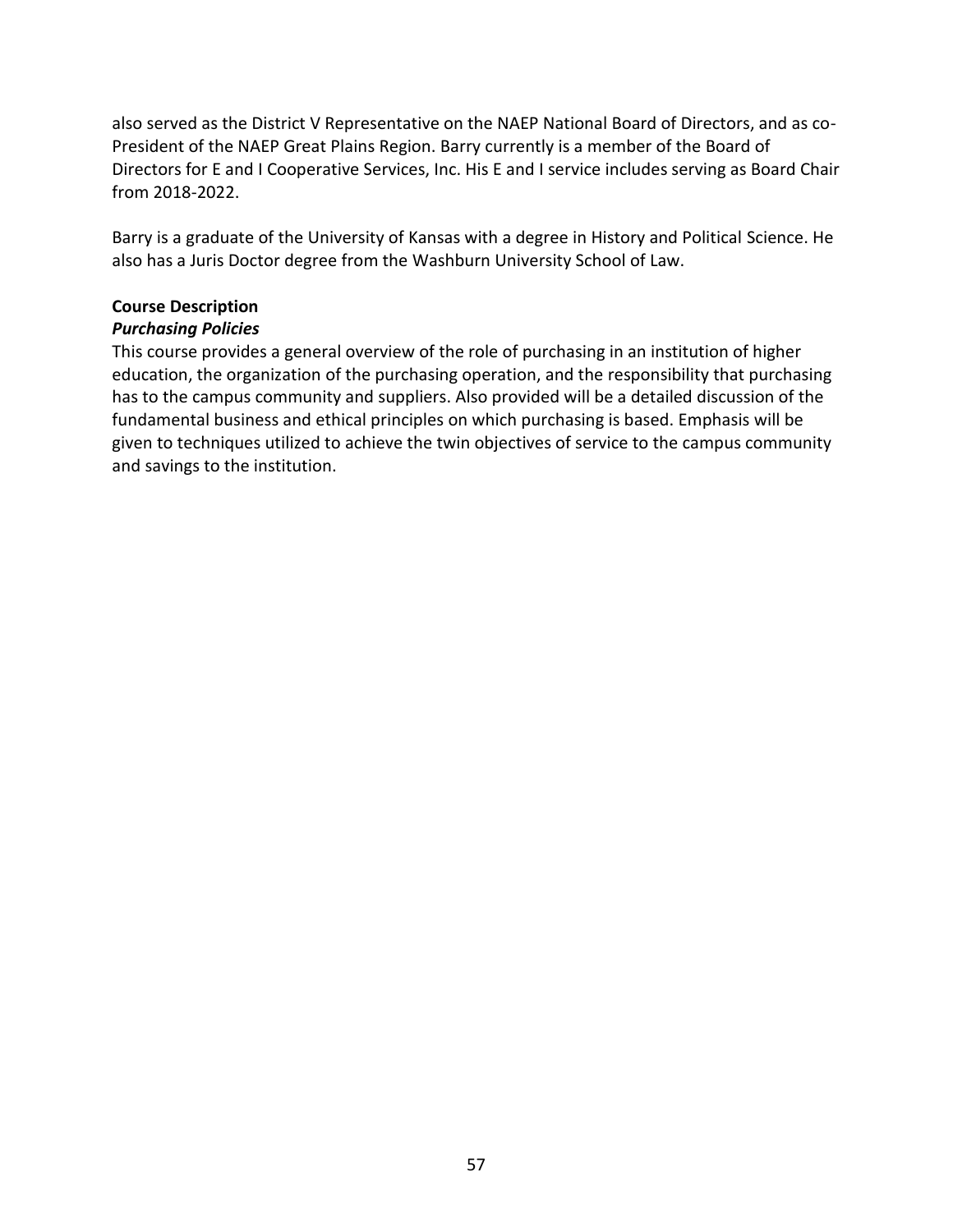also served as the District V Representative on the NAEP National Board of Directors, and as co-President of the NAEP Great Plains Region. Barry currently is a member of the Board of Directors for E and I Cooperative Services, Inc. His E and I service includes serving as Board Chair from 2018-2022.

Barry is a graduate of the University of Kansas with a degree in History and Political Science. He also has a Juris Doctor degree from the Washburn University School of Law.

**Course Description**

***Purchasing Policies***

This course provides a general overview of the role of purchasing in an institution of higher education, the organization of the purchasing operation, and the responsibility that purchasing has to the campus community and suppliers. Also provided will be a detailed discussion of the fundamental business and ethical principles on which purchasing is based. Emphasis will be given to techniques utilized to achieve the twin objectives of service to the campus community and savings to the institution.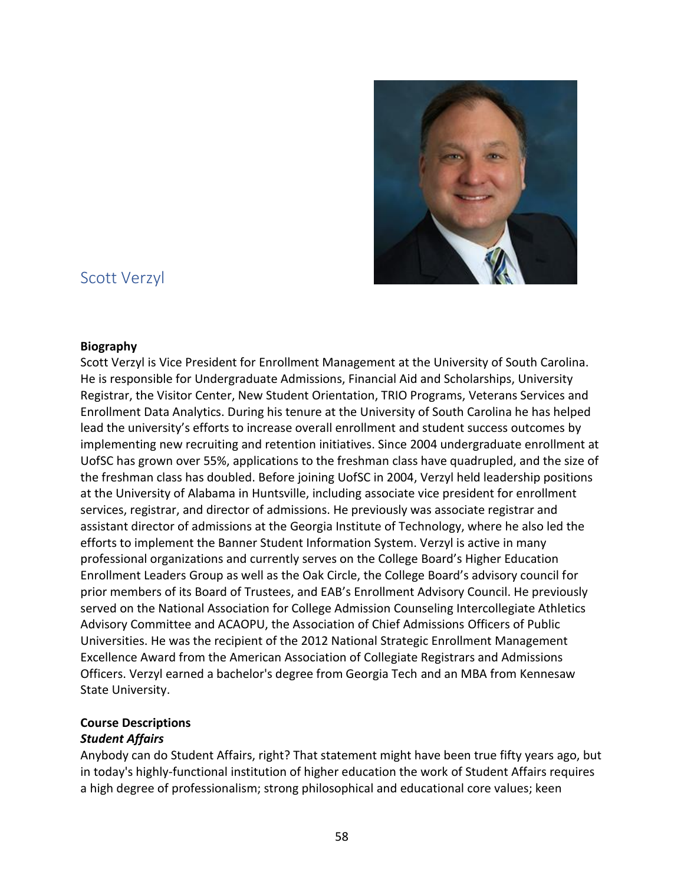## Scott Verzyl

**Biography**

Scott Verzyl is Vice President for Enrollment Management at the University of South Carolina. He is responsible for Undergraduate Admissions, Financial Aid and Scholarships, University Registrar, the Visitor Center, New Student Orientation, TRIO Programs, Veterans Services and Enrollment Data Analytics. During his tenure at the University of South Carolina he has helped lead the university's efforts to increase overall enrollment and student success outcomes by implementing new recruiting and retention initiatives. Since 2004 undergraduate enrollment at UofSC has grown over 55%, applications to the freshman class have quadrupled, and the size of the freshman class has doubled. Before joining UofSC in 2004, Verzyl held leadership positions at the University of Alabama in Huntsville, including associate vice president for enrollment services, registrar, and director of admissions. He previously was associate registrar and assistant director of admissions at the Georgia Institute of Technology, where he also led the efforts to implement the Banner Student Information System. Verzyl is active in many professional organizations and currently serves on the College Board's Higher Education Enrollment Leaders Group as well as the Oak Circle, the College Board's advisory council for prior members of its Board of Trustees, and EAB's Enrollment Advisory Council. He previously served on the National Association for College Admission Counseling Intercollegiate Athletics Advisory Committee and ACAOPU, the Association of Chief Admissions Officers of Public Universities. He was the recipient of the 2012 National Strategic Enrollment Management Excellence Award from the American Association of Collegiate Registrars and Admissions Officers. Verzyl earned a bachelor's degree from Georgia Tech and an MBA from Kennesaw State University.

**Course Descriptions**

***Student Affairs***

Anybody can do Student Affairs, right? That statement might have been true fifty years ago, but in today's highly-functional institution of higher education the work of Student Affairs requires a high degree of professionalism; strong philosophical and educational core values; keen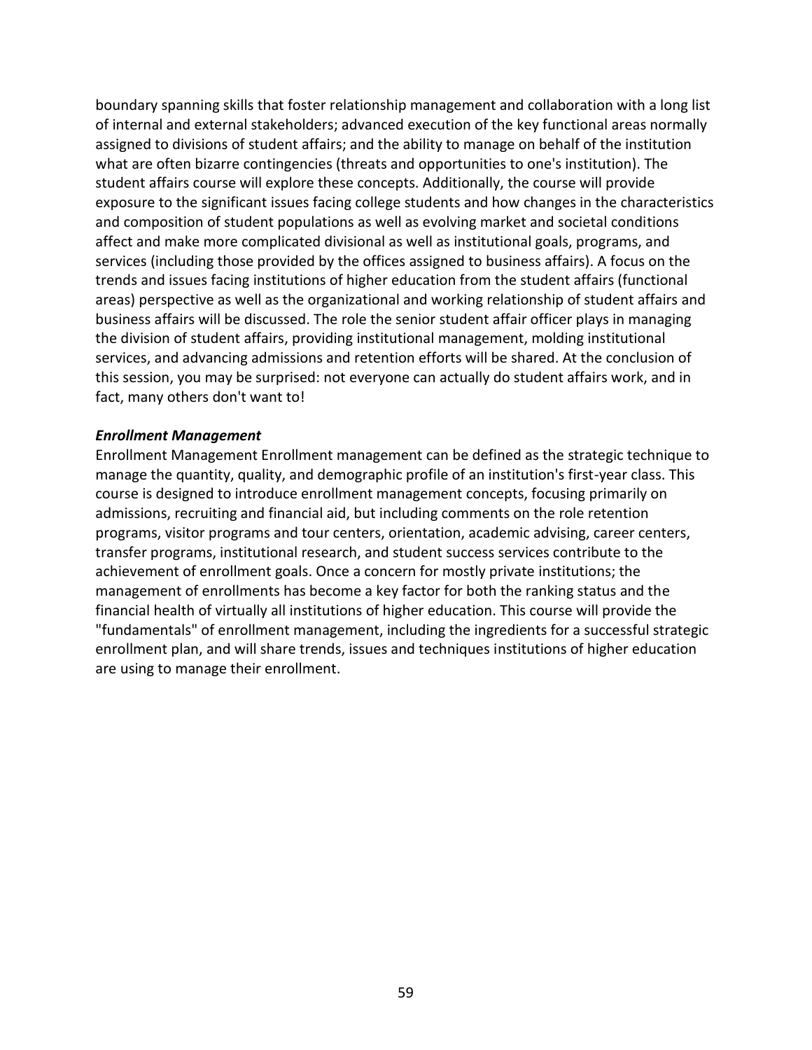boundary spanning skills that foster relationship management and collaboration with a long list of internal and external stakeholders; advanced execution of the key functional areas normally assigned to divisions of student affairs; and the ability to manage on behalf of the institution what are often bizarre contingencies (threats and opportunities to one's institution). The student affairs course will explore these concepts. Additionally, the course will provide exposure to the significant issues facing college students and how changes in the characteristics and composition of student populations as well as evolving market and societal conditions affect and make more complicated divisional as well as institutional goals, programs, and services (including those provided by the offices assigned to business affairs). A focus on the trends and issues facing institutions of higher education from the student affairs (functional areas) perspective as well as the organizational and working relationship of student affairs and business affairs will be discussed. The role the senior student affair officer plays in managing the division of student affairs, providing institutional management, molding institutional services, and advancing admissions and retention efforts will be shared. At the conclusion of this session, you may be surprised: not everyone can actually do student affairs work, and in fact, many others don't want to!

***Enrollment Management***

Enrollment Management Enrollment management can be defined as the strategic technique to manage the quantity, quality, and demographic profile of an institution's first-year class. This course is designed to introduce enrollment management concepts, focusing primarily on admissions, recruiting and financial aid, but including comments on the role retention programs, visitor programs and tour centers, orientation, academic advising, career centers, transfer programs, institutional research, and student success services contribute to the achievement of enrollment goals. Once a concern for mostly private institutions; the management of enrollments has become a key factor for both the ranking status and the financial health of virtually all institutions of higher education. This course will provide the "fundamentals" of enrollment management, including the ingredients for a successful strategic enrollment plan, and will share trends, issues and techniques institutions of higher education are using to manage their enrollment.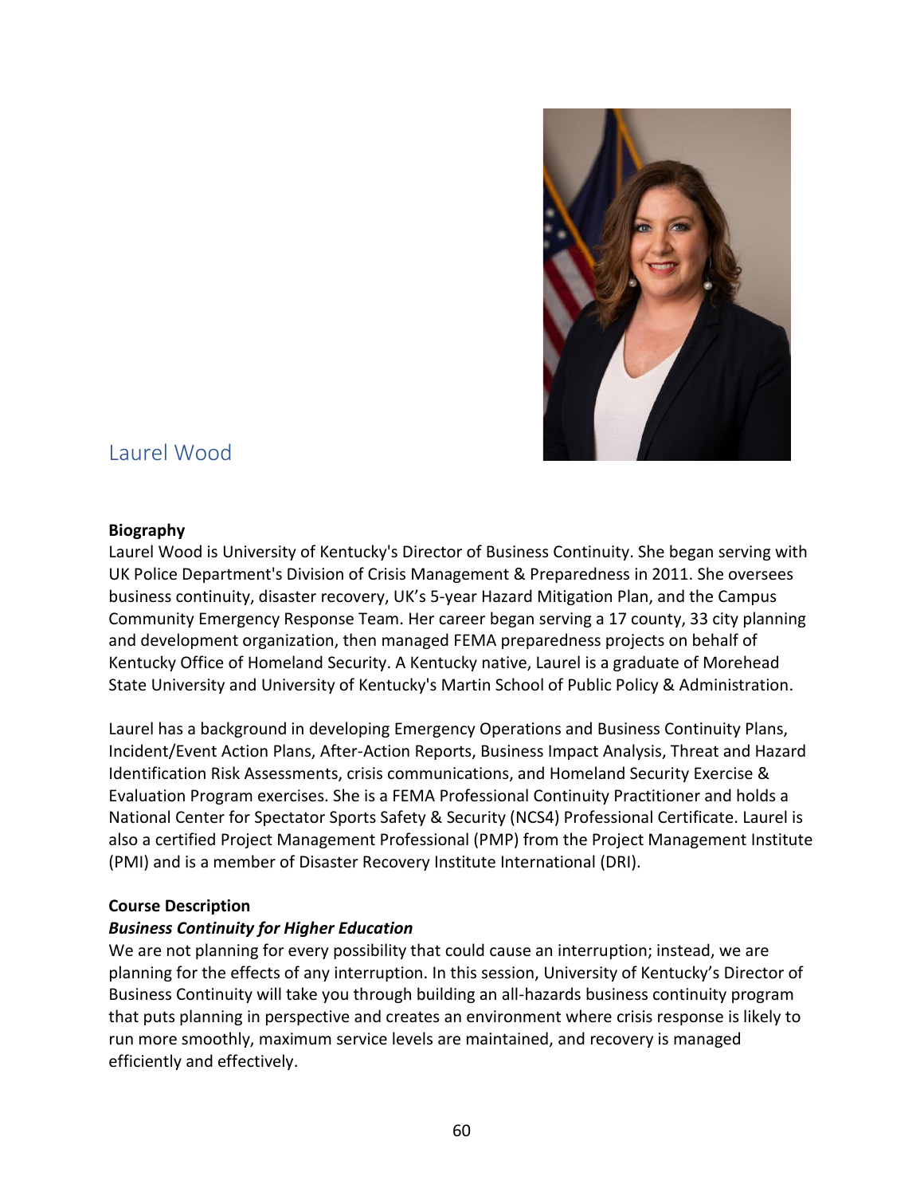## Laurel Wood

**Biography**

Laurel Wood is University of Kentucky's Director of Business Continuity. She began serving with UK Police Department's Division of Crisis Management & Preparedness in 2011. She oversees business continuity, disaster recovery, UK's 5-year Hazard Mitigation Plan, and the Campus Community Emergency Response Team. Her career began serving a 17 county, 33 city planning and development organization, then managed FEMA preparedness projects on behalf of Kentucky Office of Homeland Security. A Kentucky native, Laurel is a graduate of Morehead State University and University of Kentucky's Martin School of Public Policy & Administration.

Laurel has a background in developing Emergency Operations and Business Continuity Plans, Incident/Event Action Plans, After-Action Reports, Business Impact Analysis, Threat and Hazard Identification Risk Assessments, crisis communications, and Homeland Security Exercise & Evaluation Program exercises. She is a FEMA Professional Continuity Practitioner and holds a National Center for Spectator Sports Safety & Security (NCS4) Professional Certificate. Laurel is also a certified Project Management Professional (PMP) from the Project Management Institute (PMI) and is a member of Disaster Recovery Institute International (DRI).

**Course Description**

***Business Continuity for Higher Education***

We are not planning for every possibility that could cause an interruption; instead, we are planning for the effects of any interruption. In this session, University of Kentucky's Director of Business Continuity will take you through building an all-hazards business continuity program that puts planning in perspective and creates an environment where crisis response is likely to run more smoothly, maximum service levels are maintained, and recovery is managed efficiently and effectively.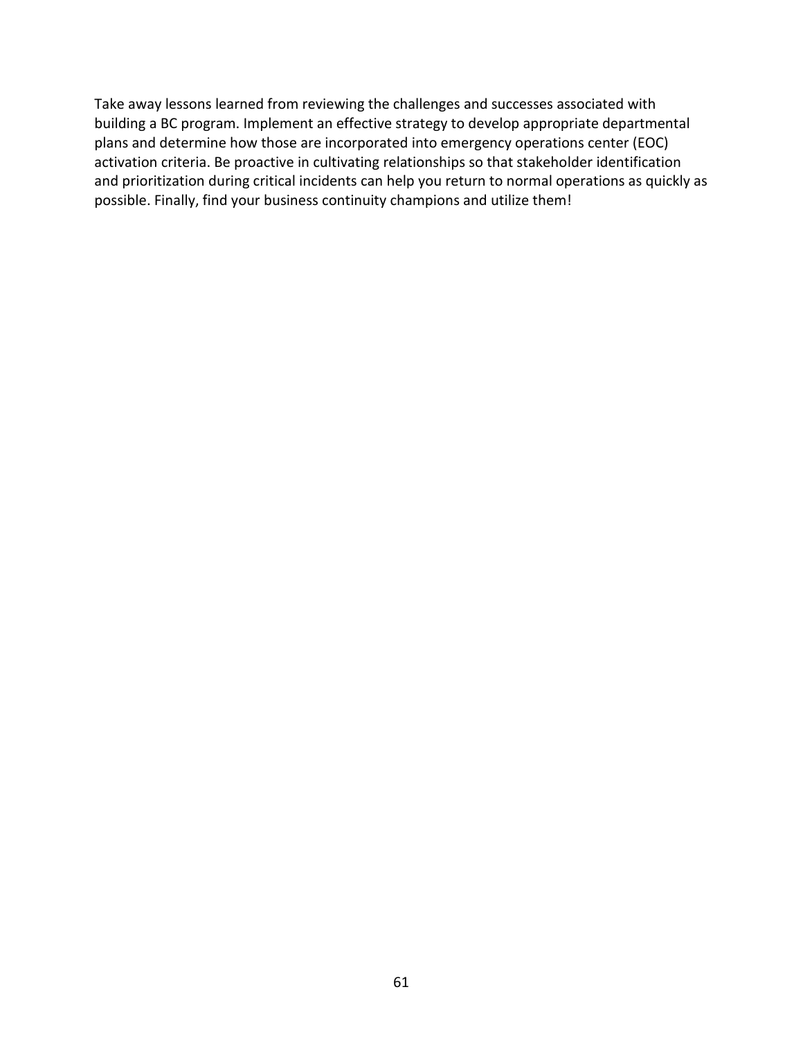Take away lessons learned from reviewing the challenges and successes associated with building a BC program. Implement an effective strategy to develop appropriate departmental plans and determine how those are incorporated into emergency operations center (EOC) activation criteria. Be proactive in cultivating relationships so that stakeholder identification and prioritization during critical incidents can help you return to normal operations as quickly as possible. Finally, find your business continuity champions and utilize them!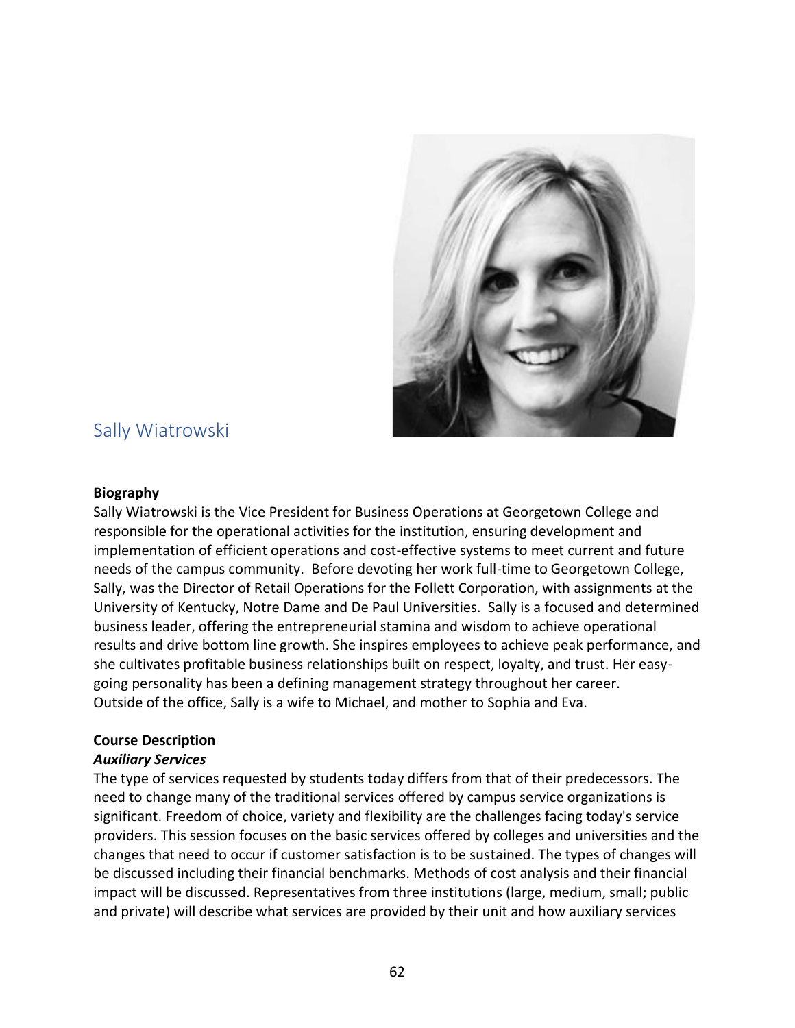## Sally Wiatrowski

**Biography**

Sally Wiatrowski is the Vice President for Business Operations at Georgetown College and responsible for the operational activities for the institution, ensuring development and implementation of efficient operations and cost-effective systems to meet current and future needs of the campus community. Before devoting her work full-time to Georgetown College, Sally, was the Director of Retail Operations for the Follett Corporation, with assignments at the University of Kentucky, Notre Dame and De Paul Universities. Sally is a focused and determined business leader, offering the entrepreneurial stamina and wisdom to achieve operational results and drive bottom line growth. She inspires employees to achieve peak performance, and she cultivates profitable business relationships built on respect, loyalty, and trust. Her easy-going personality has been a defining management strategy throughout her career. Outside of the office, Sally is a wife to Michael, and mother to Sophia and Eva.

**Course Description**

***Auxiliary Services***

The type of services requested by students today differs from that of their predecessors. The need to change many of the traditional services offered by campus service organizations is significant. Freedom of choice, variety and flexibility are the challenges facing today's service providers. This session focuses on the basic services offered by colleges and universities and the changes that need to occur if customer satisfaction is to be sustained. The types of changes will be discussed including their financial benchmarks. Methods of cost analysis and their financial impact will be discussed. Representatives from three institutions (large, medium, small; public and private) will describe what services are provided by their unit and how auxiliary services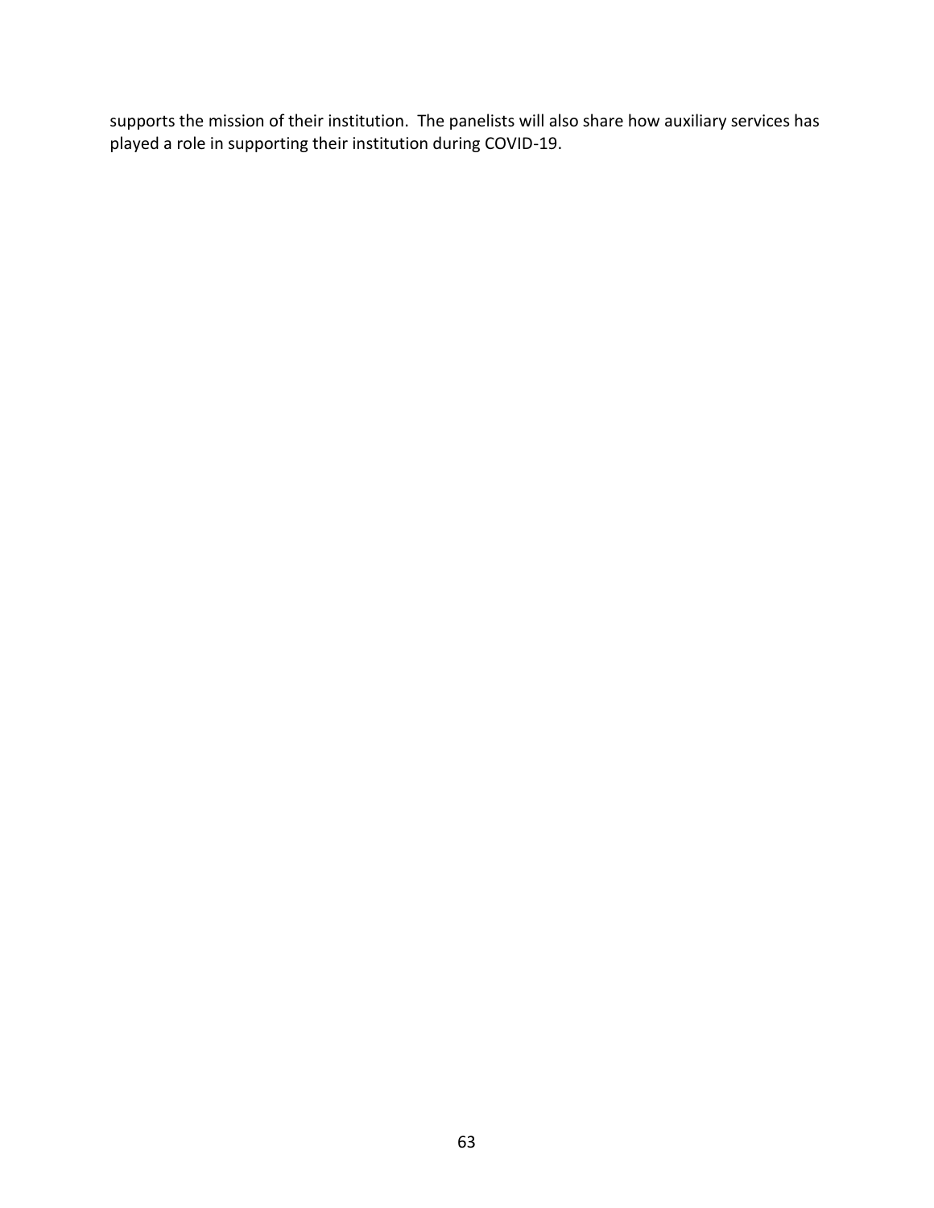supports the mission of their institution. The panelists will also share how auxiliary services has played a role in supporting their institution during COVID-19.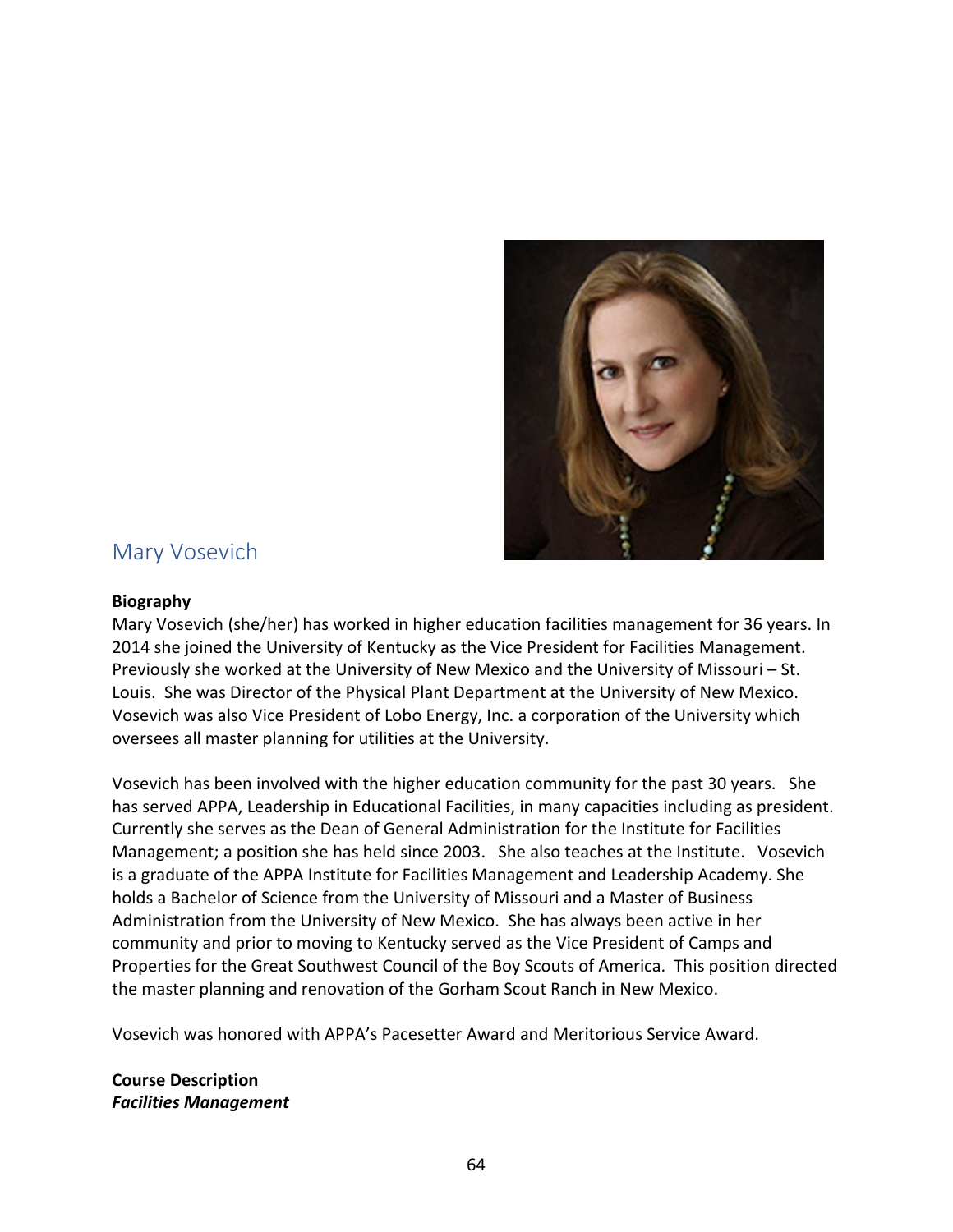## Mary Vosevich

**Biography**

Mary Vosevich (she/her) has worked in higher education facilities management for 36 years. In 2014 she joined the University of Kentucky as the Vice President for Facilities Management. Previously she worked at the University of New Mexico and the University of Missouri – St. Louis. She was Director of the Physical Plant Department at the University of New Mexico. Vosevich was also Vice President of Lobo Energy, Inc. a corporation of the University which oversees all master planning for utilities at the University.

Vosevich has been involved with the higher education community for the past 30 years. She has served APPA, Leadership in Educational Facilities, in many capacities including as president. Currently she serves as the Dean of General Administration for the Institute for Facilities Management; a position she has held since 2003. She also teaches at the Institute. Vosevich is a graduate of the APPA Institute for Facilities Management and Leadership Academy. She holds a Bachelor of Science from the University of Missouri and a Master of Business Administration from the University of New Mexico. She has always been active in her community and prior to moving to Kentucky served as the Vice President of Camps and Properties for the Great Southwest Council of the Boy Scouts of America. This position directed the master planning and renovation of the Gorham Scout Ranch in New Mexico.

Vosevich was honored with APPA's Pacesetter Award and Meritorious Service Award.

**Course Description**

***Facilities Management***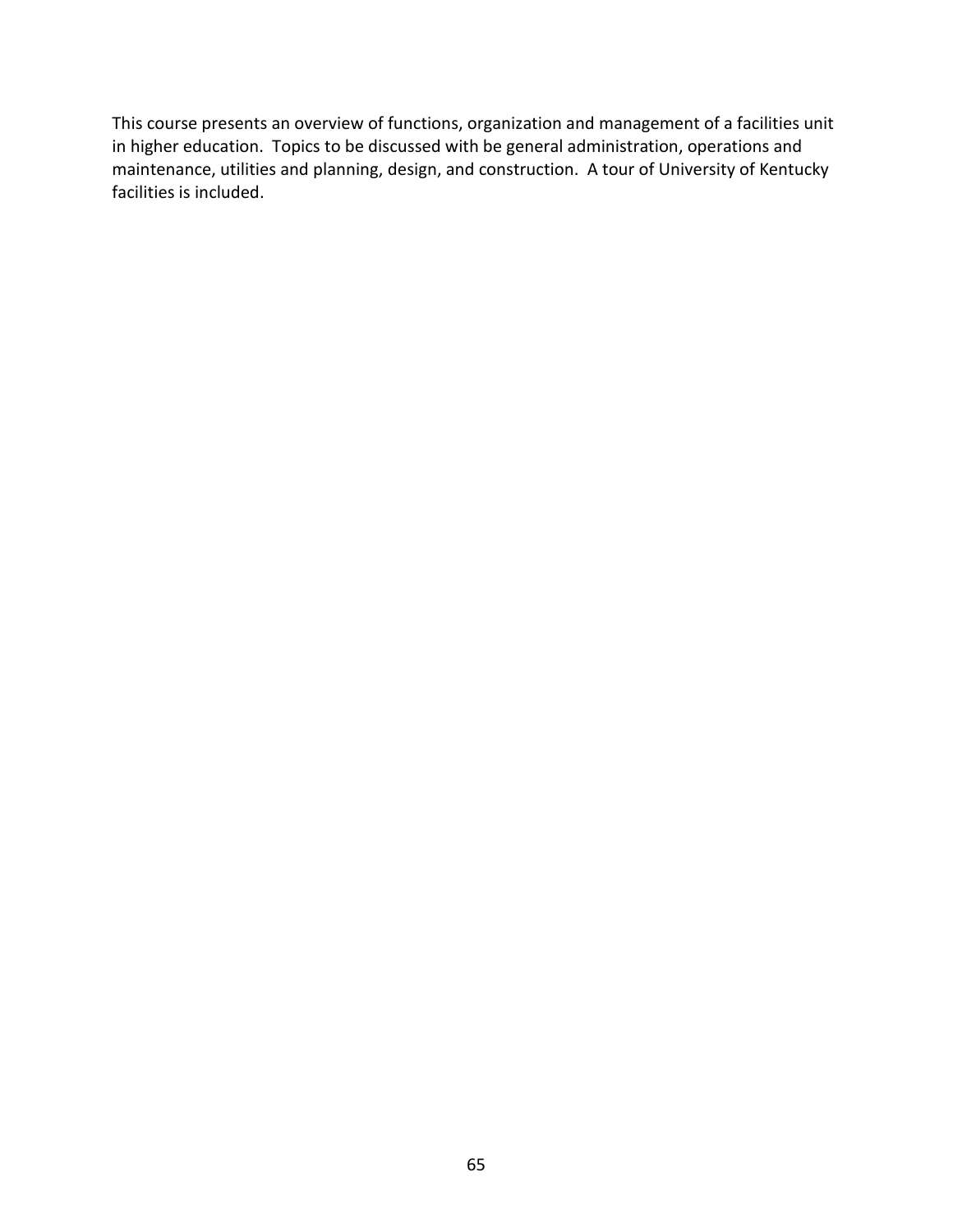This course presents an overview of functions, organization and management of a facilities unit in higher education. Topics to be discussed with be general administration, operations and maintenance, utilities and planning, design, and construction. A tour of University of Kentucky facilities is included.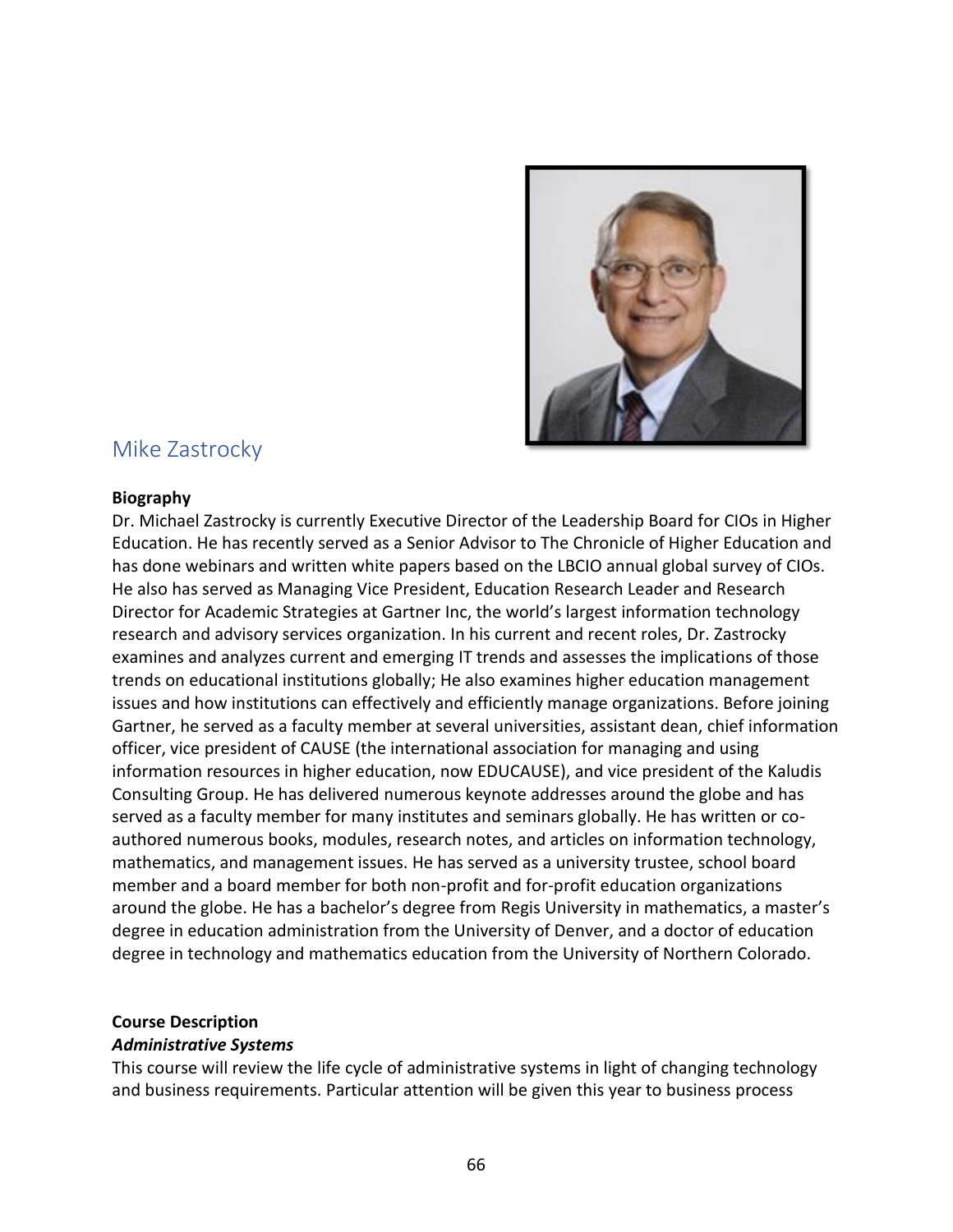## Mike Zastrocky

**Biography**

Dr. Michael Zastrocky is currently Executive Director of the Leadership Board for CIOs in Higher Education. He has recently served as a Senior Advisor to The Chronicle of Higher Education and has done webinars and written white papers based on the LBCIO annual global survey of CIOs. He also has served as Managing Vice President, Education Research Leader and Research Director for Academic Strategies at Gartner Inc, the world's largest information technology research and advisory services organization. In his current and recent roles, Dr. Zastrocky examines and analyzes current and emerging IT trends and assesses the implications of those trends on educational institutions globally; He also examines higher education management issues and how institutions can effectively and efficiently manage organizations. Before joining Gartner, he served as a faculty member at several universities, assistant dean, chief information officer, vice president of CAUSE (the international association for managing and using information resources in higher education, now EDUCAUSE), and vice president of the Kaludis Consulting Group. He has delivered numerous keynote addresses around the globe and has served as a faculty member for many institutes and seminars globally. He has written or co-authored numerous books, modules, research notes, and articles on information technology, mathematics, and management issues. He has served as a university trustee, school board member and a board member for both non-profit and for-profit education organizations around the globe. He has a bachelor's degree from Regis University in mathematics, a master's degree in education administration from the University of Denver, and a doctor of education degree in technology and mathematics education from the University of Northern Colorado.

**Course Description**

***Administrative Systems***

This course will review the life cycle of administrative systems in light of changing technology and business requirements. Particular attention will be given this year to business process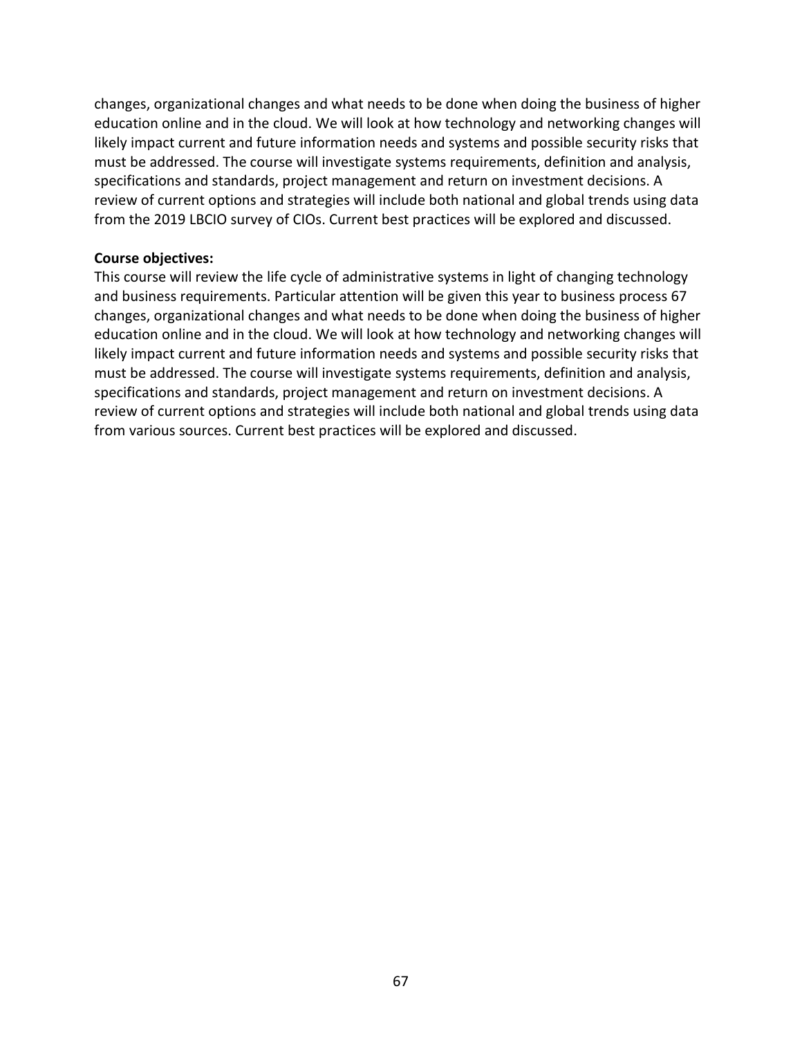changes, organizational changes and what needs to be done when doing the business of higher education online and in the cloud. We will look at how technology and networking changes will likely impact current and future information needs and systems and possible security risks that must be addressed. The course will investigate systems requirements, definition and analysis, specifications and standards, project management and return on investment decisions. A review of current options and strategies will include both national and global trends using data from the 2019 LBCIO survey of CIOs. Current best practices will be explored and discussed.

**Course objectives:**

This course will review the life cycle of administrative systems in light of changing technology and business requirements. Particular attention will be given this year to business process 67 changes, organizational changes and what needs to be done when doing the business of higher education online and in the cloud. We will look at how technology and networking changes will likely impact current and future information needs and systems and possible security risks that must be addressed. The course will investigate systems requirements, definition and analysis, specifications and standards, project management and return on investment decisions. A review of current options and strategies will include both national and global trends using data from various sources. Current best practices will be explored and discussed.